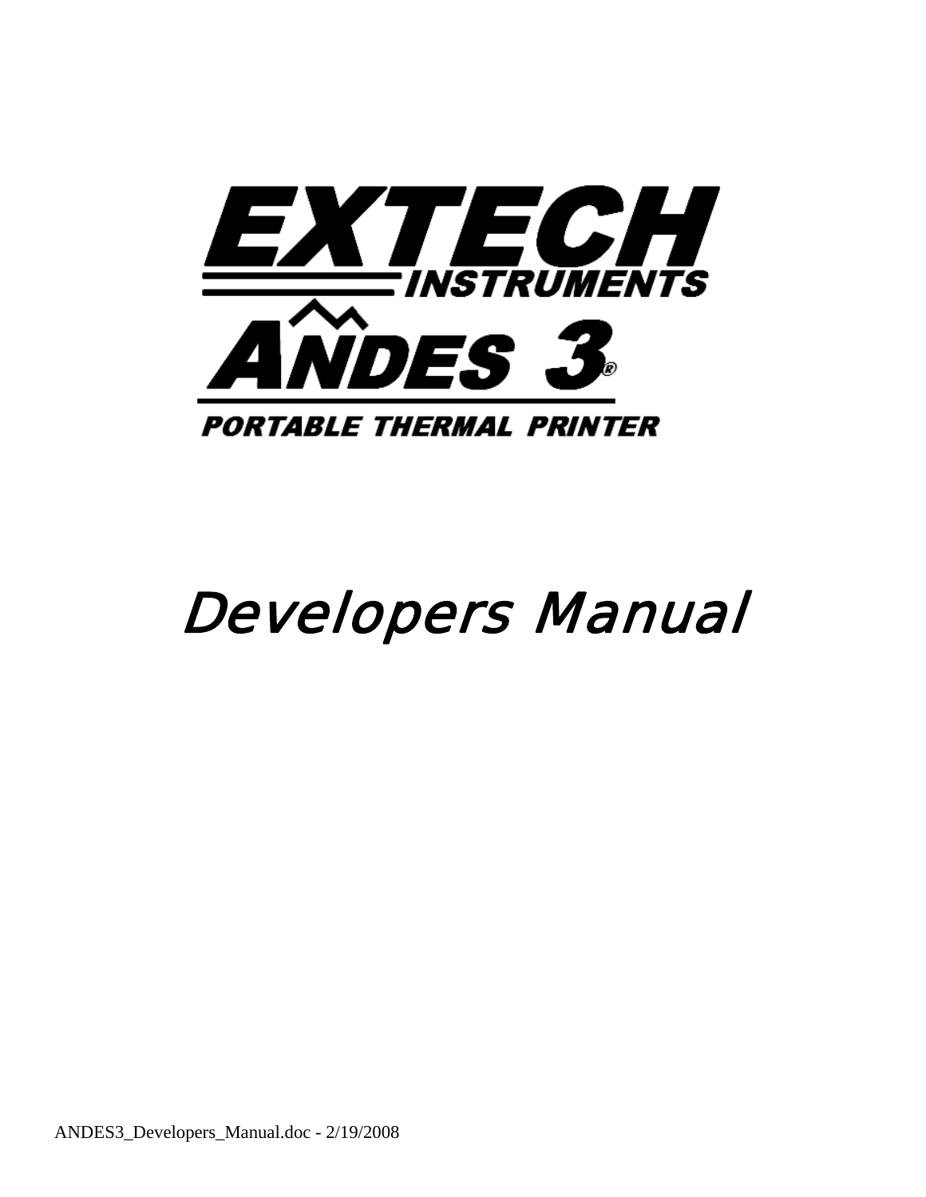# EXTECH INSTRUMENTS

# ANDES 3®

**PORTABLE THERMAL PRINTER**

# *Developers Manual*

ANDES3_Developers_Manual.doc - 2/19/2008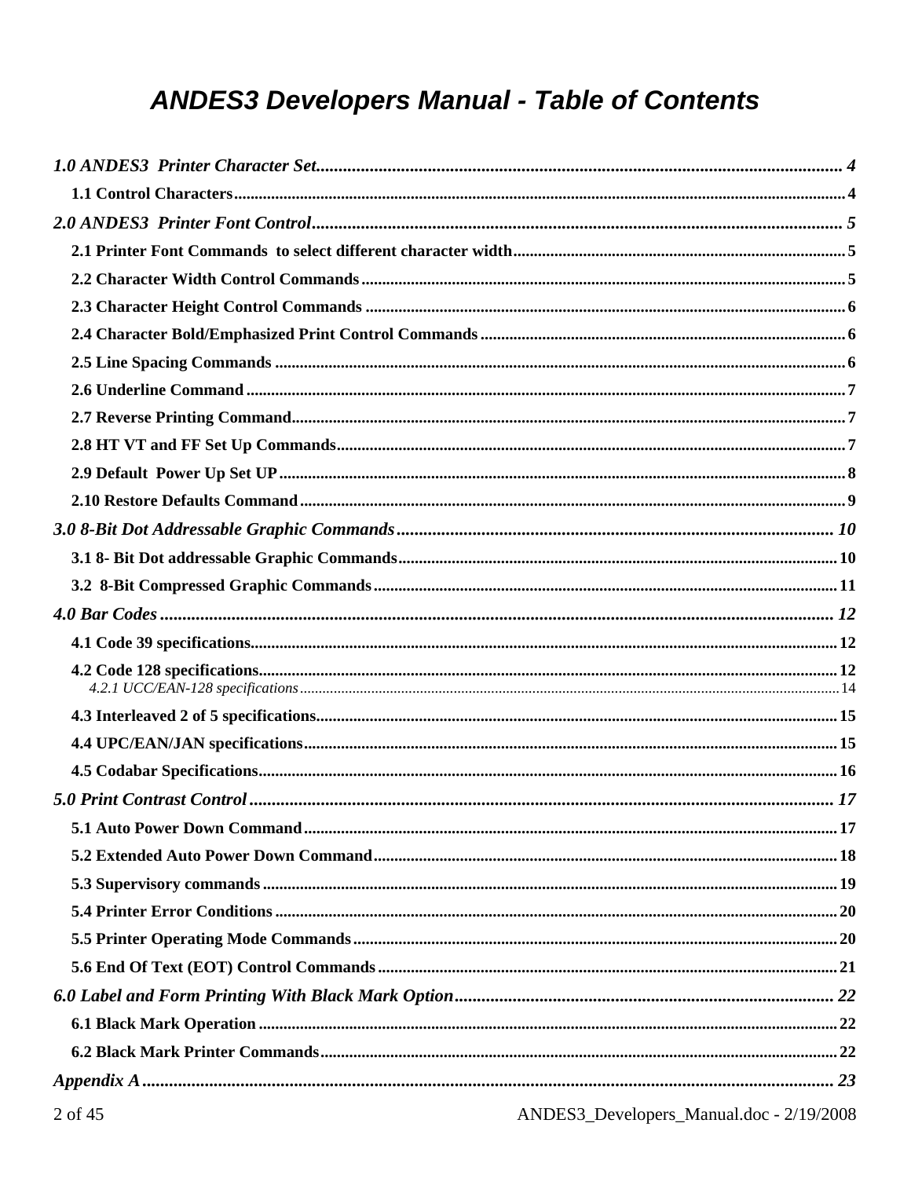# *ANDES3 Developers Manual - Table of Contents*

*1.0 ANDES3 Printer Character Set* ..... 4

- **1.1 Control Characters** ..... 4

*2.0 ANDES3 Printer Font Control* ..... 5

- **2.1 Printer Font Commands to select different character width** ..... 5
- **2.2 Character Width Control Commands** ..... 5
- **2.3 Character Height Control Commands** ..... 6
- **2.4 Character Bold/Emphasized Print Control Commands** ..... 6
- **2.5 Line Spacing Commands** ..... 6
- **2.6 Underline Command** ..... 7
- **2.7 Reverse Printing Command** ..... 7
- **2.8 HT VT and FF Set Up Commands** ..... 7
- **2.9 Default Power Up Set UP** ..... 8
- **2.10 Restore Defaults Command** ..... 9

*3.0 8-Bit Dot Addressable Graphic Commands* ..... 10

- **3.1 8- Bit Dot addressable Graphic Commands** ..... 10
- **3.2 8-Bit Compressed Graphic Commands** ..... 11

*4.0 Bar Codes* ..... 12

- **4.1 Code 39 specifications** ..... 12
- **4.2 Code 128 specifications** ..... 12
  - *4.2.1 UCC/EAN-128 specifications* ..... 14
- **4.3 Interleaved 2 of 5 specifications** ..... 15
- **4.4 UPC/EAN/JAN specifications** ..... 15
- **4.5 Codabar Specifications** ..... 16

*5.0 Print Contrast Control* ..... 17

- **5.1 Auto Power Down Command** ..... 17
- **5.2 Extended Auto Power Down Command** ..... 18
- **5.3 Supervisory commands** ..... 19
- **5.4 Printer Error Conditions** ..... 20
- **5.5 Printer Operating Mode Commands** ..... 20
- **5.6 End Of Text (EOT) Control Commands** ..... 21

*6.0 Label and Form Printing With Black Mark Option* ..... 22

- **6.1 Black Mark Operation** ..... 22
- **6.2 Black Mark Printer Commands** ..... 22

*Appendix A* ..... 23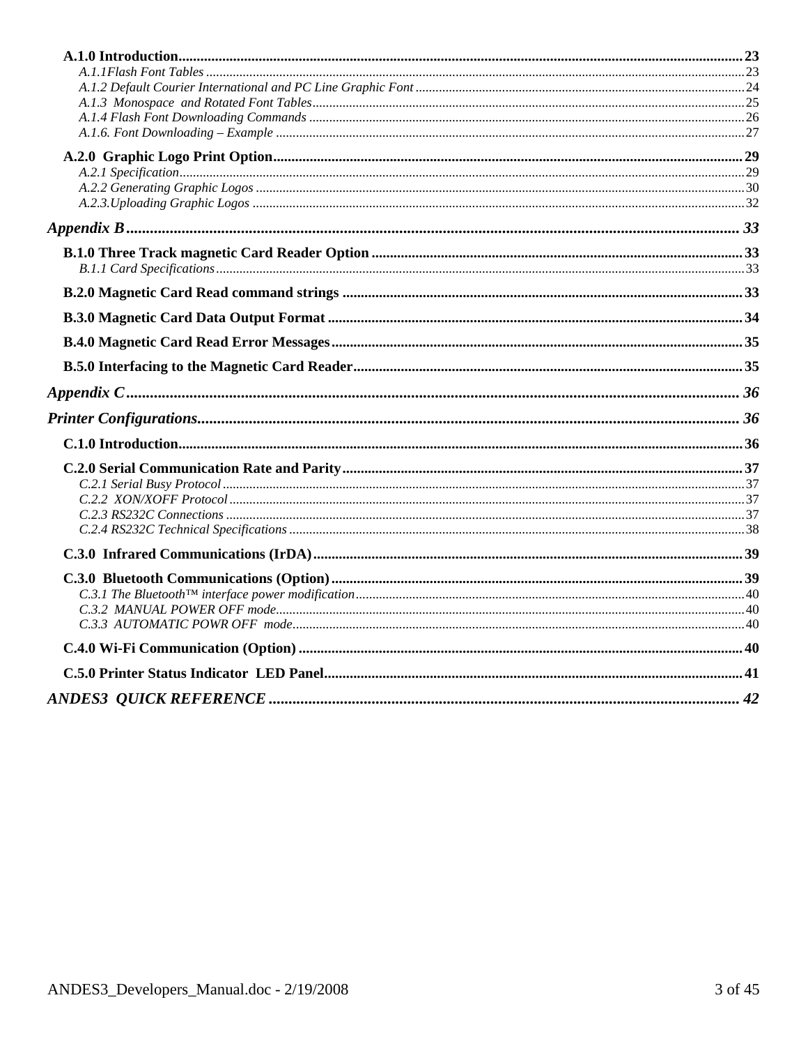**A.1.0 Introduction** ............................................................ 23
*A.1.1Flash Font Tables* ............................................................ 23
*A.1.2 Default Courier International and PC Line Graphic Font* ............................................................ 24
*A.1.3 Monospace and Rotated Font Tables* ............................................................ 25
*A.1.4 Flash Font Downloading Commands* ............................................................ 26
*A.1.6. Font Downloading – Example* ............................................................ 27

**A.2.0 Graphic Logo Print Option** ............................................................ 29
*A.2.1 Specification* ............................................................ 29
*A.2.2 Generating Graphic Logos* ............................................................ 30
*A.2.3.Uploading Graphic Logos* ............................................................ 32

***Appendix B*** ............................................................ 33

**B.1.0 Three Track magnetic Card Reader Option** ............................................................ 33
*B.1.1 Card Specifications* ............................................................ 33

**B.2.0 Magnetic Card Read command strings** ............................................................ 33

**B.3.0 Magnetic Card Data Output Format** ............................................................ 34

**B.4.0 Magnetic Card Read Error Messages** ............................................................ 35

**B.5.0 Interfacing to the Magnetic Card Reader** ............................................................ 35

***Appendix C*** ............................................................ 36

***Printer Configurations*** ............................................................ 36

**C.1.0 Introduction** ............................................................ 36

**C.2.0 Serial Communication Rate and Parity** ............................................................ 37
*C.2.1 Serial Busy Protocol* ............................................................ 37
*C.2.2 XON/XOFF Protocol* ............................................................ 37
*C.2.3 RS232C Connections* ............................................................ 37
*C.2.4 RS232C Technical Specifications* ............................................................ 38

**C.3.0 Infrared Communications (IrDA)** ............................................................ 39

**C.3.0 Bluetooth Communications (Option)** ............................................................ 39
*C.3.1 The Bluetooth™ interface power modification* ............................................................ 40
*C.3.2 MANUAL POWER OFF mode* ............................................................ 40
*C.3.3 AUTOMATIC POWR OFF mode* ............................................................ 40

**C.4.0 Wi-Fi Communication (Option)** ............................................................ 40

**C.5.0 Printer Status Indicator LED Panel** ............................................................ 41

***ANDES3 QUICK REFERENCE*** ............................................................ 42

ANDES3_Developers_Manual.doc - 2/19/2008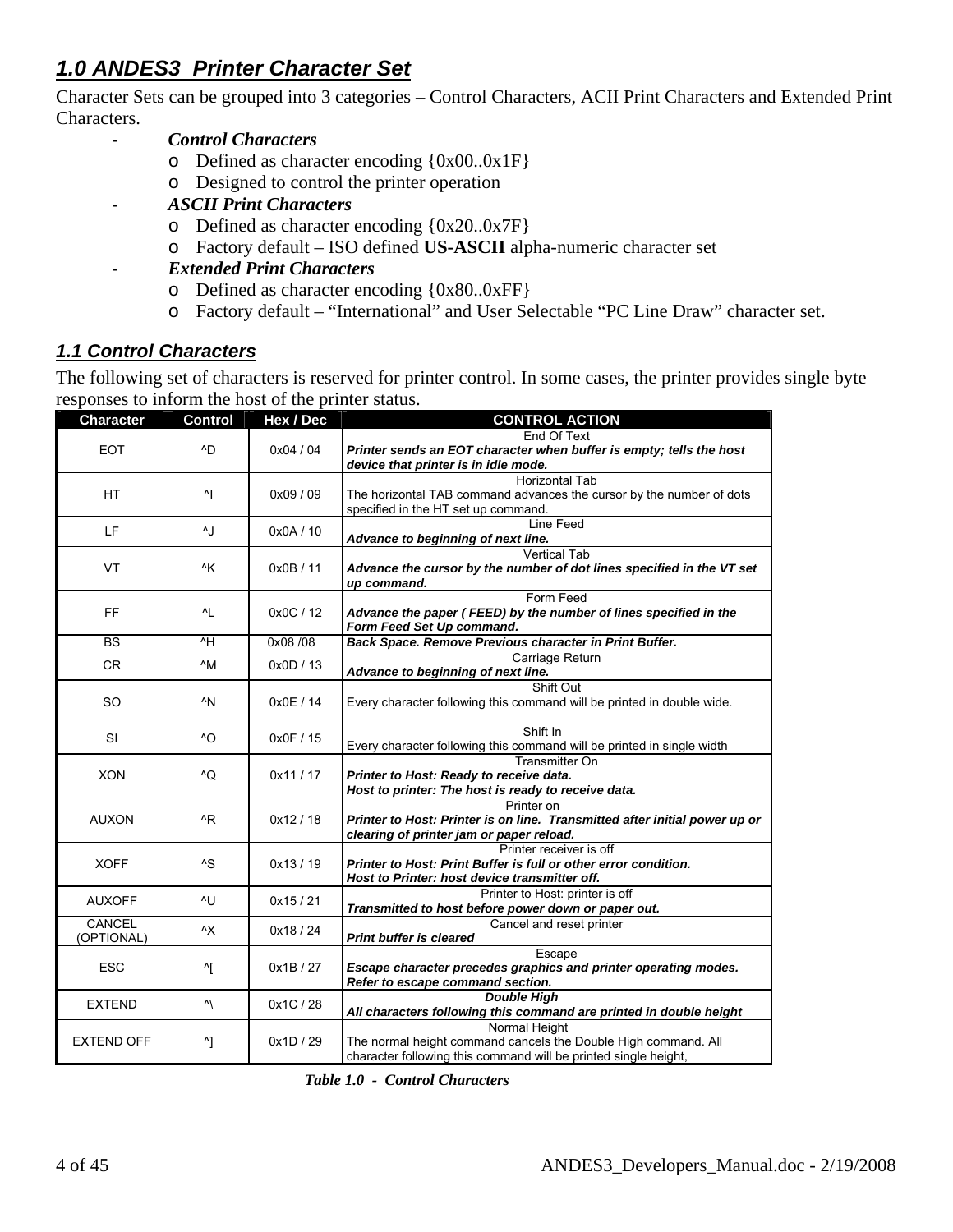## *1.0 ANDES3 Printer Character Set*

Character Sets can be grouped into 3 categories – Control Characters, ACII Print Characters and Extended Print Characters.

- ***Control Characters***
  - Defined as character encoding {0x00..0x1F}
  - Designed to control the printer operation
- ***ASCII Print Characters***
  - Defined as character encoding {0x20..0x7F}
  - Factory default – ISO defined **US-ASCII** alpha-numeric character set
- ***Extended Print Characters***
  - Defined as character encoding {0x80..0xFF}
  - Factory default – "International" and User Selectable "PC Line Draw" character set.

### *1.1 Control Characters*

The following set of characters is reserved for printer control. In some cases, the printer provides single byte responses to inform the host of the printer status.

| Character | Control | Hex / Dec | CONTROL ACTION |
|---|---|---|---|
| EOT | ^D | 0x04 / 04 | End Of Text<br>***Printer sends an EOT character when buffer is empty; tells the host device that printer is in idle mode.*** |
| HT | ^I | 0x09 / 09 | Horizontal Tab<br>The horizontal TAB command advances the cursor by the number of dots specified in the HT set up command. |
| LF | ^J | 0x0A / 10 | Line Feed<br>***Advance to beginning of next line.*** |
| VT | ^K | 0x0B / 11 | Vertical Tab<br>***Advance the cursor by the number of dot lines specified in the VT set up command.*** |
| FF | ^L | 0x0C / 12 | Form Feed<br>***Advance the paper ( FEED) by the number of lines specified in the Form Feed Set Up command.*** |
| BS | ^H | 0x08 /08 | ***Back Space. Remove Previous character in Print Buffer.*** |
| CR | ^M | 0x0D / 13 | Carriage Return<br>***Advance to beginning of next line.*** |
| SO | ^N | 0x0E / 14 | Shift Out<br>Every character following this command will be printed in double wide. |
| SI | ^O | 0x0F / 15 | Shift In<br>Every character following this command will be printed in single width |
| XON | ^Q | 0x11 / 17 | Transmitter On<br>***Printer to Host: Ready to receive data.<br>Host to printer: The host is ready to receive data.*** |
| AUXON | ^R | 0x12 / 18 | Printer on<br>***Printer to Host: Printer is on line. Transmitted after initial power up or clearing of printer jam or paper reload.*** |
| XOFF | ^S | 0x13 / 19 | Printer receiver is off<br>***Printer to Host: Print Buffer is full or other error condition.<br>Host to Printer: host device transmitter off.*** |
| AUXOFF | ^U | 0x15 / 21 | Printer to Host: printer is off<br>***Transmitted to host before power down or paper out.*** |
| CANCEL (OPTIONAL) | ^X | 0x18 / 24 | Cancel and reset printer<br>***Print buffer is cleared*** |
| ESC | ^[ | 0x1B / 27 | Escape<br>***Escape character precedes graphics and printer operating modes. Refer to escape command section.*** |
| EXTEND | ^\ | 0x1C / 28 | ***Double High<br>All characters following this command are printed in double height*** |
| EXTEND OFF | ^] | 0x1D / 29 | Normal Height<br>The normal height command cancels the Double High command. All character following this command will be printed single height, |

***Table 1.0 - Control Characters***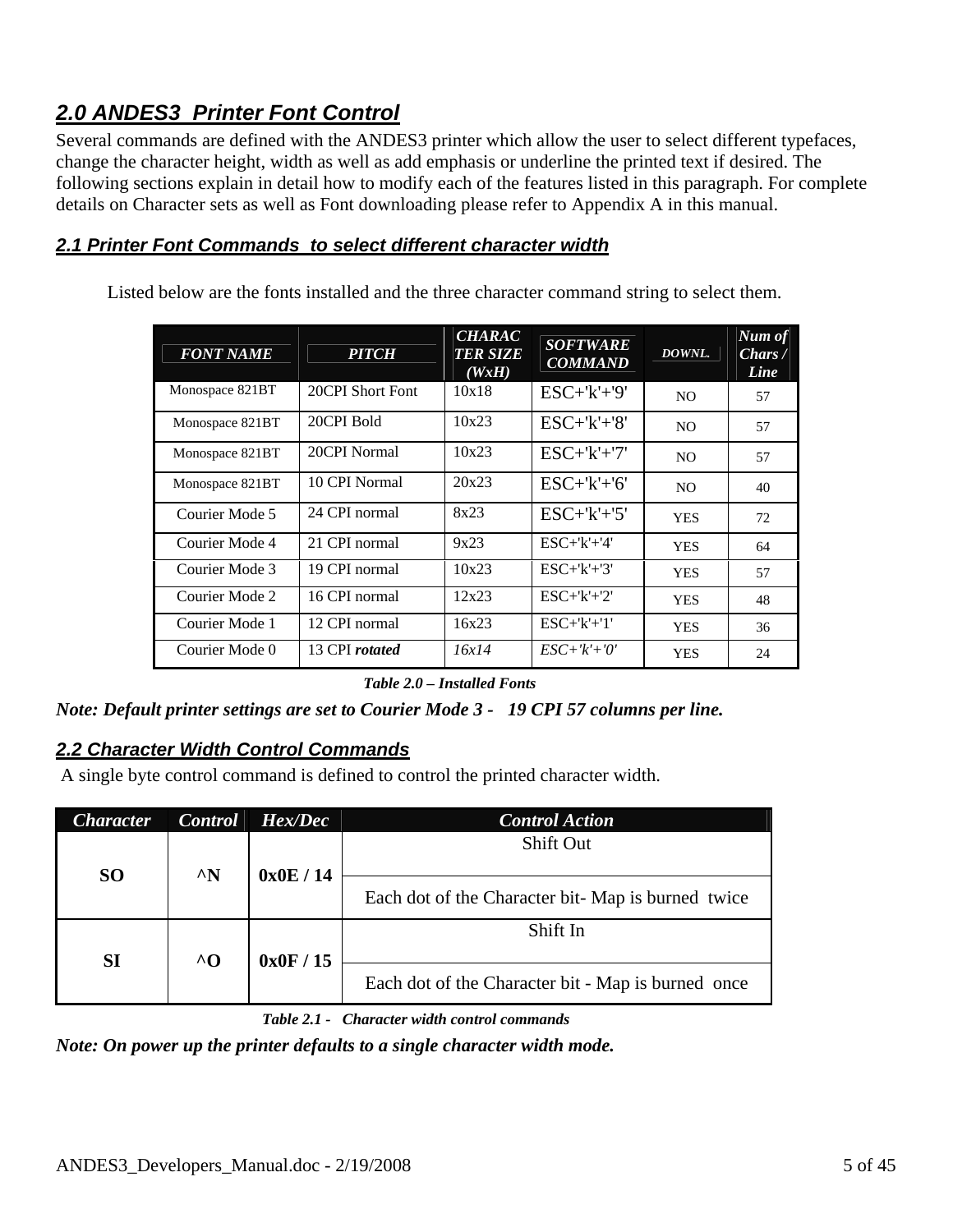## *2.0 ANDES3 Printer Font Control*

Several commands are defined with the ANDES3 printer which allow the user to select different typefaces, change the character height, width as well as add emphasis or underline the printed text if desired. The following sections explain in detail how to modify each of the features listed in this paragraph. For complete details on Character sets as well as Font downloading please refer to Appendix A in this manual.

### *2.1 Printer Font Commands to select different character width*

Listed below are the fonts installed and the three character command string to select them.

| *FONT NAME* | *PITCH* | *CHARACTER SIZE (WxH)* | *SOFTWARE COMMAND* | *DOWNL.* | *Num of Chars / Line* |
|---|---|---|---|---|---|
| Monospace 821BT | 20CPI Short Font | 10x18 | ESC+'k'+'9' | NO | 57 |
| Monospace 821BT | 20CPI Bold | 10x23 | ESC+'k'+'8' | NO | 57 |
| Monospace 821BT | 20CPI Normal | 10x23 | ESC+'k'+'7' | NO | 57 |
| Monospace 821BT | 10 CPI Normal | 20x23 | ESC+'k'+'6' | NO | 40 |
| Courier Mode 5 | 24 CPI normal | 8x23 | ESC+'k'+'5' | YES | 72 |
| Courier Mode 4 | 21 CPI normal | 9x23 | ESC+'k'+'4' | YES | 64 |
| Courier Mode 3 | 19 CPI normal | 10x23 | ESC+'k'+'3' | YES | 57 |
| Courier Mode 2 | 16 CPI normal | 12x23 | ESC+'k'+'2' | YES | 48 |
| Courier Mode 1 | 12 CPI normal | 16x23 | ESC+'k'+'1' | YES | 36 |
| Courier Mode 0 | 13 CPI ***rotated*** | *16x14* | *ESC+'k'+'0'* | YES | 24 |

***Table 2.0 – Installed Fonts***

***Note: Default printer settings are set to Courier Mode 3 - 19 CPI 57 columns per line.***

### *2.2 Character Width Control Commands*

A single byte control command is defined to control the printed character width.

| *Character* | *Control* | *Hex/Dec* | *Control Action* |
|---|---|---|---|
| **SO** | **^N** | **0x0E / 14** | Shift Out |
| | | | Each dot of the Character bit- Map is burned twice |
| **SI** | **^O** | **0x0F / 15** | Shift In |
| | | | Each dot of the Character bit - Map is burned once |

***Table 2.1 - Character width control commands***

***Note: On power up the printer defaults to a single character width mode.***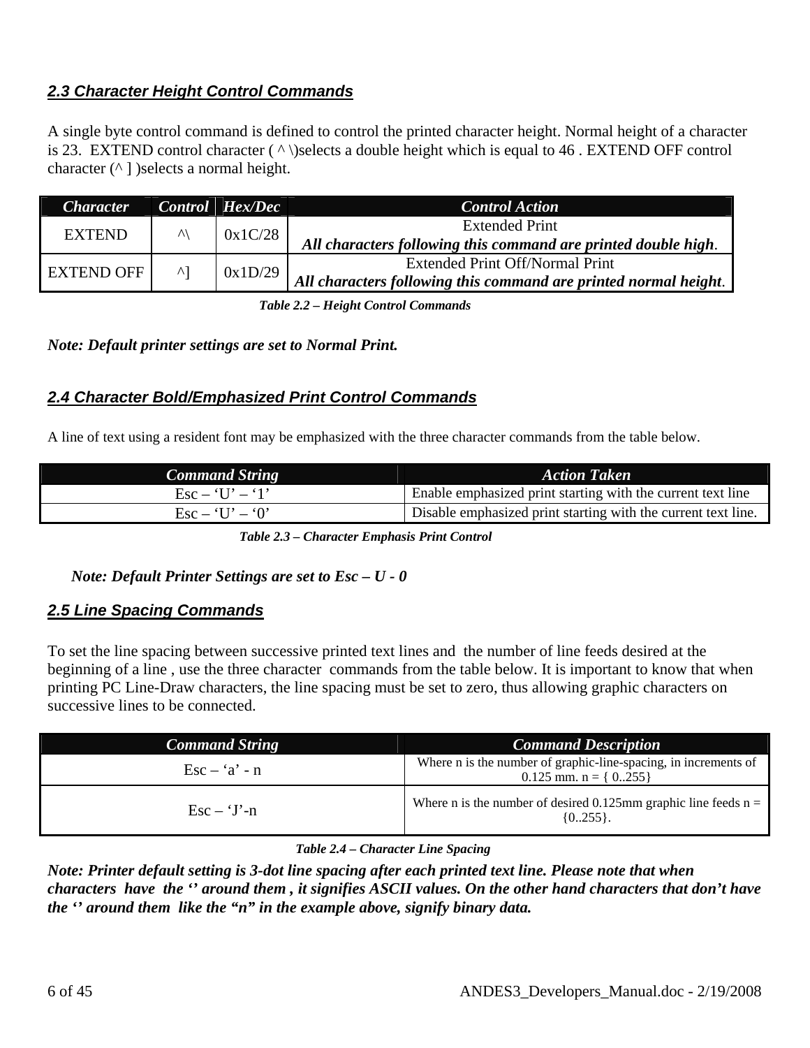## *2.3 Character Height Control Commands*

A single byte control command is defined to control the printed character height. Normal height of a character is 23. EXTEND control character ( ^ \)selects a double height which is equal to 46 . EXTEND OFF control character (^ ] )selects a normal height.

| ***Character*** | ***Control*** | ***Hex/Dec*** | ***Control Action*** |
|---|---|---|---|
| EXTEND | ^\ | 0x1C/28 | Extended Print<br>***All characters following this command are printed double high***. |
| EXTEND OFF | ^] | 0x1D/29 | Extended Print Off/Normal Print<br>***All characters following this command are printed normal height***. |

***Table 2.2 – Height Control Commands***

***Note: Default printer settings are set to Normal Print.***

## *2.4 Character Bold/Emphasized Print Control Commands*

A line of text using a resident font may be emphasized with the three character commands from the table below.

| ***Command String*** | ***Action Taken*** |
|---|---|
| Esc – 'U' – '1' | Enable emphasized print starting with the current text line |
| Esc – 'U' – '0' | Disable emphasized print starting with the current text line. |

***Table 2.3 – Character Emphasis Print Control***

***Note: Default Printer Settings are set to Esc – U - 0***

## *2.5 Line Spacing Commands*

To set the line spacing between successive printed text lines and the number of line feeds desired at the beginning of a line , use the three character commands from the table below. It is important to know that when printing PC Line-Draw characters, the line spacing must be set to zero, thus allowing graphic characters on successive lines to be connected.

| ***Command String*** | ***Command Description*** |
|---|---|
| Esc – 'a' - n | Where n is the number of graphic-line-spacing, in increments of 0.125 mm. n = { 0..255} |
| Esc – 'J'-n | Where n is the number of desired 0.125mm graphic line feeds n = {0..255}. |

***Table 2.4 – Character Line Spacing***

***Note: Printer default setting is 3-dot line spacing after each printed text line. Please note that when characters have the '' around them , it signifies ASCII values. On the other hand characters that don't have the '' around them like the "n" in the example above, signify binary data.***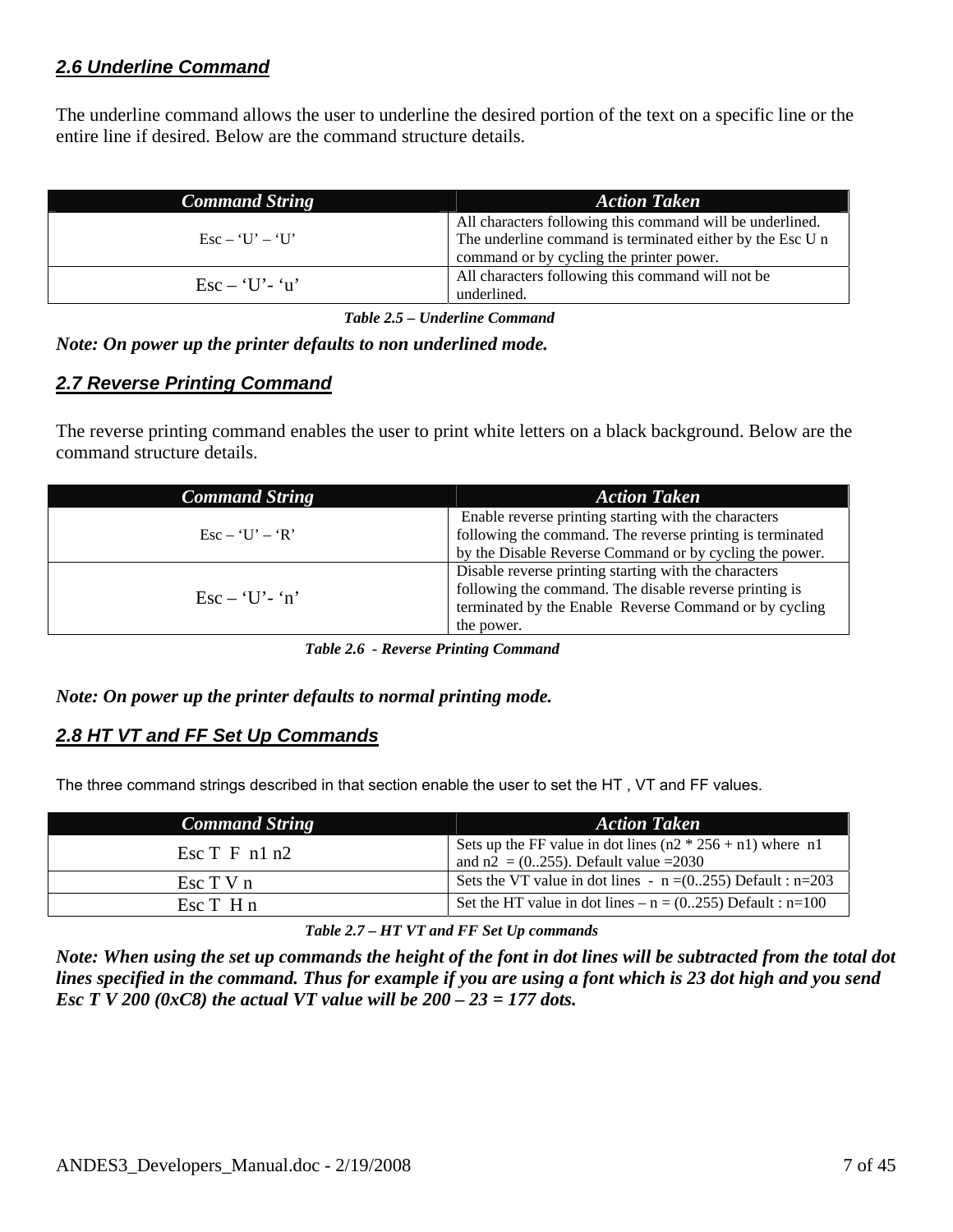## *2.6 Underline Command*

The underline command allows the user to underline the desired portion of the text on a specific line or the entire line if desired. Below are the command structure details.

| Command String | Action Taken |
|---|---|
| Esc – 'U' – 'U' | All characters following this command will be underlined. The underline command is terminated either by the Esc U n command or by cycling the printer power. |
| Esc – 'U'- 'u' | All characters following this command will not be underlined. |

***Table 2.5 – Underline Command***

***Note: On power up the printer defaults to non underlined mode.***

## *2.7 Reverse Printing Command*

The reverse printing command enables the user to print white letters on a black background. Below are the command structure details.

| Command String | Action Taken |
|---|---|
| Esc – 'U' – 'R' | Enable reverse printing starting with the characters following the command. The reverse printing is terminated by the Disable Reverse Command or by cycling the power. |
| Esc – 'U'- 'n' | Disable reverse printing starting with the characters following the command. The disable reverse printing is terminated by the Enable Reverse Command or by cycling the power. |

***Table 2.6 - Reverse Printing Command***

***Note: On power up the printer defaults to normal printing mode.***

## *2.8 HT VT and FF Set Up Commands*

The three command strings described in that section enable the user to set the HT , VT and FF values.

| Command String | Action Taken |
|---|---|
| Esc T F n1 n2 | Sets up the FF value in dot lines (n2 * 256 + n1) where n1 and n2 = (0..255). Default value =2030 |
| Esc T V n | Sets the VT value in dot lines - n =(0..255) Default : n=203 |
| Esc T H n | Set the HT value in dot lines – n = (0..255) Default : n=100 |

***Table 2.7 – HT VT and FF Set Up commands***

***Note: When using the set up commands the height of the font in dot lines will be subtracted from the total dot lines specified in the command. Thus for example if you are using a font which is 23 dot high and you send Esc T V 200 (0xC8) the actual VT value will be 200 – 23 = 177 dots.***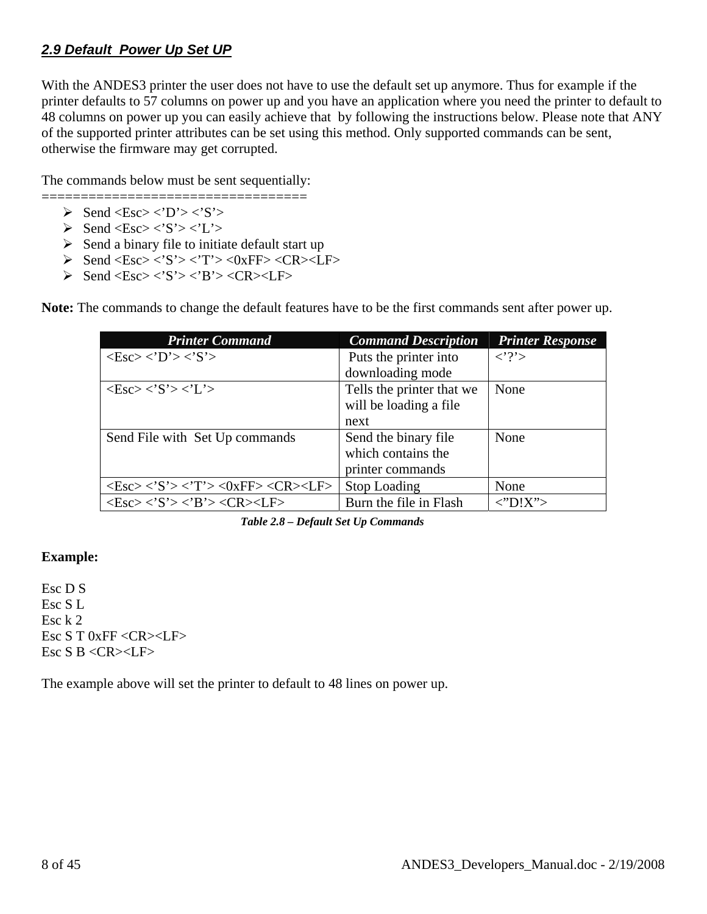## *2.9 Default Power Up Set UP*

With the ANDES3 printer the user does not have to use the default set up anymore. Thus for example if the printer defaults to 57 columns on power up and you have an application where you need the printer to default to 48 columns on power up you can easily achieve that by following the instructions below. Please note that ANY of the supported printer attributes can be set using this method. Only supported commands can be sent, otherwise the firmware may get corrupted.

The commands below must be sent sequentially:
==================================

- Send <Esc> <'D'> <'S'>
- Send <Esc> <'S'> <'L'>
- Send a binary file to initiate default start up
- Send <Esc> <'S'> <'T'> <0xFF> <CR><LF>
- Send <Esc> <'S'> <'B'> <CR><LF>

**Note:** The commands to change the default features have to be the first commands sent after power up.

| *Printer Command* | *Command Description* | *Printer Response* |
|---|---|---|
| <Esc> <'D'> <'S'> | Puts the printer into downloading mode | <'?'> |
| <Esc> <'S'> <'L'> | Tells the printer that we will be loading a file next | None |
| Send File with Set Up commands | Send the binary file which contains the printer commands | None |
| <Esc> <'S'> <'T'> <0xFF> <CR><LF> | Stop Loading | None |
| <Esc> <'S'> <'B'> <CR><LF> | Burn the file in Flash | <"D!X"> |

*Table 2.8 – Default Set Up Commands*

**Example:**

Esc D S
Esc S L
Esc k 2
Esc S T 0xFF <CR><LF>
Esc S B <CR><LF>

The example above will set the printer to default to 48 lines on power up.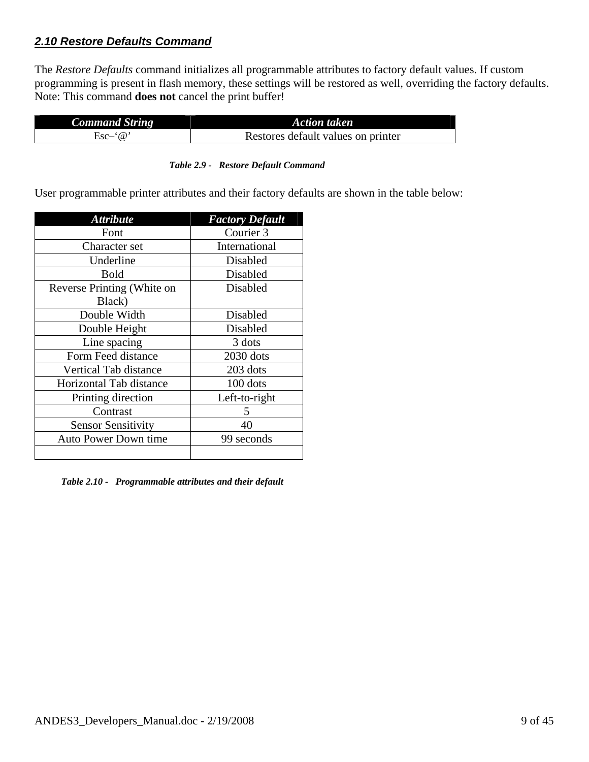## *2.10 Restore Defaults Command*

The *Restore Defaults* command initializes all programmable attributes to factory default values. If custom programming is present in flash memory, these settings will be restored as well, overriding the factory defaults. Note: This command **does not** cancel the print buffer!

| ***Command String*** | ***Action taken*** |
|---|---|
| Esc–'@' | Restores default values on printer |

***Table 2.9 - Restore Default Command***

User programmable printer attributes and their factory defaults are shown in the table below:

| ***Attribute*** | ***Factory Default*** |
|---|---|
| Font | Courier 3 |
| Character set | International |
| Underline | Disabled |
| Bold | Disabled |
| Reverse Printing (White on Black) | Disabled |
| Double Width | Disabled |
| Double Height | Disabled |
| Line spacing | 3 dots |
| Form Feed distance | 2030 dots |
| Vertical Tab distance | 203 dots |
| Horizontal Tab distance | 100 dots |
| Printing direction | Left-to-right |
| Contrast | 5 |
| Sensor Sensitivity | 40 |
| Auto Power Down time | 99 seconds |
| | |

***Table 2.10 - Programmable attributes and their default***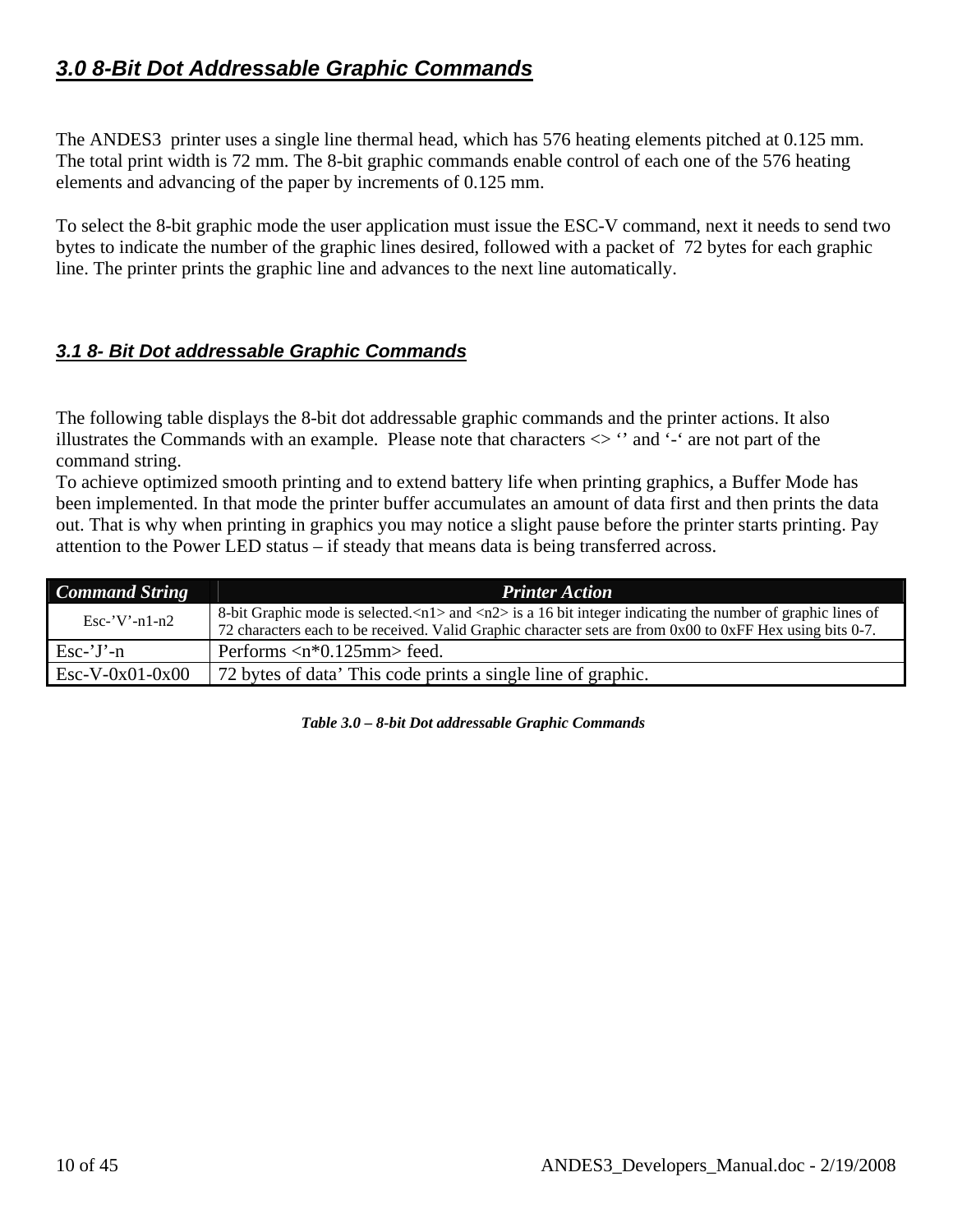## 3.0 8-Bit Dot Addressable Graphic Commands

The ANDES3 printer uses a single line thermal head, which has 576 heating elements pitched at 0.125 mm. The total print width is 72 mm. The 8-bit graphic commands enable control of each one of the 576 heating elements and advancing of the paper by increments of 0.125 mm.

To select the 8-bit graphic mode the user application must issue the ESC-V command, next it needs to send two bytes to indicate the number of the graphic lines desired, followed with a packet of 72 bytes for each graphic line. The printer prints the graphic line and advances to the next line automatically.

### 3.1 8- Bit Dot addressable Graphic Commands

The following table displays the 8-bit dot addressable graphic commands and the printer actions. It also illustrates the Commands with an example. Please note that characters <> ‘’ and ‘-‘ are not part of the command string.
To achieve optimized smooth printing and to extend battery life when printing graphics, a Buffer Mode has been implemented. In that mode the printer buffer accumulates an amount of data first and then prints the data out. That is why when printing in graphics you may notice a slight pause before the printer starts printing. Pay attention to the Power LED status – if steady that means data is being transferred across.

| ***Command String*** | ***Printer Action*** |
|---|---|
| Esc-’V’-n1-n2 | 8-bit Graphic mode is selected.<n1> and <n2> is a 16 bit integer indicating the number of graphic lines of 72 characters each to be received. Valid Graphic character sets are from 0x00 to 0xFF Hex using bits 0-7. |
| Esc-’J’-n | Performs <n*0.125mm> feed. |
| Esc-V-0x01-0x00 | 72 bytes of data’ This code prints a single line of graphic. |

***Table 3.0 – 8-bit Dot addressable Graphic Commands***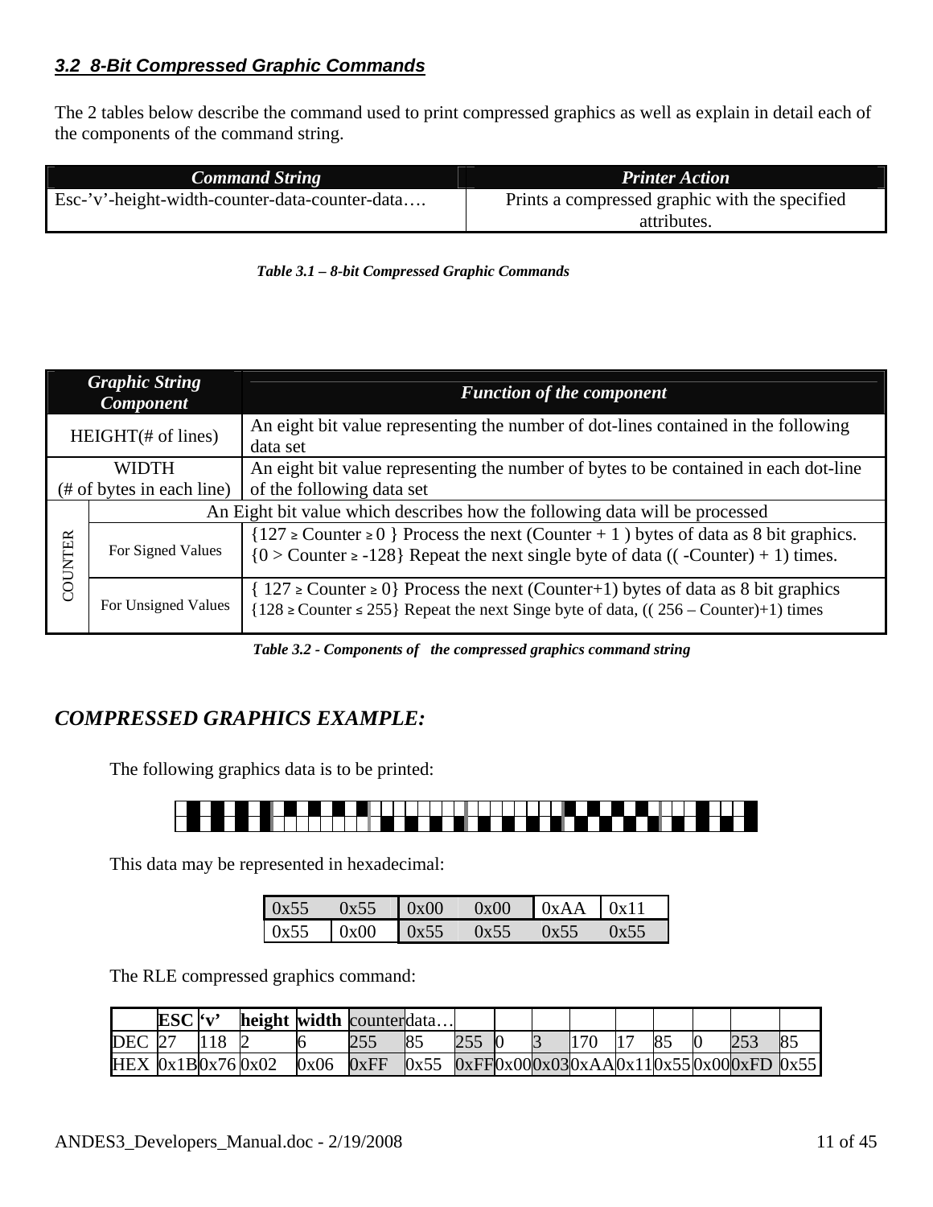### *3.2 8-Bit Compressed Graphic Commands*

The 2 tables below describe the command used to print compressed graphics as well as explain in detail each of the components of the command string.

| ***Command String*** | ***Printer Action*** |
|---|---|
| Esc-'v'-height-width-counter-data-counter-data…. | Prints a compressed graphic with the specified attributes. |

***Table 3.1 – 8-bit Compressed Graphic Commands***

| ***Graphic String Component*** | | ***Function of the component*** |
|---|---|---|
| HEIGHT(# of lines) | | An eight bit value representing the number of dot-lines contained in the following data set |
| WIDTH (# of bytes in each line) | | An eight bit value representing the number of bytes to be contained in each dot-line of the following data set |
| COUNTER | | An Eight bit value which describes how the following data will be processed |
| | For Signed Values | {127 ≥ Counter ≥ 0 } Process the next (Counter + 1 ) bytes of data as 8 bit graphics. {0 > Counter ≥ -128} Repeat the next single byte of data (( -Counter) + 1) times. |
| | For Unsigned Values | { 127 ≥ Counter ≥ 0} Process the next (Counter+1) bytes of data as 8 bit graphics {128 ≥ Counter ≤ 255} Repeat the next Singe byte of data, (( 256 – Counter)+1) times |

***Table 3.2 - Components of the compressed graphics command string***

## *COMPRESSED GRAPHICS EXAMPLE:*

The following graphics data is to be printed:

This data may be represented in hexadecimal:

| | | | | | |
|---|---|---|---|---|---|
| 0x55 | 0x55 | 0x00 | 0x00 | 0xAA | 0x11 |
| 0x55 | 0x00 | 0x55 | 0x55 | 0x55 | 0x55 |

The RLE compressed graphics command:

| | **ESC** | **'v'** | **height** | **width** | counter | data… | | | | | | | | | |
|---|---|---|---|---|---|---|---|---|---|---|---|---|---|---|---|
| DEC | 27 | 118 | 2 | 6 | 255 | 85 | 255 | 0 | 3 | 170 | 17 | 85 | 0 | 253 | 85 |
| HEX | 0x1B | 0x76 | 0x02 | 0x06 | 0xFF | 0x55 | 0xFF | 0x00 | 0x03 | 0xAA | 0x11 | 0x55 | 0x00 | 0xFD | 0x55 |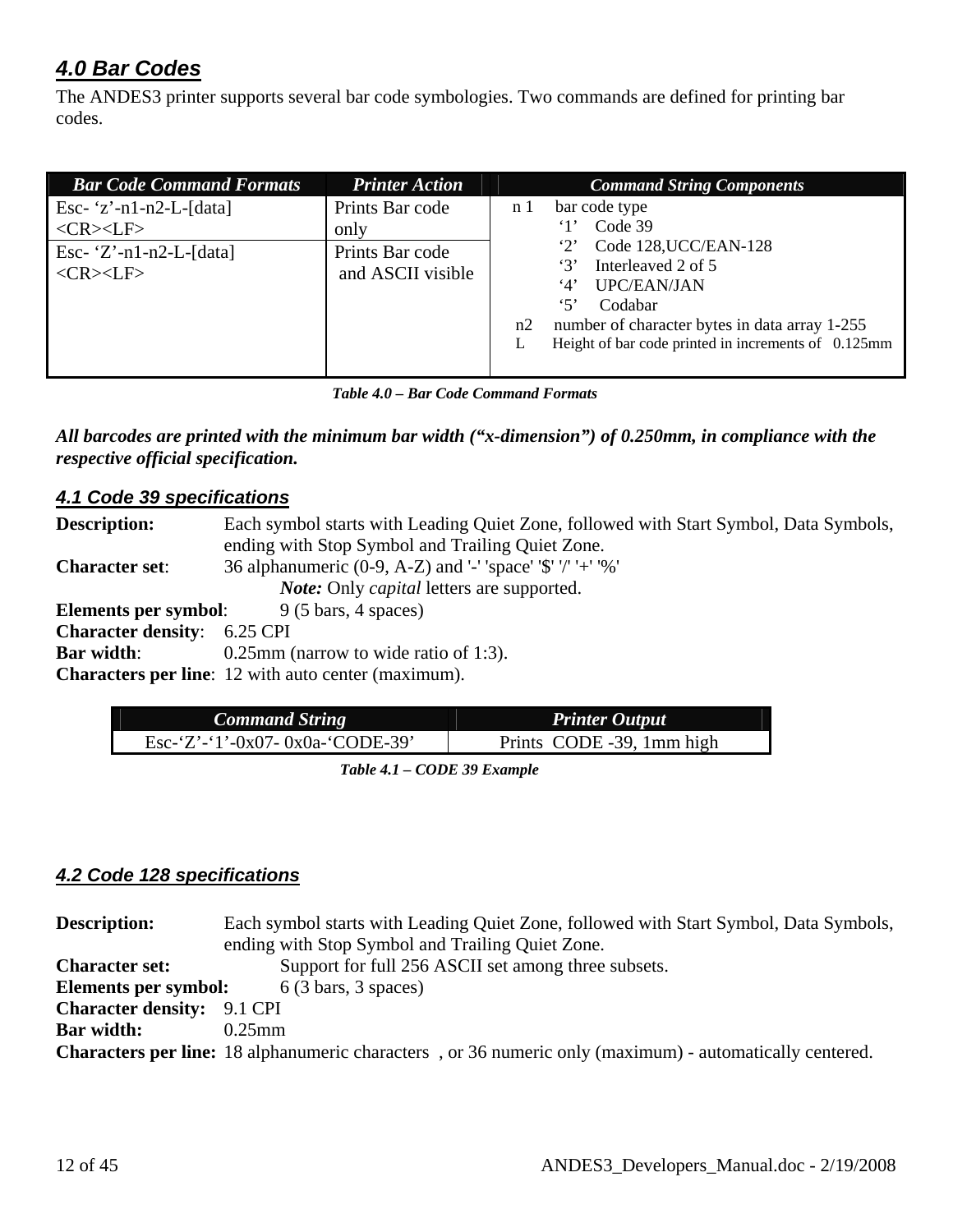## *4.0 Bar Codes*

The ANDES3 printer supports several bar code symbologies. Two commands are defined for printing bar codes.

| *Bar Code Command Formats* | *Printer Action* | *Command String Components* |
|---|---|---|
| Esc- 'z'-n1-n2-L-[data] <CR><LF> | Prints Bar code only | n 1 bar code type<br>'1' Code 39<br>'2' Code 128,UCC/EAN-128<br>'3' Interleaved 2 of 5<br>'4' UPC/EAN/JAN<br>'5' Codabar<br>n2 number of character bytes in data array 1-255<br>L Height of bar code printed in increments of 0.125mm |
| Esc- 'Z'-n1-n2-L-[data] <CR><LF> | Prints Bar code and ASCII visible | |

***Table 4.0 – Bar Code Command Formats***

***All barcodes are printed with the minimum bar width ("x-dimension") of 0.250mm, in compliance with the respective official specification.***

### *4.1 Code 39 specifications*

**Description:** Each symbol starts with Leading Quiet Zone, followed with Start Symbol, Data Symbols, ending with Stop Symbol and Trailing Quiet Zone.
**Character set**: 36 alphanumeric (0-9, A-Z) and '-' 'space' '$' '/' '+' '%'
***Note:*** Only *capital* letters are supported.
**Elements per symbol**: 9 (5 bars, 4 spaces)
**Character density**: 6.25 CPI
**Bar width**: 0.25mm (narrow to wide ratio of 1:3).
**Characters per line**: 12 with auto center (maximum).

| *Command String* | *Printer Output* |
|---|---|
| Esc-'Z'-'1'-0x07- 0x0a-'CODE-39' | Prints CODE -39, 1mm high |

***Table 4.1 – CODE 39 Example***

### *4.2 Code 128 specifications*

**Description:** Each symbol starts with Leading Quiet Zone, followed with Start Symbol, Data Symbols, ending with Stop Symbol and Trailing Quiet Zone.
**Character set:** Support for full 256 ASCII set among three subsets.
**Elements per symbol:** 6 (3 bars, 3 spaces)
**Character density:** 9.1 CPI
**Bar width:** 0.25mm
**Characters per line:** 18 alphanumeric characters , or 36 numeric only (maximum) - automatically centered.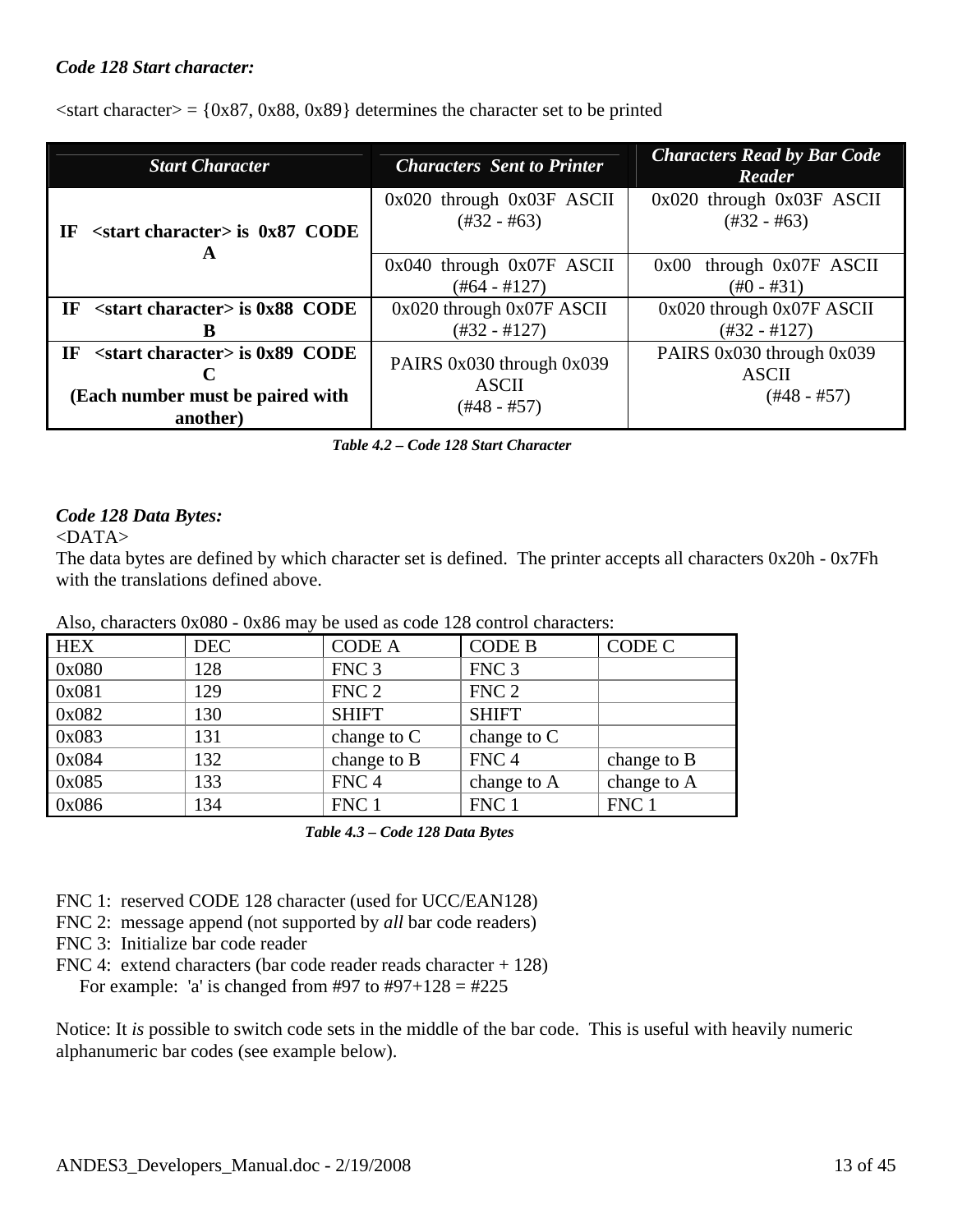***Code 128 Start character:***

<start character> = {0x87, 0x88, 0x89} determines the character set to be printed

| *Start Character* | *Characters Sent to Printer* | *Characters Read by Bar Code Reader* |
|---|---|---|
| **IF <start character> is 0x87 CODE A** | 0x020 through 0x03F ASCII (#32 - #63) | 0x020 through 0x03F ASCII (#32 - #63) |
| | 0x040 through 0x07F ASCII (#64 - #127) | 0x00 through 0x07F ASCII (#0 - #31) |
| **IF <start character> is 0x88 CODE B** | 0x020 through 0x07F ASCII (#32 - #127) | 0x020 through 0x07F ASCII (#32 - #127) |
| **IF <start character> is 0x89 CODE C (Each number must be paired with another)** | PAIRS 0x030 through 0x039 ASCII (#48 - #57) | PAIRS 0x030 through 0x039 ASCII (#48 - #57) |

***Table 4.2 – Code 128 Start Character***

***Code 128 Data Bytes:***

<DATA>

The data bytes are defined by which character set is defined. The printer accepts all characters 0x20h - 0x7Fh with the translations defined above.

Also, characters 0x080 - 0x86 may be used as code 128 control characters:

| HEX | DEC | CODE A | CODE B | CODE C |
|---|---|---|---|---|
| 0x080 | 128 | FNC 3 | FNC 3 | |
| 0x081 | 129 | FNC 2 | FNC 2 | |
| 0x082 | 130 | SHIFT | SHIFT | |
| 0x083 | 131 | change to C | change to C | |
| 0x084 | 132 | change to B | FNC 4 | change to B |
| 0x085 | 133 | FNC 4 | change to A | change to A |
| 0x086 | 134 | FNC 1 | FNC 1 | FNC 1 |

***Table 4.3 – Code 128 Data Bytes***

FNC 1: reserved CODE 128 character (used for UCC/EAN128)
FNC 2: message append (not supported by *all* bar code readers)
FNC 3: Initialize bar code reader
FNC 4: extend characters (bar code reader reads character + 128)
For example: 'a' is changed from #97 to #97+128 = #225

Notice: It *is* possible to switch code sets in the middle of the bar code. This is useful with heavily numeric alphanumeric bar codes (see example below).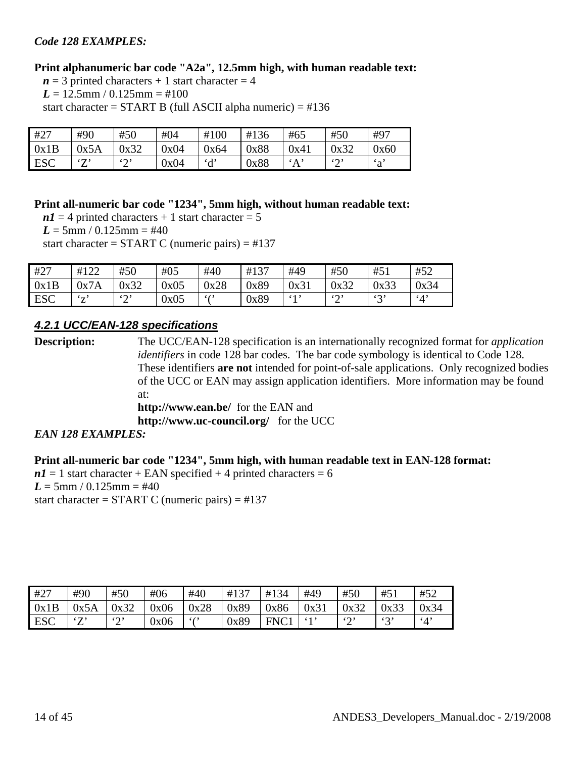*Code 128 EXAMPLES:*

**Print alphanumeric bar code "A2a", 12.5mm high, with human readable text:**

***n*** = 3 printed characters + 1 start character = 4
***L*** = 12.5mm / 0.125mm = #100
start character = START B (full ASCII alpha numeric) = #136

| #27 | #90 | #50 | #04 | #100 | #136 | #65 | #50 | #97 |
|---|---|---|---|---|---|---|---|---|
| 0x1B | 0x5A | 0x32 | 0x04 | 0x64 | 0x88 | 0x41 | 0x32 | 0x60 |
| ESC | ‘Z’ | ‘2’ | 0x04 | ‘d’ | 0x88 | ‘A’ | ‘2’ | ‘a’ |

**Print all-numeric bar code "1234", 5mm high, without human readable text:**

***n1*** = 4 printed characters + 1 start character = 5
***L*** = 5mm / 0.125mm = #40
start character = START C (numeric pairs) = #137

| #27 | #122 | #50 | #05 | #40 | #137 | #49 | #50 | #51 | #52 |
|---|---|---|---|---|---|---|---|---|---|
| 0x1B | 0x7A | 0x32 | 0x05 | 0x28 | 0x89 | 0x31 | 0x32 | 0x33 | 0x34 |
| ESC | ‘z’ | ‘2’ | 0x05 | ‘(’ | 0x89 | ‘1’ | ‘2’ | ‘3’ | ‘4’ |

### *4.2.1 UCC/EAN-128 specifications*

**Description:** The UCC/EAN-128 specification is an internationally recognized format for *application identifiers* in code 128 bar codes. The bar code symbology is identical to Code 128. These identifiers **are not** intended for point-of-sale applications. Only recognized bodies of the UCC or EAN may assign application identifiers. More information may be found at:
**http://www.ean.be/** for the EAN and
**http://www.uc-council.org/** for the UCC

*EAN 128 EXAMPLES:*

**Print all-numeric bar code "1234", 5mm high, with human readable text in EAN-128 format:**

***n1*** = 1 start character + EAN specified + 4 printed characters = 6
***L*** = 5mm / 0.125mm = #40
start character = START C (numeric pairs) = #137

| #27 | #90 | #50 | #06 | #40 | #137 | #134 | #49 | #50 | #51 | #52 |
|---|---|---|---|---|---|---|---|---|---|---|
| 0x1B | 0x5A | 0x32 | 0x06 | 0x28 | 0x89 | 0x86 | 0x31 | 0x32 | 0x33 | 0x34 |
| ESC | ‘Z’ | ‘2’ | 0x06 | ‘(’ | 0x89 | FNC1 | ‘1’ | ‘2’ | ‘3’ | ‘4’ |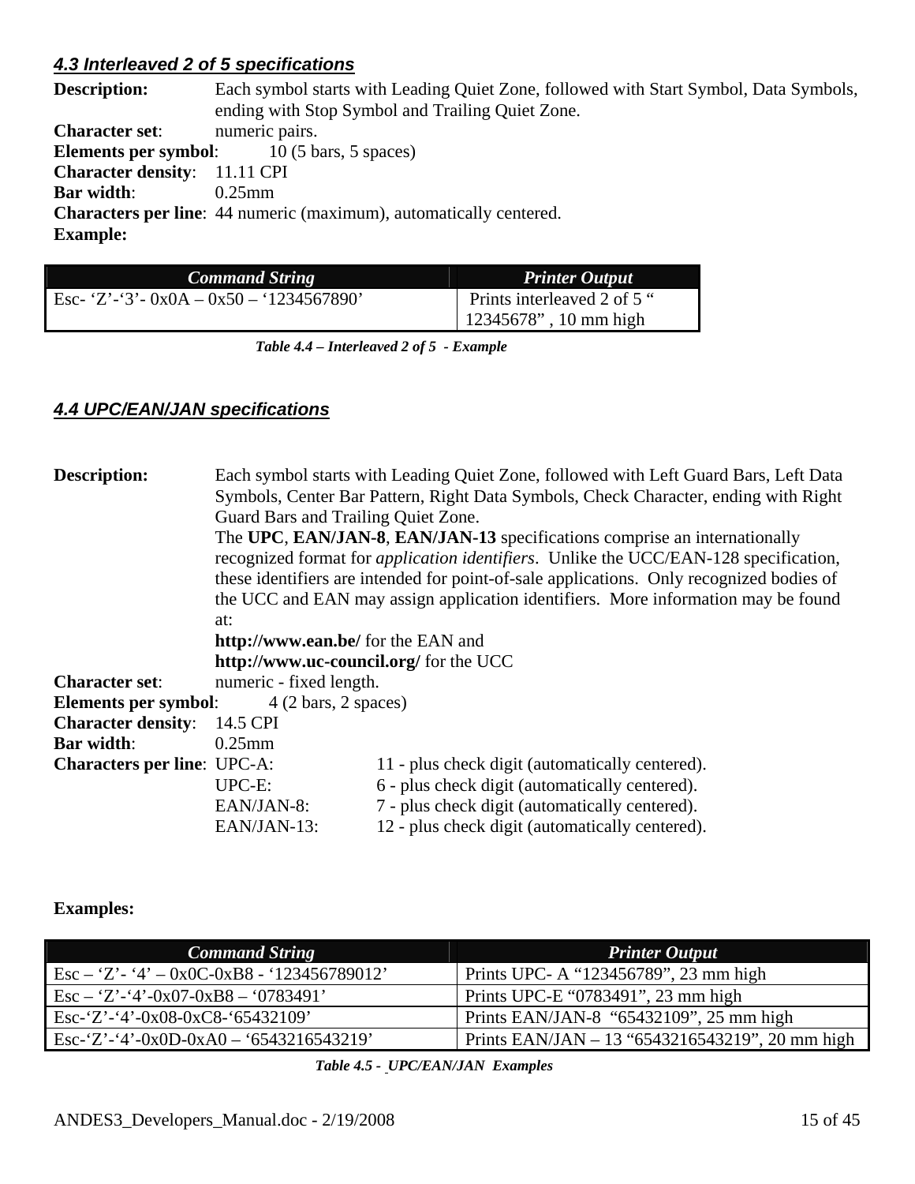### *4.3 Interleaved 2 of 5 specifications*

**Description:** Each symbol starts with Leading Quiet Zone, followed with Start Symbol, Data Symbols, ending with Stop Symbol and Trailing Quiet Zone.
**Character set**: numeric pairs.
**Elements per symbol**: 10 (5 bars, 5 spaces)
**Character density**: 11.11 CPI
**Bar width**: 0.25mm
**Characters per line**: 44 numeric (maximum), automatically centered.
**Example:**

| *Command String* | *Printer Output* |
|---|---|
| Esc- 'Z'-'3'- 0x0A – 0x50 – '1234567890' | Prints interleaved 2 of 5 " 12345678" , 10 mm high |

*Table 4.4 – Interleaved 2 of 5 - Example*

### *4.4 UPC/EAN/JAN specifications*

**Description:** Each symbol starts with Leading Quiet Zone, followed with Left Guard Bars, Left Data Symbols, Center Bar Pattern, Right Data Symbols, Check Character, ending with Right Guard Bars and Trailing Quiet Zone.
The **UPC**, **EAN/JAN-8**, **EAN/JAN-13** specifications comprise an internationally recognized format for *application identifiers*. Unlike the UCC/EAN-128 specification, these identifiers are intended for point-of-sale applications. Only recognized bodies of the UCC and EAN may assign application identifiers. More information may be found at:
**http://www.ean.be/** for the EAN and
**http://www.uc-council.org/** for the UCC
**Character set**: numeric - fixed length.
**Elements per symbol**: 4 (2 bars, 2 spaces)
**Character density**: 14.5 CPI
**Bar width**: 0.25mm
**Characters per line**:
- UPC-A: 11 - plus check digit (automatically centered).
- UPC-E: 6 - plus check digit (automatically centered).
- EAN/JAN-8: 7 - plus check digit (automatically centered).
- EAN/JAN-13: 12 - plus check digit (automatically centered).

**Examples:**

| *Command String* | *Printer Output* |
|---|---|
| Esc – 'Z'- '4' – 0x0C-0xB8 - '123456789012' | Prints UPC- A "123456789", 23 mm high |
| Esc – 'Z'-'4'-0x07-0xB8 – '0783491' | Prints UPC-E "0783491", 23 mm high |
| Esc-'Z'-'4'-0x08-0xC8-'65432109' | Prints EAN/JAN-8 "65432109", 25 mm high |
| Esc-'Z'-'4'-0x0D-0xA0 – '6543216543219' | Prints EAN/JAN – 13 "6543216543219", 20 mm high |

*Table 4.5 - UPC/EAN/JAN Examples*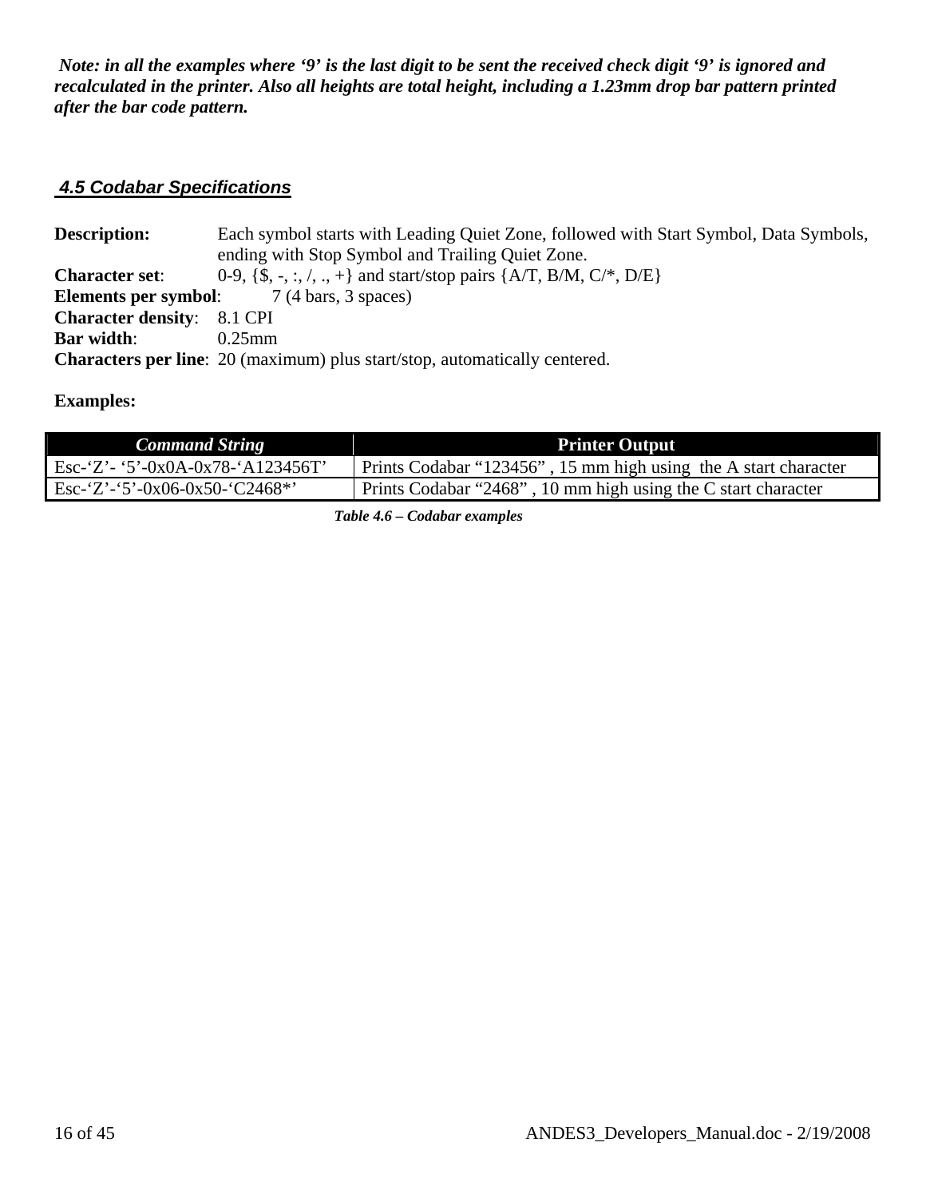***Note: in all the examples where '9' is the last digit to be sent the received check digit '9' is ignored and recalculated in the printer. Also all heights are total height, including a 1.23mm drop bar pattern printed after the bar code pattern.***

## 4.5 Codabar Specifications

**Description:** Each symbol starts with Leading Quiet Zone, followed with Start Symbol, Data Symbols, ending with Stop Symbol and Trailing Quiet Zone.
**Character set**: 0-9, {$, -, :, /, ., +} and start/stop pairs {A/T, B/M, C/*, D/E}
**Elements per symbol**: 7 (4 bars, 3 spaces)
**Character density**: 8.1 CPI
**Bar width**: 0.25mm
**Characters per line**: 20 (maximum) plus start/stop, automatically centered.

**Examples:**

| *Command String* | **Printer Output** |
| --- | --- |
| Esc-'Z'- '5'-0x0A-0x78-'A123456T' | Prints Codabar "123456" , 15 mm high using the A start character |
| Esc-'Z'-'5'-0x06-0x50-'C2468*' | Prints Codabar "2468" , 10 mm high using the C start character |

***Table 4.6 – Codabar examples***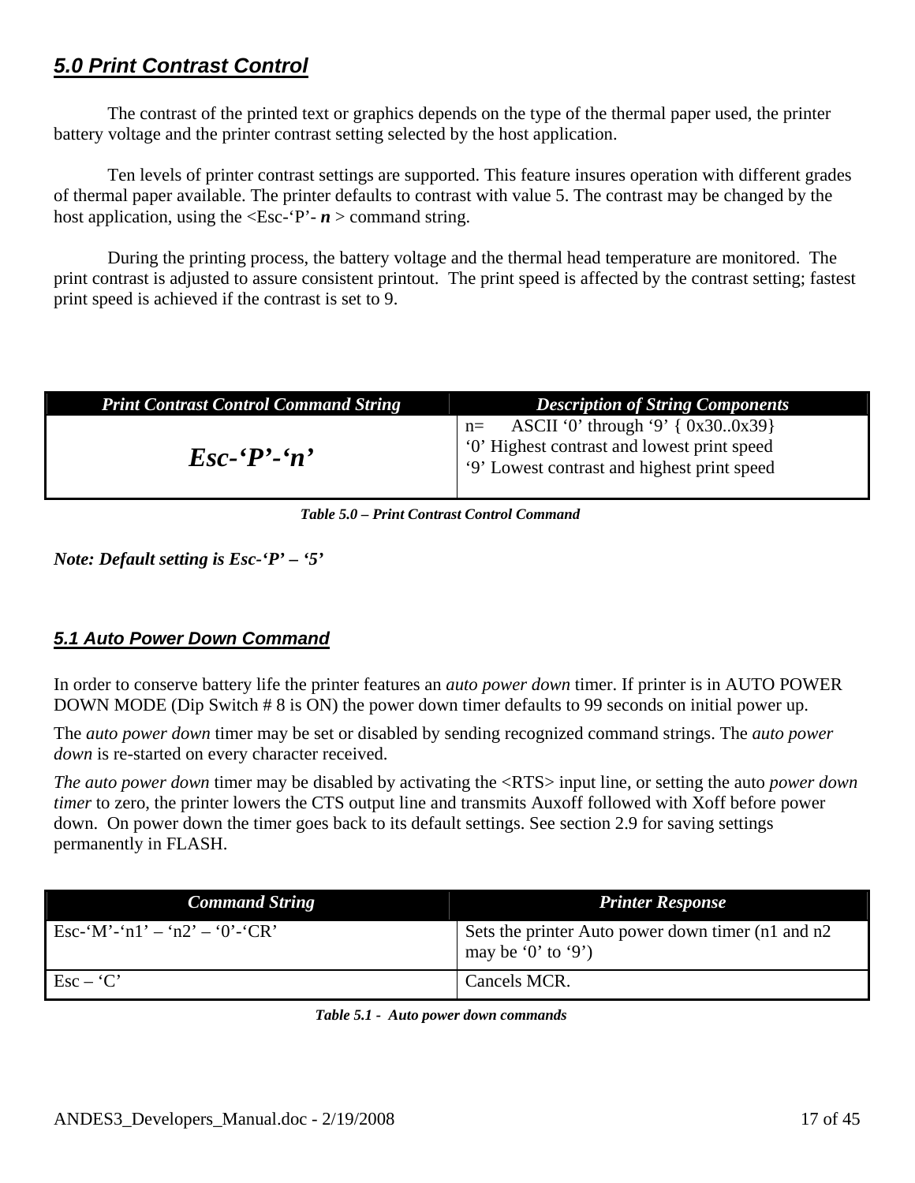## *5.0 Print Contrast Control*

The contrast of the printed text or graphics depends on the type of the thermal paper used, the printer battery voltage and the printer contrast setting selected by the host application.

Ten levels of printer contrast settings are supported. This feature insures operation with different grades of thermal paper available. The printer defaults to contrast with value 5. The contrast may be changed by the host application, using the <Esc-'P'- ***n*** > command string.

During the printing process, the battery voltage and the thermal head temperature are monitored. The print contrast is adjusted to assure consistent printout. The print speed is affected by the contrast setting; fastest print speed is achieved if the contrast is set to 9.

| *Print Contrast Control Command String* | *Description of String Components* |
|---|---|
| ***Esc-'P'-'n'*** | n= ASCII '0' through '9' { 0x30..0x39}<br>'0' Highest contrast and lowest print speed<br>'9' Lowest contrast and highest print speed |

***Table 5.0 – Print Contrast Control Command***

***Note: Default setting is Esc-'P' – '5'***

### *5.1 Auto Power Down Command*

In order to conserve battery life the printer features an *auto power down* timer. If printer is in AUTO POWER DOWN MODE (Dip Switch # 8 is ON) the power down timer defaults to 99 seconds on initial power up.

The *auto power down* timer may be set or disabled by sending recognized command strings. The *auto power down* is re-started on every character received.

*The auto power down* timer may be disabled by activating the <RTS> input line, or setting the auto *power down timer* to zero, the printer lowers the CTS output line and transmits Auxoff followed with Xoff before power down. On power down the timer goes back to its default settings. See section 2.9 for saving settings permanently in FLASH.

| *Command String* | *Printer Response* |
|---|---|
| Esc-'M'-'n1' – 'n2' – '0'-'CR' | Sets the printer Auto power down timer (n1 and n2 may be '0' to '9') |
| Esc – 'C' | Cancels MCR. |

***Table 5.1 - Auto power down commands***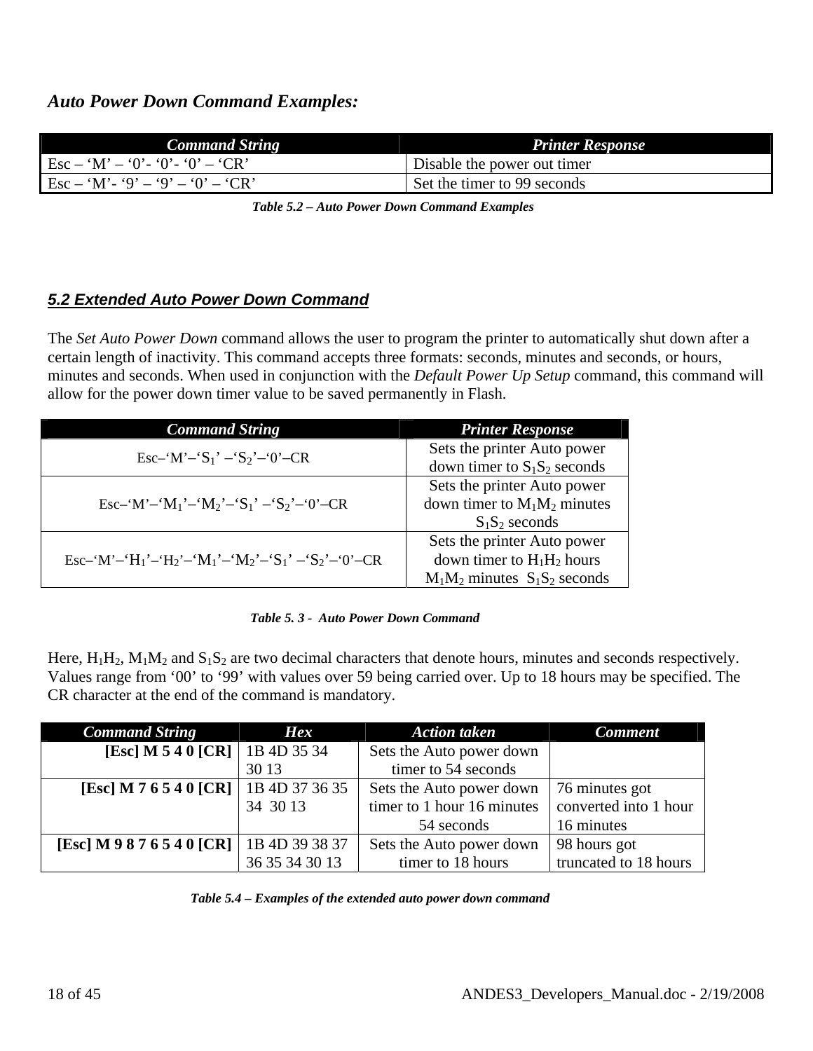### *Auto Power Down Command Examples:*

| *Command String* | *Printer Response* |
|---|---|
| Esc – ‘M’ – ‘0’- ‘0’- ‘0’ – ‘CR’ | Disable the power out timer |
| Esc – ‘M’- ‘9’ – ‘9’ – ‘0’ – ‘CR’ | Set the timer to 99 seconds |

***Table 5.2 – Auto Power Down Command Examples***

## *5.2 Extended Auto Power Down Command*

The *Set Auto Power Down* command allows the user to program the printer to automatically shut down after a certain length of inactivity. This command accepts three formats: seconds, minutes and seconds, or hours, minutes and seconds. When used in conjunction with the *Default Power Up Setup* command, this command will allow for the power down timer value to be saved permanently in Flash.

| *Command String* | *Printer Response* |
|---|---|
| Esc–‘M’–‘$S_1$’ –‘$S_2$’–‘0’–CR | Sets the printer Auto power down timer to $S_1S_2$ seconds |
| Esc–‘M’–‘$M_1$’–‘$M_2$’–‘$S_1$’ –‘$S_2$’–‘0’–CR | Sets the printer Auto power down timer to $M_1M_2$ minutes $S_1S_2$ seconds |
| Esc–‘M’–‘$H_1$’–‘$H_2$’–‘$M_1$’–‘$M_2$’–‘$S_1$’ –‘$S_2$’–‘0’–CR | Sets the printer Auto power down timer to $H_1H_2$ hours $M_1M_2$ minutes $S_1S_2$ seconds |

***Table 5. 3 - Auto Power Down Command***

Here, $H_1H_2$, $M_1M_2$ and $S_1S_2$ are two decimal characters that denote hours, minutes and seconds respectively. Values range from ‘00’ to ‘99’ with values over 59 being carried over. Up to 18 hours may be specified. The CR character at the end of the command is mandatory.

| *Command String* | *Hex* | *Action taken* | *Comment* |
|---|---|---|---|
| **[Esc] M 5 4 0 [CR]** | 1B 4D 35 34 30 13 | Sets the Auto power down timer to 54 seconds | |
| **[Esc] M 7 6 5 4 0 [CR]** | 1B 4D 37 36 35 34 30 13 | Sets the Auto power down timer to 1 hour 16 minutes 54 seconds | 76 minutes got converted into 1 hour 16 minutes |
| **[Esc] M 9 8 7 6 5 4 0 [CR]** | 1B 4D 39 38 37 36 35 34 30 13 | Sets the Auto power down timer to 18 hours | 98 hours got truncated to 18 hours |

***Table 5.4 – Examples of the extended auto power down command***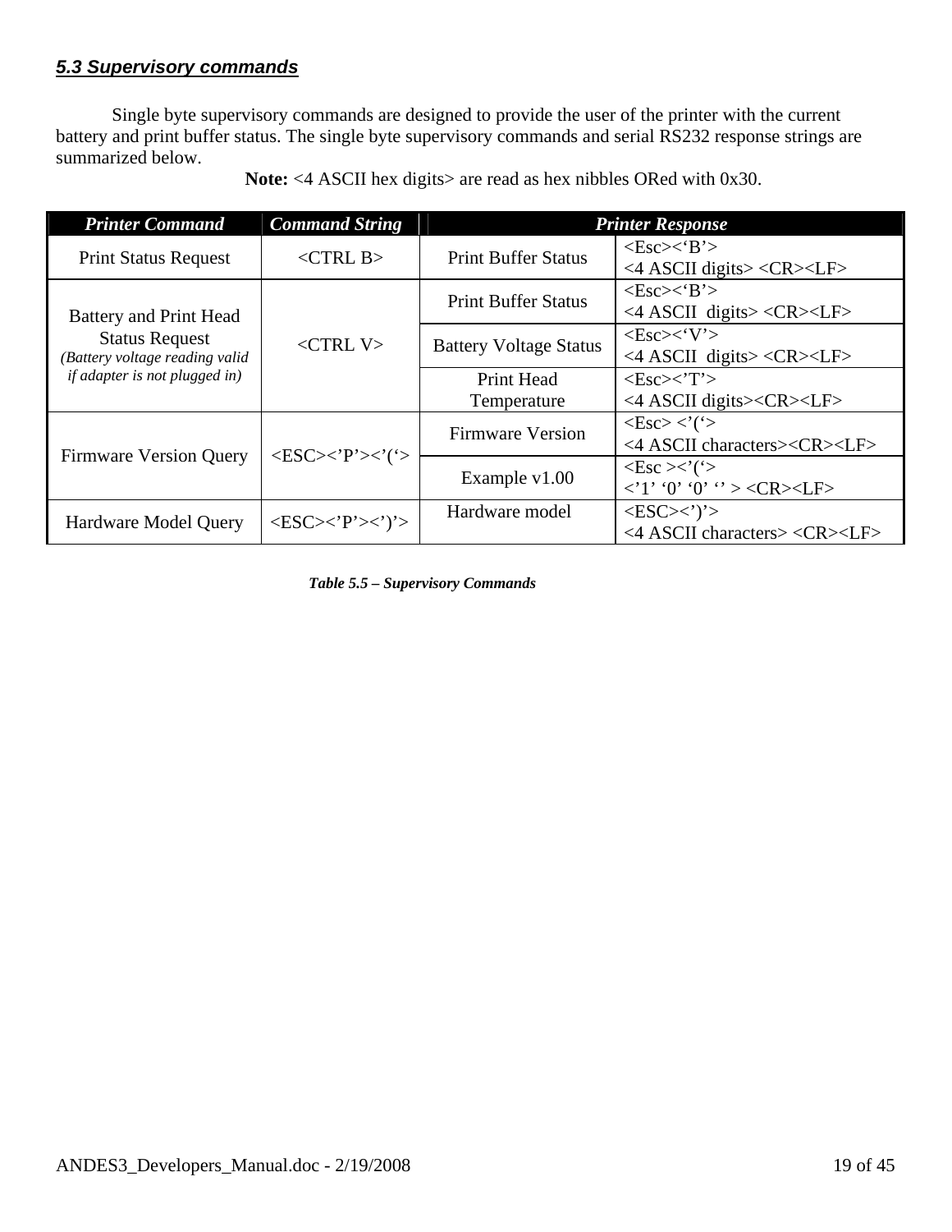### *5.3 Supervisory commands*

Single byte supervisory commands are designed to provide the user of the printer with the current battery and print buffer status. The single byte supervisory commands and serial RS232 response strings are summarized below.

**Note:** <4 ASCII hex digits> are read as hex nibbles ORed with 0x30.

| ***Printer Command*** | ***Command String*** | ***Printer Response*** | |
|---|---|---|---|
| Print Status Request | <CTRL B> | Print Buffer Status | <Esc><‘B’><br><4 ASCII digits> <CR><LF> |
| Battery and Print Head Status Request<br>*(Battery voltage reading valid if adapter is not plugged in)* | <CTRL V> | Print Buffer Status | <Esc><‘B’><br><4 ASCII digits> <CR><LF> |
| | | Battery Voltage Status | <Esc><‘V’><br><4 ASCII digits> <CR><LF> |
| | | Print Head Temperature | <Esc><’T’><br><4 ASCII digits><CR><LF> |
| Firmware Version Query | <ESC><’P’><’(‘> | Firmware Version | <Esc> <’(‘><br><4 ASCII characters><CR><LF> |
| | | Example v1.00 | <Esc ><’(‘><br><’1’ ‘0’ ‘0’ ‘’ > <CR><LF> |
| Hardware Model Query | <ESC><’P’><’)’> | Hardware model | <ESC><’)’><br><4 ASCII characters> <CR><LF> |

***Table 5.5 – Supervisory Commands***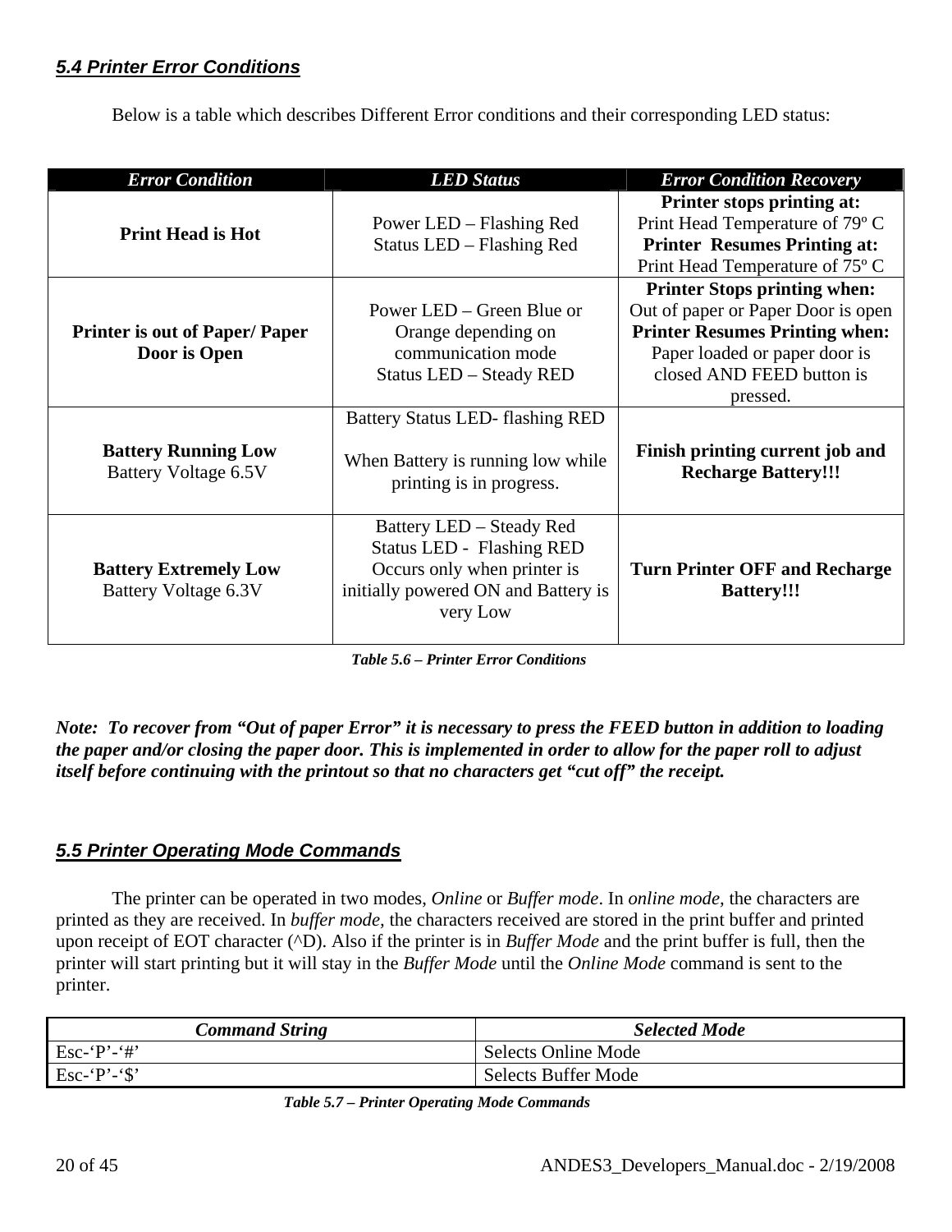## *5.4 Printer Error Conditions*

Below is a table which describes Different Error conditions and their corresponding LED status:

| ***Error Condition*** | ***LED Status*** | ***Error Condition Recovery*** |
|---|---|---|
| **Print Head is Hot** | Power LED – Flashing Red<br>Status LED – Flashing Red | **Printer stops printing at:**<br>Print Head Temperature of 79º C<br>**Printer Resumes Printing at:**<br>Print Head Temperature of 75º C |
| **Printer is out of Paper/ Paper Door is Open** | Power LED – Green Blue or Orange depending on communication mode<br>Status LED – Steady RED | **Printer Stops printing when:**<br>Out of paper or Paper Door is open<br>**Printer Resumes Printing when:**<br>Paper loaded or paper door is closed AND FEED button is pressed. |
| **Battery Running Low**<br>Battery Voltage 6.5V | Battery Status LED- flashing RED<br><br>When Battery is running low while printing is in progress. | **Finish printing current job and Recharge Battery!!!** |
| **Battery Extremely Low**<br>Battery Voltage 6.3V | Battery LED – Steady Red<br>Status LED - Flashing RED<br>Occurs only when printer is initially powered ON and Battery is very Low | **Turn Printer OFF and Recharge Battery!!!** |

***Table 5.6 – Printer Error Conditions***

***Note: To recover from "Out of paper Error" it is necessary to press the FEED button in addition to loading the paper and/or closing the paper door. This is implemented in order to allow for the paper roll to adjust itself before continuing with the printout so that no characters get "cut off" the receipt.***

## *5.5 Printer Operating Mode Commands*

The printer can be operated in two modes, *Online* or *Buffer mode*. In *online mode,* the characters are printed as they are received. In *buffer mode,* the characters received are stored in the print buffer and printed upon receipt of EOT character (^D). Also if the printer is in *Buffer Mode* and the print buffer is full, then the printer will start printing but it will stay in the *Buffer Mode* until the *Online Mode* command is sent to the printer.

| ***Command String*** | ***Selected Mode*** |
|---|---|
| Esc-'P'-'#' | Selects Online Mode |
| Esc-'P'-'$' | Selects Buffer Mode |

***Table 5.7 – Printer Operating Mode Commands***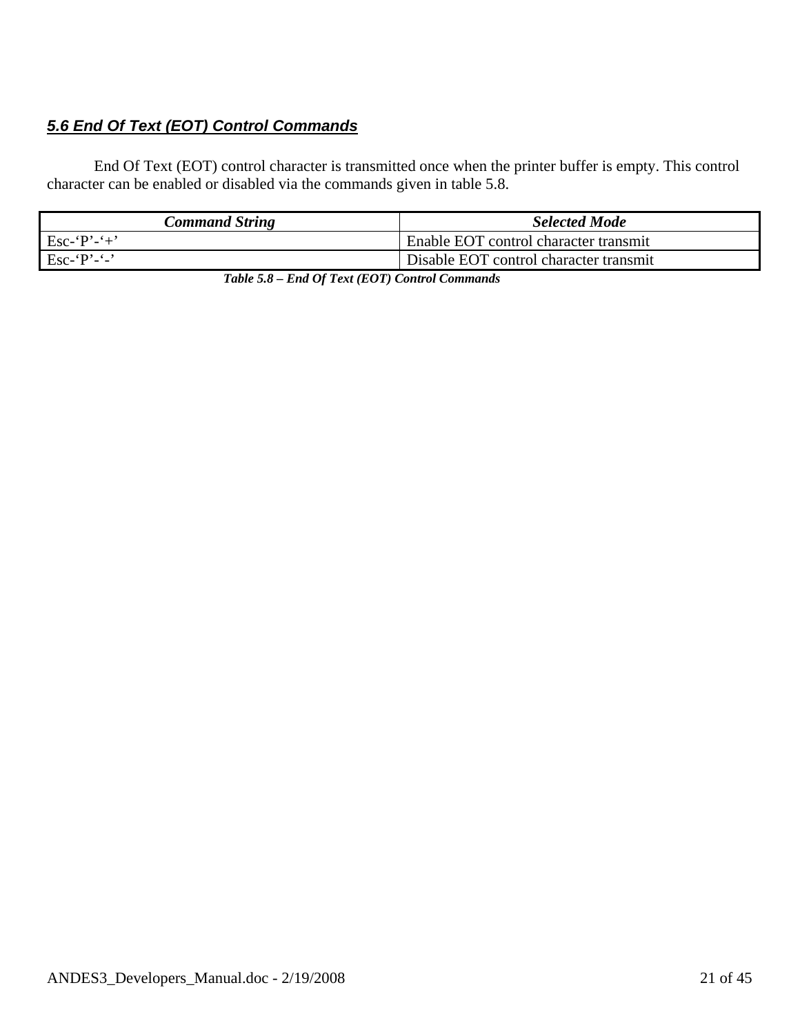## *5.6 End Of Text (EOT) Control Commands*

End Of Text (EOT) control character is transmitted once when the printer buffer is empty. This control character can be enabled or disabled via the commands given in table 5.8.

| ***Command String*** | ***Selected Mode*** |
|---|---|
| Esc-‘P’-‘+’ | Enable EOT control character transmit |
| Esc-‘P’-‘-’ | Disable EOT control character transmit |

***Table 5.8 – End Of Text (EOT) Control Commands***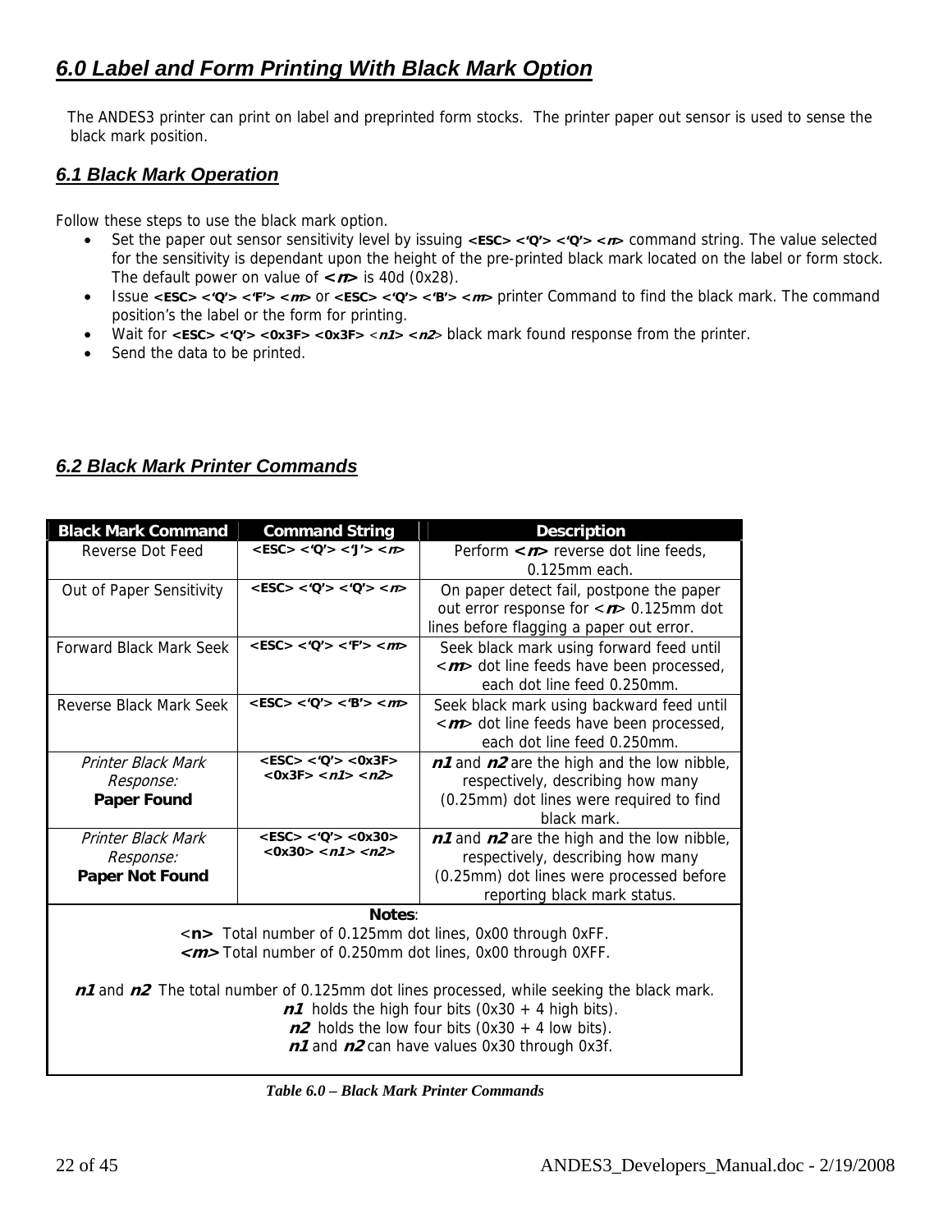## *6.0 Label and Form Printing With Black Mark Option*

The ANDES3 printer can print on label and preprinted form stocks. The printer paper out sensor is used to sense the black mark position.

### *6.1 Black Mark Operation*

Follow these steps to use the black mark option.

- Set the paper out sensor sensitivity level by issuing **<ESC> <'Q'> <'Q'> <*n*>** command string. The value selected for the sensitivity is dependant upon the height of the pre-printed black mark located on the label or form stock. The default power on value of **<*n*>** is 40d (0x28).
- Issue **<ESC> <'Q'> <'F'> <*m*>** or **<ESC> <'Q'> <'B'> <*m*>** printer Command to find the black mark. The command position's the label or the form for printing.
- Wait for **<ESC> <'Q'> <0x3F> <0x3F>** <***n1***> <***n2***> black mark found response from the printer.
- Send the data to be printed.

### *6.2 Black Mark Printer Commands*

| Black Mark Command | Command String | Description |
|---|---|---|
| Reverse Dot Feed | **<ESC> <'Q'> <'J'> <*n*>** | Perform **<*n*>** reverse dot line feeds, 0.125mm each. |
| Out of Paper Sensitivity | **<ESC> <'Q'> <'Q'> <*n*>** | On paper detect fail, postpone the paper out error response for <***n***> 0.125mm dot lines before flagging a paper out error. |
| Forward Black Mark Seek | **<ESC> <'Q'> <'F'> <*m*>** | Seek black mark using forward feed until <***m***> dot line feeds have been processed, each dot line feed 0.250mm. |
| Reverse Black Mark Seek | **<ESC> <'Q'> <'B'> <*m*>** | Seek black mark using backward feed until <***m***> dot line feeds have been processed, each dot line feed 0.250mm. |
| *Printer Black Mark Response:* **Paper Found** | **<ESC> <'Q'> <0x3F> <0x3F> <*n1*> <*n2*>** | ***n1*** and ***n2*** are the high and the low nibble, respectively, describing how many (0.25mm) dot lines were required to find black mark. |
| *Printer Black Mark Response:* **Paper Not Found** | **<ESC> <'Q'> <0x30> <0x30> <*n1*> <*n2*>** | ***n1*** and ***n2*** are the high and the low nibble, respectively, describing how many (0.25mm) dot lines were processed before reporting black mark status. |

**Notes**:
**<n>** Total number of 0.125mm dot lines, 0x00 through 0xFF.
**<*m*>** Total number of 0.250mm dot lines, 0x00 through 0XFF.

***n1*** and ***n2*** The total number of 0.125mm dot lines processed, while seeking the black mark.
***n1*** holds the high four bits (0x30 + 4 high bits).
***n2*** holds the low four bits (0x30 + 4 low bits).
***n1*** and ***n2*** can have values 0x30 through 0x3f.

**Table 6.0 – Black Mark Printer Commands**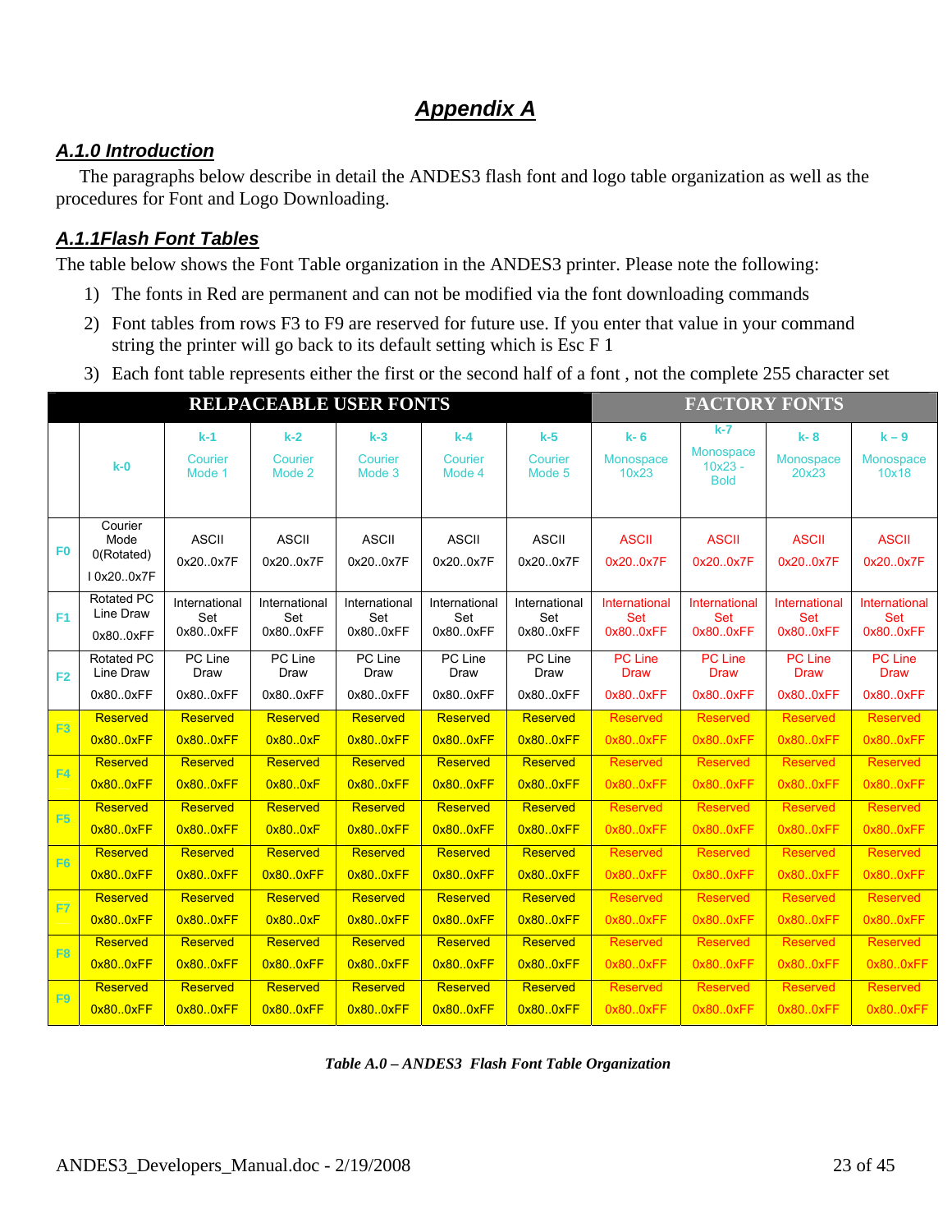# Appendix A

## A.1.0 Introduction

The paragraphs below describe in detail the ANDES3 flash font and logo table organization as well as the procedures for Font and Logo Downloading.

## A.1.1Flash Font Tables

The table below shows the Font Table organization in the ANDES3 printer. Please note the following:

1) The fonts in Red are permanent and can not be modified via the font downloading commands
2) Font tables from rows F3 to F9 are reserved for future use. If you enter that value in your command string the printer will go back to its default setting which is Esc F 1
3) Each font table represents either the first or the second half of a font , not the complete 255 character set

| | RELPACEABLE USER FONTS | | | | | | FACTORY FONTS | | | |
|---|---|---|---|---|---|---|---|---|---|---|
| | k-0 | k-1 Courier Mode 1 | k-2 Courier Mode 2 | k-3 Courier Mode 3 | k-4 Courier Mode 4 | k-5 Courier Mode 5 | k- 6 Monospace 10x23 | k-7 Monospace 10x23 - Bold | k- 8 Monospace 20x23 | k – 9 Monospace 10x18 |
| F0 | Courier Mode 0(Rotated) I 0x20..0x7F | ASCII 0x20..0x7F | ASCII 0x20..0x7F | ASCII 0x20..0x7F | ASCII 0x20..0x7F | ASCII 0x20..0x7F | ASCII 0x20..0x7F | ASCII 0x20..0x7F | ASCII 0x20..0x7F | ASCII 0x20..0x7F |
| F1 | Rotated PC Line Draw 0x80..0xFF | International Set 0x80..0xFF | International Set 0x80..0xFF | International Set 0x80..0xFF | International Set 0x80..0xFF | International Set 0x80..0xFF | International Set 0x80..0xFF | International Set 0x80..0xFF | International Set 0x80..0xFF | International Set 0x80..0xFF |
| F2 | Rotated PC Line Draw 0x80..0xFF | PC Line Draw 0x80..0xFF | PC Line Draw 0x80..0xFF | PC Line Draw 0x80..0xFF | PC Line Draw 0x80..0xFF | PC Line Draw 0x80..0xFF | PC Line Draw 0x80..0xFF | PC Line Draw 0x80..0xFF | PC Line Draw 0x80..0xFF | PC Line Draw 0x80..0xFF |
| F3 | Reserved 0x80..0xFF | Reserved 0x80..0xFF | Reserved 0x80..0xF | Reserved 0x80..0xFF | Reserved 0x80..0xFF | Reserved 0x80..0xFF | Reserved 0x80..0xFF | Reserved 0x80..0xFF | Reserved 0x80..0xFF | Reserved 0x80..0xFF |
| F4 | Reserved 0x80..0xFF | Reserved 0x80..0xFF | Reserved 0x80..0xF | Reserved 0x80..0xFF | Reserved 0x80..0xFF | Reserved 0x80..0xFF | Reserved 0x80..0xFF | Reserved 0x80..0xFF | Reserved 0x80..0xFF | Reserved 0x80..0xFF |
| F5 | Reserved 0x80..0xFF | Reserved 0x80..0xFF | Reserved 0x80..0xF | Reserved 0x80..0xFF | Reserved 0x80..0xFF | Reserved 0x80..0xFF | Reserved 0x80..0xFF | Reserved 0x80..0xFF | Reserved 0x80..0xFF | Reserved 0x80..0xFF |
| F6 | Reserved 0x80..0xFF | Reserved 0x80..0xFF | Reserved 0x80..0xFF | Reserved 0x80..0xFF | Reserved 0x80..0xFF | Reserved 0x80..0xFF | Reserved 0x80..0xFF | Reserved 0x80..0xFF | Reserved 0x80..0xFF | Reserved 0x80..0xFF |
| F7 | Reserved 0x80..0xFF | Reserved 0x80..0xFF | Reserved 0x80..0xF | Reserved 0x80..0xFF | Reserved 0x80..0xFF | Reserved 0x80..0xFF | Reserved 0x80..0xFF | Reserved 0x80..0xFF | Reserved 0x80..0xFF | Reserved 0x80..0xFF |
| F8 | Reserved 0x80..0xFF | Reserved 0x80..0xFF | Reserved 0x80..0xFF | Reserved 0x80..0xFF | Reserved 0x80..0xFF | Reserved 0x80..0xFF | Reserved 0x80..0xFF | Reserved 0x80..0xFF | Reserved 0x80..0xFF | Reserved 0x80..0xFF |
| F9 | Reserved 0x80..0xFF | Reserved 0x80..0xFF | Reserved 0x80..0xFF | Reserved 0x80..0xFF | Reserved 0x80..0xFF | Reserved 0x80..0xFF | Reserved 0x80..0xFF | Reserved 0x80..0xFF | Reserved 0x80..0xFF | Reserved 0x80..0xFF |

*Table A.0 – ANDES3 Flash Font Table Organization*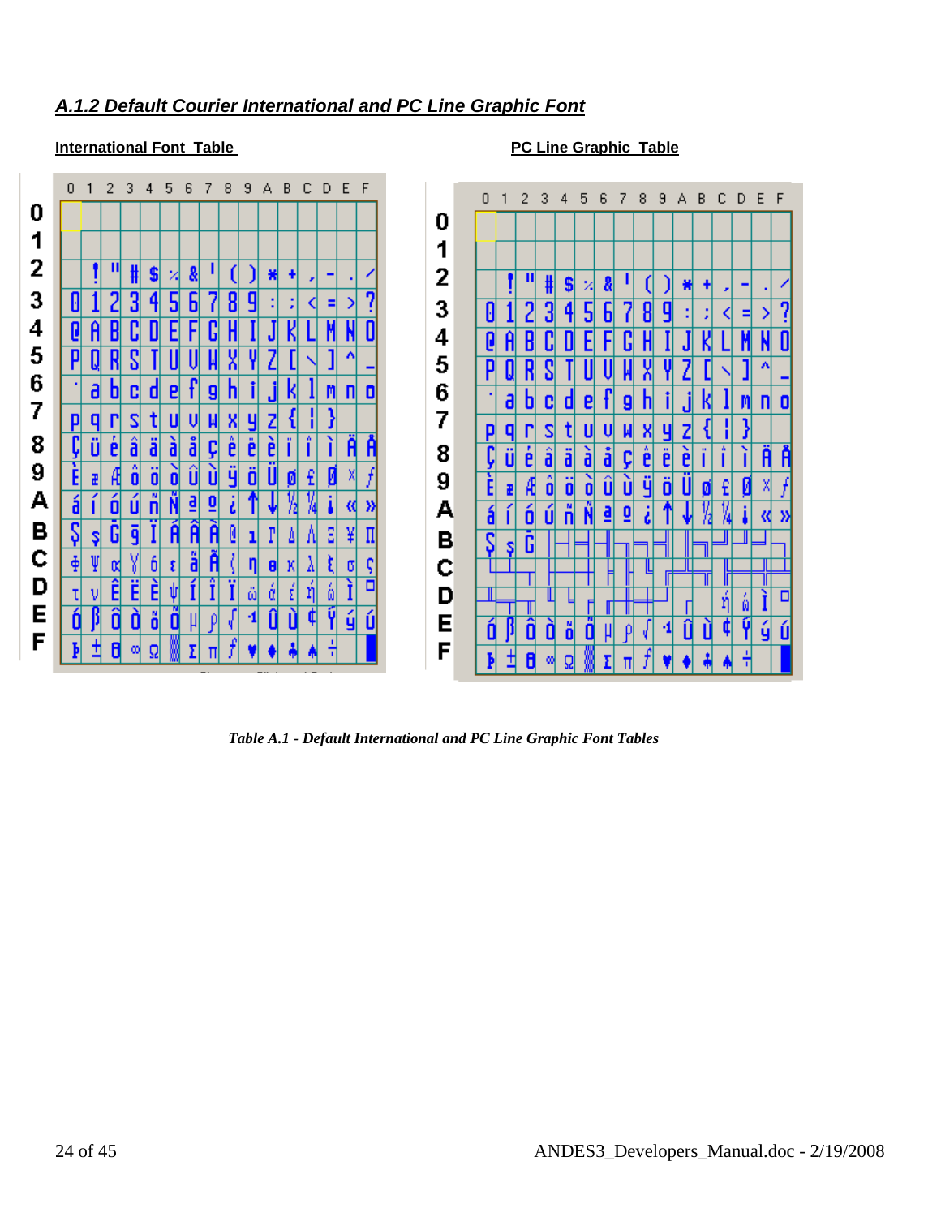### *A.1.2 Default Courier International and PC Line Graphic Font*

**International Font Table**

| | 0 | 1 | 2 | 3 | 4 | 5 | 6 | 7 | 8 | 9 | A | B | C | D | E | F |
|---|---|---|---|---|---|---|---|---|---|---|---|---|---|---|---|---|
| **0** | | | | | | | | | | | | | | | | |
| **1** | | | | | | | | | | | | | | | | |
| **2** | | ! | " | # | $ | % | & | ' | ( | ) | * | + | , | - | . | / |
| **3** | 0 | 1 | 2 | 3 | 4 | 5 | 6 | 7 | 8 | 9 | : | ; | < | = | > | ? |
| **4** | @ | A | B | C | D | E | F | G | H | I | J | K | L | M | N | O |
| **5** | P | Q | R | S | T | U | V | W | X | Y | Z | [ | \ | ] | ^ | _ |
| **6** | ` | a | b | c | d | e | f | g | h | i | j | k | l | m | n | o |
| **7** | p | q | r | s | t | u | v | w | x | y | z | { | ¦ | } | | |
| **8** | Ç | ü | é | â | ä | à | å | ç | ê | ë | è | ï | î | ì | Ä | Å |
| **9** | É | æ | Æ | ô | ö | ò | û | ù | ÿ | Ö | Ü | ø | £ | Ø | × | ƒ |
| **A** | á | í | ó | ú | ñ | Ñ | ª | º | ¿ | ↑ | ↓ | ½ | ¼ | ¡ | « | » |
| **B** | Ş | ş | Ğ | ğ | İ | Á | Â | À | © | ı | Γ | Δ | Λ | Ξ | ¥ | Π |
| **C** | Φ | Ψ | α | γ | δ | ε | ã | Ã | ζ | η | θ | κ | λ | ξ | σ | ς |
| **D** | τ | υ | Ê | Ë | È | ψ | Í | Î | Ï | ώ | ά | έ | ή | ώ | Ì | □ |
| **E** | Ó | ß | Ô | Ò | õ | Õ | µ | ρ | √ | -1 | Û | Ù | ¢ | Ý | ý | Ú |
| **F** | Þ | ± | θ | ∞ | Ω | ▒ | Σ | π | ƒ | ♥ | ♦ | ♣ | ♠ | ÷ | | █ |

**PC Line Graphic Table**

| | 0 | 1 | 2 | 3 | 4 | 5 | 6 | 7 | 8 | 9 | A | B | C | D | E | F |
|---|---|---|---|---|---|---|---|---|---|---|---|---|---|---|---|---|
| **0** | | | | | | | | | | | | | | | | |
| **1** | | | | | | | | | | | | | | | | |
| **2** | | ! | " | # | $ | % | & | ' | ( | ) | * | + | , | - | . | / |
| **3** | 0 | 1 | 2 | 3 | 4 | 5 | 6 | 7 | 8 | 9 | : | ; | < | = | > | ? |
| **4** | @ | A | B | C | D | E | F | G | H | I | J | K | L | M | N | O |
| **5** | P | Q | R | S | T | U | V | W | X | Y | Z | [ | \ | ] | ^ | _ |
| **6** | ` | a | b | c | d | e | f | g | h | i | j | k | l | m | n | o |
| **7** | p | q | r | s | t | u | v | w | x | y | z | { | ¦ | } | | |
| **8** | Ç | ü | é | â | ä | à | å | ç | ê | ë | è | ï | î | ì | Ä | Å |
| **9** | É | æ | Æ | ô | ö | ò | û | ù | ÿ | Ö | Ü | ø | £ | Ø | × | ƒ |
| **A** | á | í | ó | ú | ñ | Ñ | ª | º | ¿ | ↑ | ↓ | ½ | ¼ | ¡ | « | » |
| **B** | Ş | ş | Ğ | │ | ┤ | ╡ | ╢ | ╖ | ╕ | ╣ | ║ | ╗ | ╝ | ╜ | ╛ | ┐ |
| **C** | └ | ┴ | ┬ | ├ | ─ | ┼ | ╞ | ╟ | ╚ | ╔ | ╩ | ╦ | ╠ | ═ | ╬ | ╧ |
| **D** | ╨ | ╤ | ╥ | ╙ | ╘ | ╒ | ╓ | ╫ | ╪ | ┘ | ┌ | | ή | ώ | Ì | □ |
| **E** | Ó | ß | Ô | Ò | õ | Õ | µ | ρ | √ | -1 | Û | Ù | ¢ | Ý | ý | Ú |
| **F** | Þ | ± | θ | ∞ | Ω | ▒ | Σ | π | ƒ | ♥ | ♦ | ♣ | ♠ | ÷ | | █ |

*Table A.1 - Default International and PC Line Graphic Font Tables*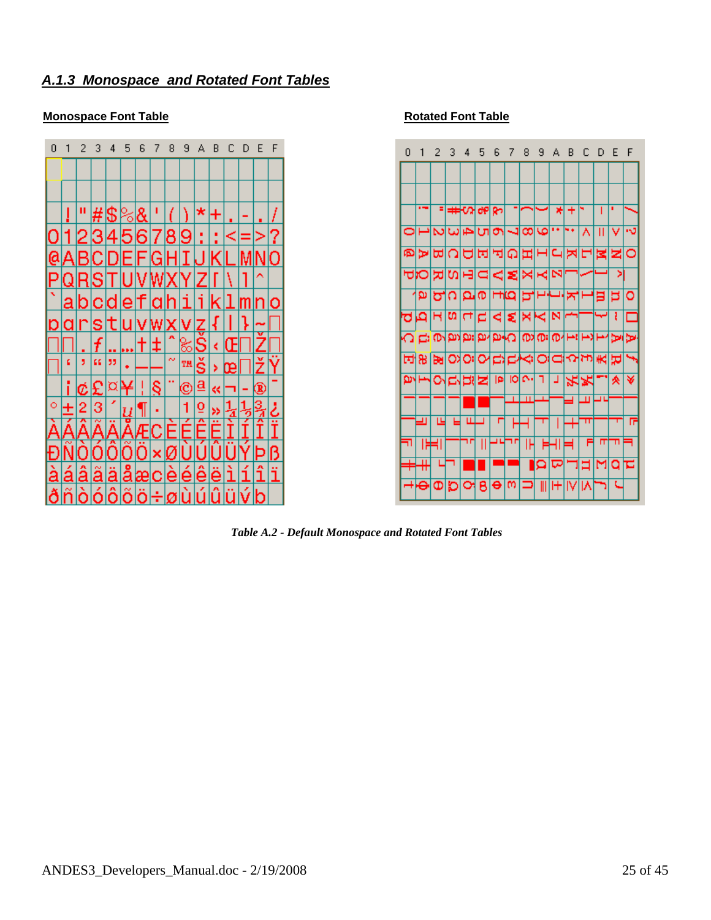### *A.1.3 Monospace and Rotated Font Tables*

**Monospace Font Table**

| 0 | 1 | 2 | 3 | 4 | 5 | 6 | 7 | 8 | 9 | A | B | C | D | E | F |
|---|---|---|---|---|---|---|---|---|---|---|---|---|---|---|---|
| | | | | | | | | | | | | | | | |
| | | | | | | | | | | | | | | | |
| | ! | " | # | $ | % | & | ' | ( | ) | * | + | , | - | . | / |
| 0 | 1 | 2 | 3 | 4 | 5 | 6 | 7 | 8 | 9 | : | ; | < | = | > | ? |
| @ | A | B | C | D | E | F | G | H | I | J | K | L | M | N | O |
| P | Q | R | S | T | U | V | W | X | Y | Z | [ | \ | ] | ^ | |
| ` | a | b | c | d | e | f | g | h | i | j | k | l | m | n | o |
| p | q | r | s | t | u | v | w | x | y | z | { | \| | } | ~ | □ |
| □ | □ | ‚ | ƒ | „ | … | † | ‡ | ˆ | ‰ | Š | ‹ | Œ | □ | Ž | □ |
| □ | ' | ' | " | " | • | – | — | ˜ | ™ | š | › | œ | □ | ž | Ÿ |
| | ¡ | ¢ | £ | ¤ | ¥ | ¦ | § | ¨ | © | ª | « | ¬ | - | ® | ¯ |
| ° | ± | ² | ³ | ´ | µ | ¶ | · | ¸ | ¹ | º | » | ¼ | ½ | ¾ | ¿ |
| À | Á | Â | Ã | Ä | Å | Æ | Ç | È | É | Ê | Ë | Ì | Í | Î | Ï |
| Ð | Ñ | Ò | Ó | Ô | Õ | Ö | × | Ø | Ù | Ú | Û | Ü | Ý | Þ | ß |
| à | á | â | ã | ä | å | æ | ç | è | é | ê | ë | ì | í | î | ï |
| ð | ñ | ò | ó | ô | õ | ö | ÷ | ø | ù | ú | û | ü | ý | þ | ÿ |

**Rotated Font Table**

| 0 | 1 | 2 | 3 | 4 | 5 | 6 | 7 | 8 | 9 | A | B | C | D | E | F |
|---|---|---|---|---|---|---|---|---|---|---|---|---|---|---|---|

*Table A.2 - Default Monospace and Rotated Font Tables*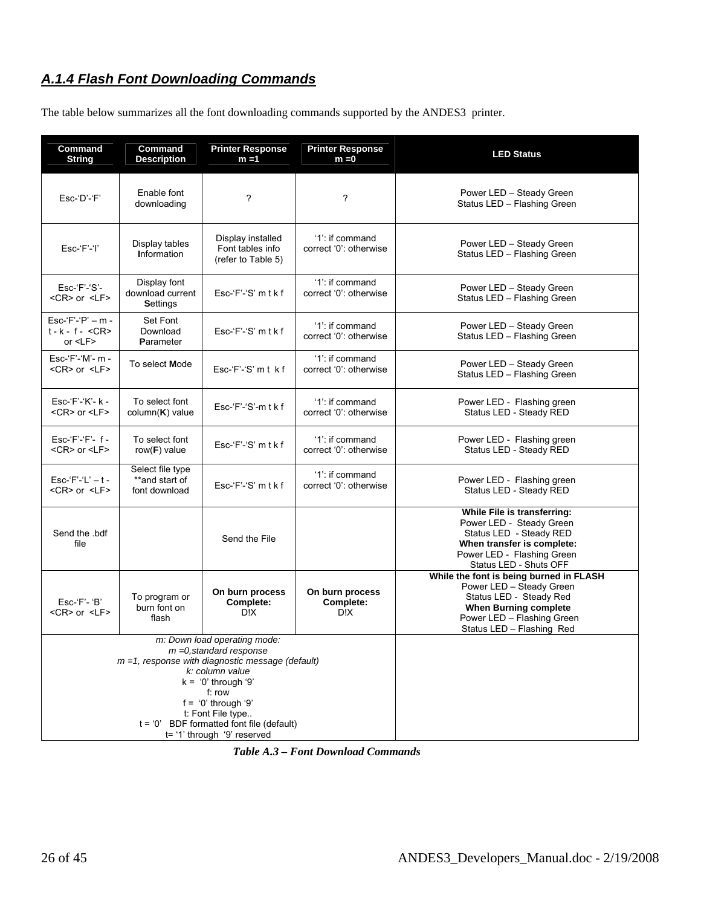### *A.1.4 Flash Font Downloading Commands*

The table below summarizes all the font downloading commands supported by the ANDES3 printer.

| Command String | Command Description | Printer Response m =1 | Printer Response m =0 | LED Status |
|---|---|---|---|---|
| Esc-'D'-'F' | Enable font downloading | ? | ? | Power LED – Steady Green<br>Status LED – Flashing Green |
| Esc-'F'-'I' | Display tables **I**nformation | Display installed Font tables info (refer to Table 5) | '1': if command correct '0': otherwise | Power LED – Steady Green<br>Status LED – Flashing Green |
| Esc-'F'-'S'- <CR> or <LF> | Display font download current **S**ettings | Esc-'F'-'S' m t k f | '1': if command correct '0': otherwise | Power LED – Steady Green<br>Status LED – Flashing Green |
| Esc-'F'-'P' – m - t - k - f - <CR> or <LF> | Set Font Download **P**arameter | Esc-'F'-'S' m t k f | '1': if command correct '0': otherwise | Power LED – Steady Green<br>Status LED – Flashing Green |
| Esc-'F'-'M'- m - <CR> or <LF> | To select **M**ode | Esc-'F'-'S' m t k f | '1': if command correct '0': otherwise | Power LED – Steady Green<br>Status LED – Flashing Green |
| Esc-'F'-'K'- k - <CR> or <LF> | To select font column(**K**) value | Esc-'F'-'S'-m t k f | '1': if command correct '0': otherwise | Power LED - Flashing green<br>Status LED - Steady RED |
| Esc-'F'-'F'- f - <CR> or <LF> | To select font row(**F**) value | Esc-'F'-'S' m t k f | '1': if command correct '0': otherwise | Power LED - Flashing green<br>Status LED - Steady RED |
| Esc-'F'-'L' – t - <CR> or <LF> | Select file type **and start of font download | Esc-'F'-'S' m t k f | '1': if command correct '0': otherwise | Power LED - Flashing green<br>Status LED - Steady RED |
| Send the .bdf file | | Send the File | | **While File is transferring:**<br>Power LED - Steady Green<br>Status LED - Steady RED<br>**When transfer is complete:**<br>Power LED - Flashing Green<br>Status LED - Shuts OFF |
| Esc-'F'- 'B' <CR> or <LF> | To program or burn font on flash | **On burn process Complete:** D!X | **On burn process Complete:** D!X | **While the font is being burned in FLASH**<br>Power LED – Steady Green<br>Status LED - Steady Red<br>**When Burning complete**<br>Power LED – Flashing Green<br>Status LED – Flashing Red |
| *m: Down load operating mode:*<br>*m =0,standard response*<br>*m =1, response with diagnostic message (default)*<br>*k: column value*<br>k = '0' through '9'<br>f: row<br>f = '0' through '9'<br>t: Font File type..<br>t = '0' BDF formatted font file (default)<br>t= '1' through '9' reserved | | | | |

***Table A.3 – Font Download Commands***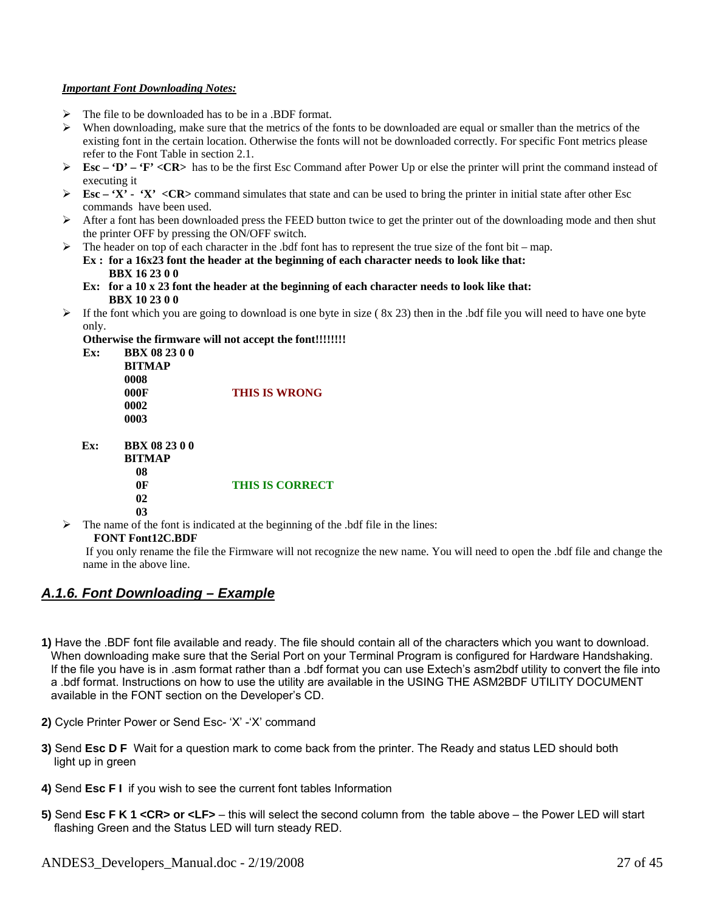***Important Font Downloading Notes:***

- The file to be downloaded has to be in a .BDF format.
- When downloading, make sure that the metrics of the fonts to be downloaded are equal or smaller than the metrics of the existing font in the certain location. Otherwise the fonts will not be downloaded correctly. For specific Font metrics please refer to the Font Table in section 2.1.
- **Esc – 'D' – 'F' <CR>** has to be the first Esc Command after Power Up or else the printer will print the command instead of executing it
- **Esc – 'X' - 'X' <CR>** command simulates that state and can be used to bring the printer in initial state after other Esc commands have been used.
- After a font has been downloaded press the FEED button twice to get the printer out of the downloading mode and then shut the printer OFF by pressing the ON/OFF switch.
- The header on top of each character in the .bdf font has to represent the true size of the font bit – map.

  **Ex : for a 16x23 font the header at the beginning of each character needs to look like that:**
  **BBX 16 23 0 0**

  **Ex: for a 10 x 23 font the header at the beginning of each character needs to look like that:**
  **BBX 10 23 0 0**
- If the font which you are going to download is one byte in size ( 8x 23) then in the .bdf file you will need to have one byte only.

  **Otherwise the firmware will not accept the font!!!!!!!!**

  **Ex:**
  ```
  BBX 08 23 0 0
  BITMAP
  0008
  000F          THIS IS WRONG
  0002
  0003
  ```

  **Ex:**
  ```
  BBX 08 23 0 0
  BITMAP
    08
    0F          THIS IS CORRECT
    02
    03
  ```
- The name of the font is indicated at the beginning of the .bdf file in the lines:

  **FONT Font12C.BDF**

  If you only rename the file the Firmware will not recognize the new name. You will need to open the .bdf file and change the name in the above line.

## ***A.1.6. Font Downloading – Example***

**1)** Have the .BDF font file available and ready. The file should contain all of the characters which you want to download. When downloading make sure that the Serial Port on your Terminal Program is configured for Hardware Handshaking. If the file you have is in .asm format rather than a .bdf format you can use Extech's asm2bdf utility to convert the file into a .bdf format. Instructions on how to use the utility are available in the USING THE ASM2BDF UTILITY DOCUMENT available in the FONT section on the Developer's CD.

**2)** Cycle Printer Power or Send Esc- 'X' -'X' command

**3)** Send **Esc D F** Wait for a question mark to come back from the printer. The Ready and status LED should both light up in green

**4)** Send **Esc F I** if you wish to see the current font tables Information

**5)** Send **Esc F K 1 <CR> or <LF>** – this will select the second column from the table above – the Power LED will start flashing Green and the Status LED will turn steady RED.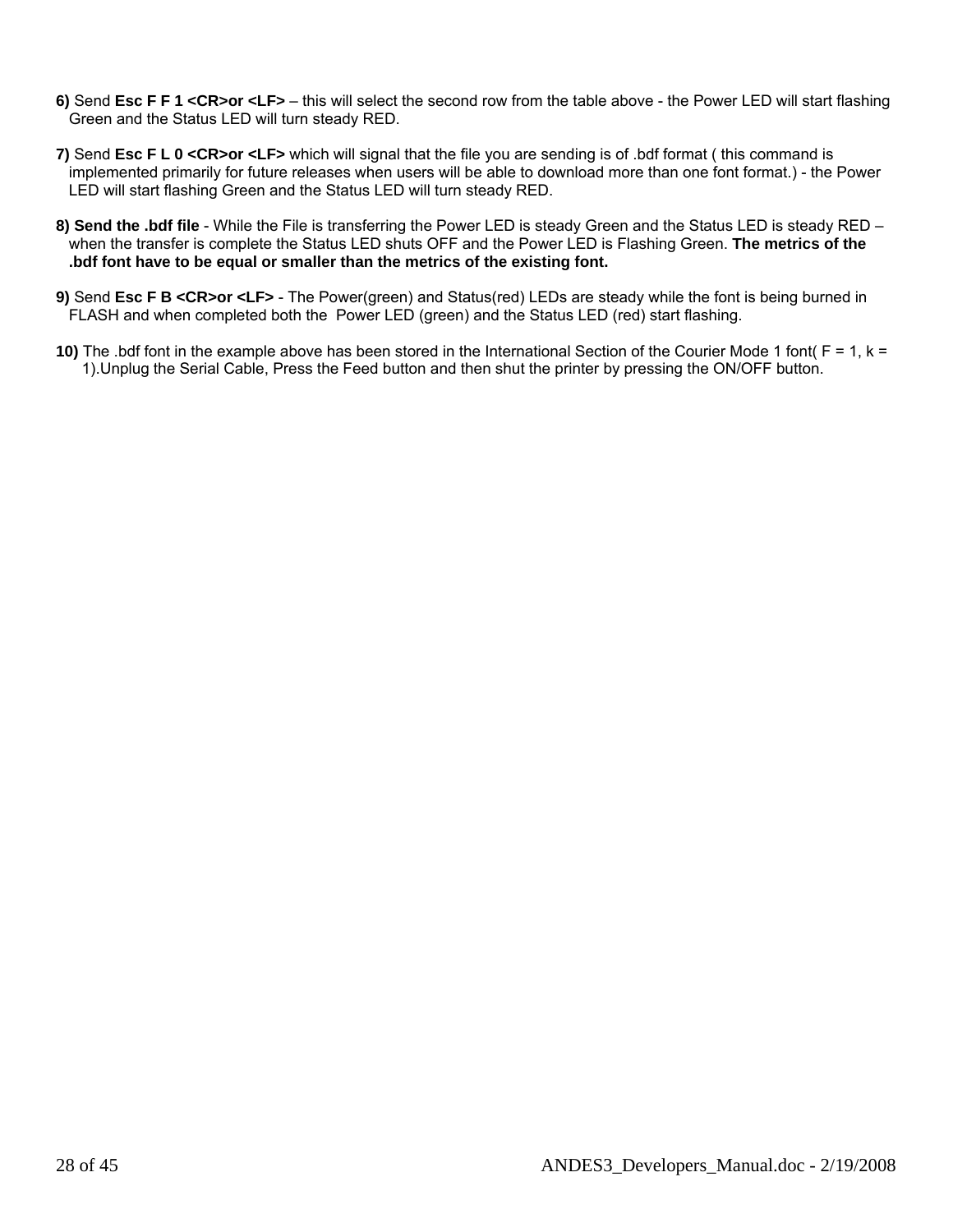6) Send **Esc F F 1 <CR>or <LF>** – this will select the second row from the table above - the Power LED will start flashing Green and the Status LED will turn steady RED.

**7)** Send **Esc F L 0 <CR>or <LF>** which will signal that the file you are sending is of .bdf format ( this command is implemented primarily for future releases when users will be able to download more than one font format.) - the Power LED will start flashing Green and the Status LED will turn steady RED.

**8) Send the .bdf file** - While the File is transferring the Power LED is steady Green and the Status LED is steady RED – when the transfer is complete the Status LED shuts OFF and the Power LED is Flashing Green. **The metrics of the .bdf font have to be equal or smaller than the metrics of the existing font.**

**9)** Send **Esc F B <CR>or <LF>** - The Power(green) and Status(red) LEDs are steady while the font is being burned in FLASH and when completed both the Power LED (green) and the Status LED (red) start flashing.

**10)** The .bdf font in the example above has been stored in the International Section of the Courier Mode 1 font( F = 1, k = 1).Unplug the Serial Cable, Press the Feed button and then shut the printer by pressing the ON/OFF button.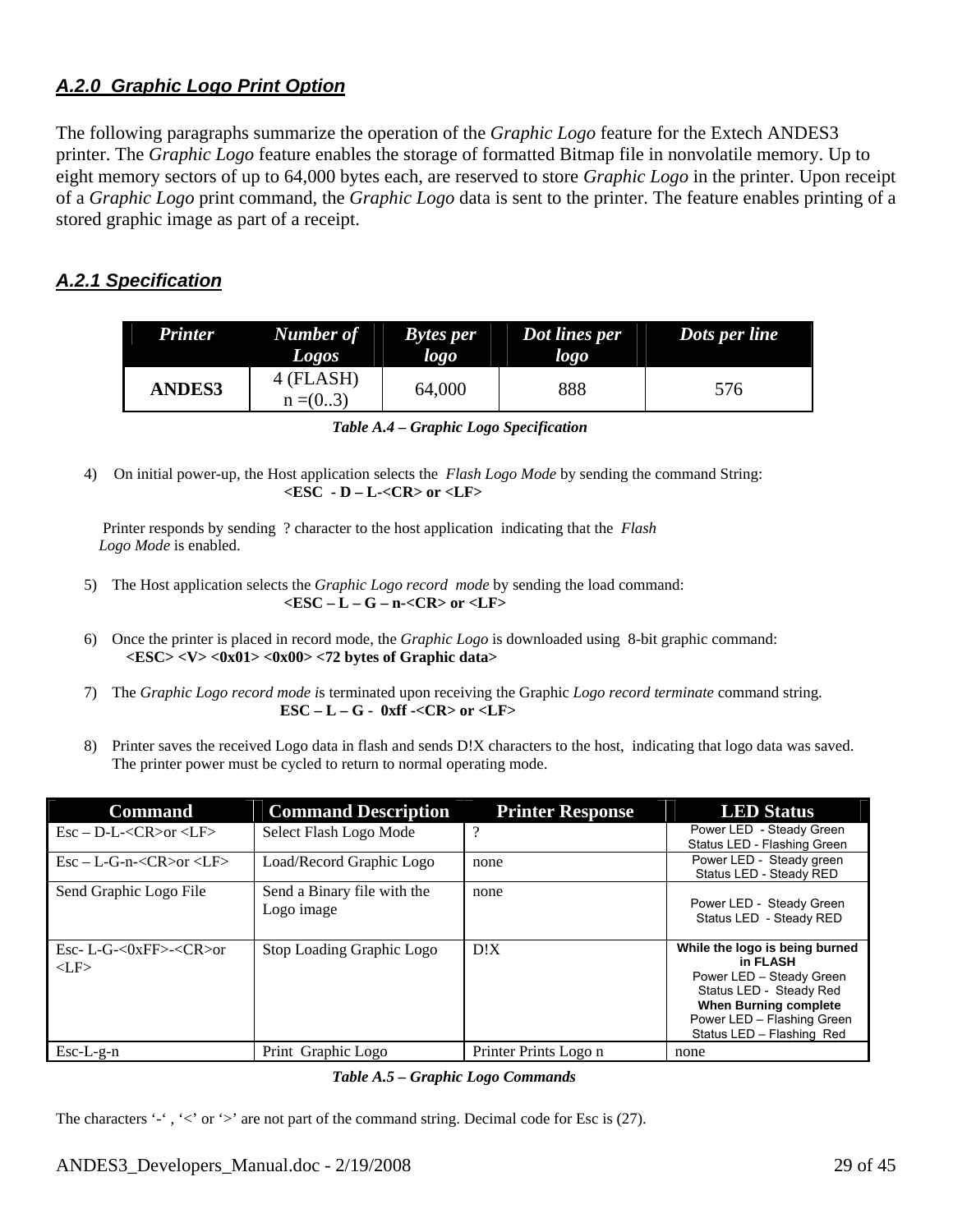### *A.2.0 Graphic Logo Print Option*

The following paragraphs summarize the operation of the *Graphic Logo* feature for the Extech ANDES3 printer. The *Graphic Logo* feature enables the storage of formatted Bitmap file in nonvolatile memory. Up to eight memory sectors of up to 64,000 bytes each, are reserved to store *Graphic Logo* in the printer. Upon receipt of a *Graphic Logo* print command, the *Graphic Logo* data is sent to the printer. The feature enables printing of a stored graphic image as part of a receipt.

### *A.2.1 Specification*

| *Printer* | *Number of Logos* | *Bytes per logo* | *Dot lines per logo* | *Dots per line* |
|---|---|---|---|---|
| **ANDES3** | 4 (FLASH) n =(0..3) | 64,000 | 888 | 576 |

***Table A.4 – Graphic Logo Specification***

4) On initial power-up, the Host application selects the *Flash Logo Mode* by sending the command String:
**<ESC - D – L-<CR> or <LF>**

Printer responds by sending ? character to the host application indicating that the *Flash Logo Mode* is enabled.

5) The Host application selects the *Graphic Logo record mode* by sending the load command:
**<ESC – L – G – n-<CR> or <LF>**

6) Once the printer is placed in record mode, the *Graphic Logo* is downloaded using 8-bit graphic command:
**<ESC> <V> <0x01> <0x00> <72 bytes of Graphic data>**

7) The *Graphic Logo record mode i*s terminated upon receiving the Graphic *Logo record terminate* command string.
**ESC – L – G - 0xff -<CR> or <LF>**

8) Printer saves the received Logo data in flash and sends D!X characters to the host, indicating that logo data was saved. The printer power must be cycled to return to normal operating mode.

| Command | Command Description | Printer Response | LED Status |
|---|---|---|---|
| Esc – D-L-<CR>or <LF> | Select Flash Logo Mode | ? | Power LED - Steady Green<br>Status LED - Flashing Green |
| Esc – L-G-n-<CR>or <LF> | Load/Record Graphic Logo | none | Power LED - Steady green<br>Status LED - Steady RED |
| Send Graphic Logo File | Send a Binary file with the Logo image | none | Power LED - Steady Green<br>Status LED - Steady RED |
| Esc- L-G-<0xFF>-<CR>or <LF> | Stop Loading Graphic Logo | D!X | **While the logo is being burned in FLASH**<br>Power LED – Steady Green<br>Status LED - Steady Red<br>**When Burning complete**<br>Power LED – Flashing Green<br>Status LED – Flashing Red |
| Esc-L-g-n | Print Graphic Logo | Printer Prints Logo n | none |

***Table A.5 – Graphic Logo Commands***

The characters '-' , '<' or '>' are not part of the command string. Decimal code for Esc is (27).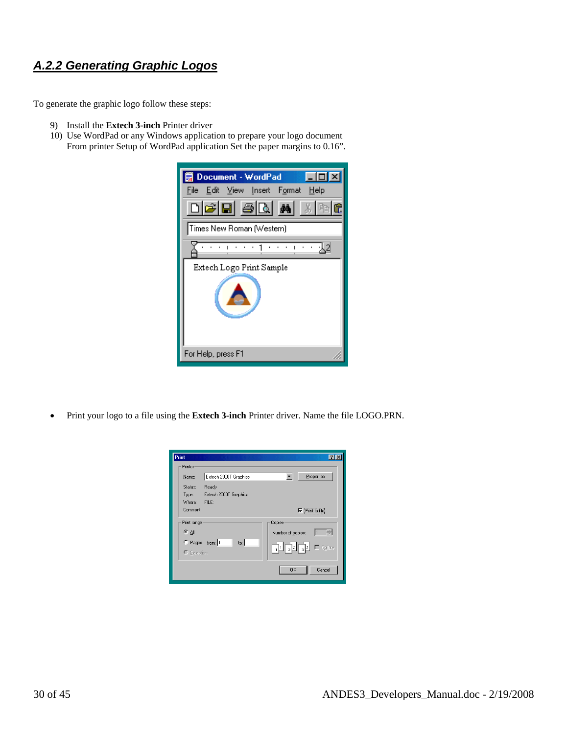## A.2.2 Generating Graphic Logos

To generate the graphic logo follow these steps:

9) Install the **Extech 3-inch** Printer driver
10) Use WordPad or any Windows application to prepare your logo document
    From printer Setup of WordPad application Set the paper margins to 0.16".

- Print your logo to a file using the **Extech 3-inch** Printer driver. Name the file LOGO.PRN.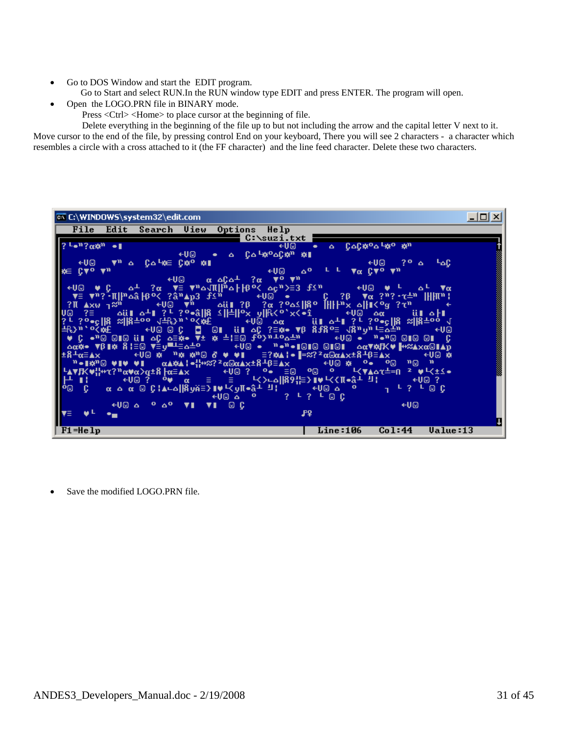- Go to DOS Window and start the EDIT program.
  
  Go to Start and select RUN.In the RUN window type EDIT and press ENTER. The program will open.
- Open the LOGO.PRN file in BINARY mode.
  
  Press <Ctrl> <Home> to place cursor at the beginning of file.
  
  Delete everything in the beginning of the file up to but not including the arrow and the capital letter V next to it.

Move cursor to the end of the file, by pressing control End on your keyboard, There you will see 2 characters - a character which resembles a circle with a cross attached to it (the FF character) and the line feed character. Delete these two characters.

- Save the modified LOGO.PRN file.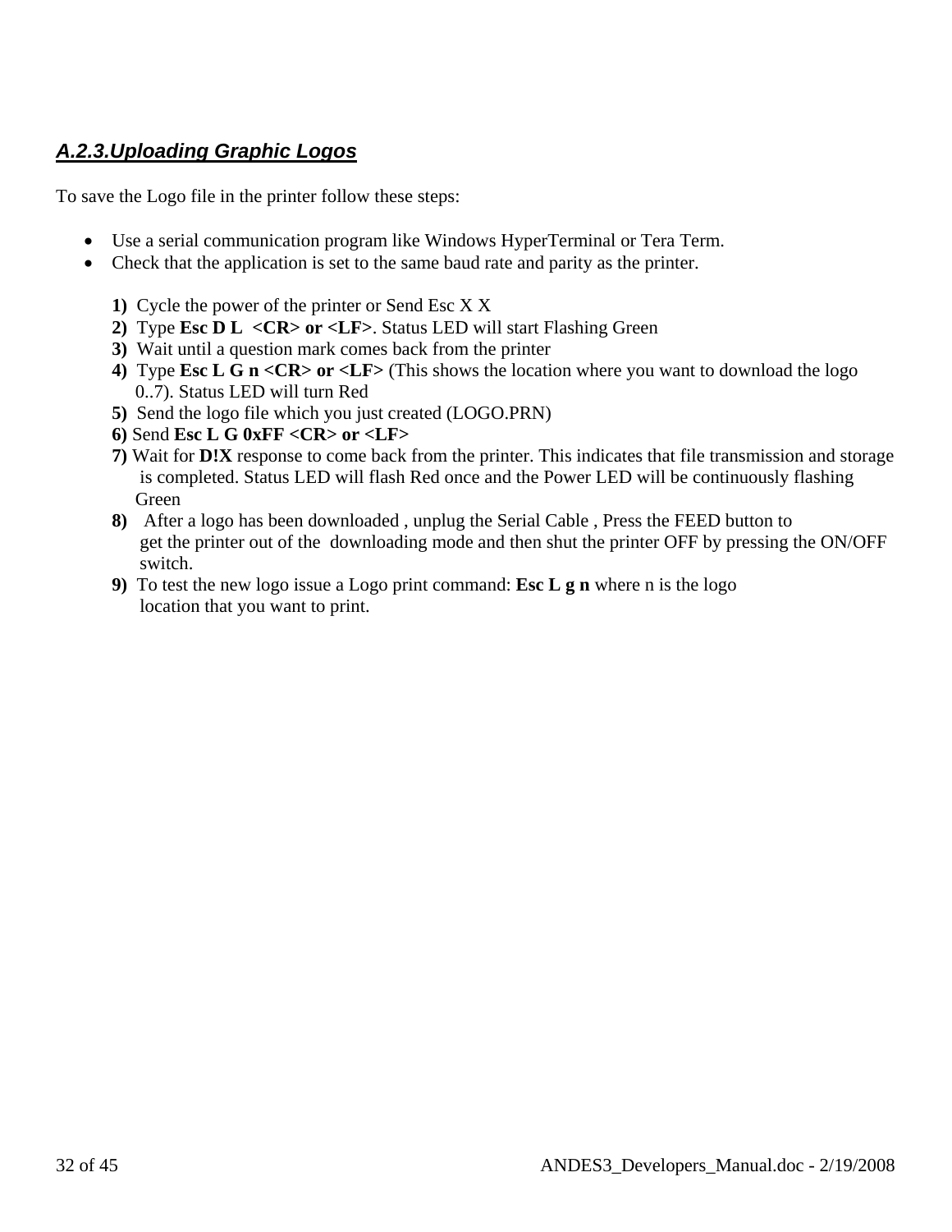### *A.2.3.Uploading Graphic Logos*

To save the Logo file in the printer follow these steps:

- Use a serial communication program like Windows HyperTerminal or Tera Term.
- Check that the application is set to the same baud rate and parity as the printer.

**1)** Cycle the power of the printer or Send Esc X X
**2)** Type **Esc D L <CR> or <LF>**. Status LED will start Flashing Green
**3)** Wait until a question mark comes back from the printer
**4)** Type **Esc L G n <CR> or <LF>** (This shows the location where you want to download the logo 0..7). Status LED will turn Red
**5)** Send the logo file which you just created (LOGO.PRN)
**6)** Send **Esc L G 0xFF <CR> or <LF>**
**7)** Wait for **D!X** response to come back from the printer. This indicates that file transmission and storage is completed. Status LED will flash Red once and the Power LED will be continuously flashing Green
**8)** After a logo has been downloaded , unplug the Serial Cable , Press the FEED button to get the printer out of the downloading mode and then shut the printer OFF by pressing the ON/OFF switch.
**9)** To test the new logo issue a Logo print command: **Esc L g n** where n is the logo location that you want to print.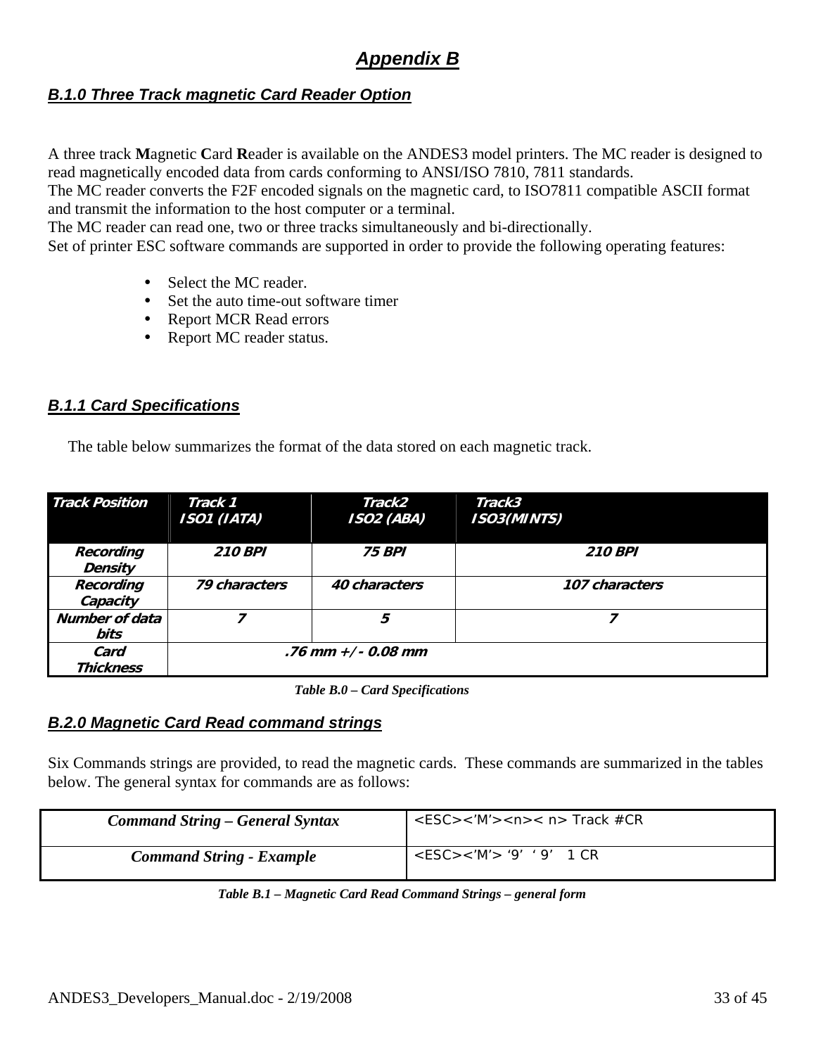# *Appendix B*

## *B.1.0 Three Track magnetic Card Reader Option*

A three track **M**agnetic **C**ard **R**eader is available on the ANDES3 model printers. The MC reader is designed to read magnetically encoded data from cards conforming to ANSI/ISO 7810, 7811 standards.
The MC reader converts the F2F encoded signals on the magnetic card, to ISO7811 compatible ASCII format and transmit the information to the host computer or a terminal.
The MC reader can read one, two or three tracks simultaneously and bi-directionally.
Set of printer ESC software commands are supported in order to provide the following operating features:

- Select the MC reader.
- Set the auto time-out software timer
- Report MCR Read errors
- Report MC reader status.

## *B.1.1 Card Specifications*

The table below summarizes the format of the data stored on each magnetic track.

| Track Position | Track 1 ISO1 (IATA) | Track2 ISO2 (ABA) | Track3 ISO3(MINTS) |
|---|---|---|---|
| Recording Density | 210 BPI | 75 BPI | 210 BPI |
| Recording Capacity | 79 characters | 40 characters | 107 characters |
| Number of data bits | 7 | 5 | 7 |
| Card Thickness | .76 mm +/- 0.08 mm | | |

*Table B.0 – Card Specifications*

## *B.2.0 Magnetic Card Read command strings*

Six Commands strings are provided, to read the magnetic cards. These commands are summarized in the tables below. The general syntax for commands are as follows:

| Command String – General Syntax | <ESC><'M'><n>< n> Track #CR |
|---|---|
| Command String - Example | <ESC><'M'> '9' '9' 1 CR |

*Table B.1 – Magnetic Card Read Command Strings – general form*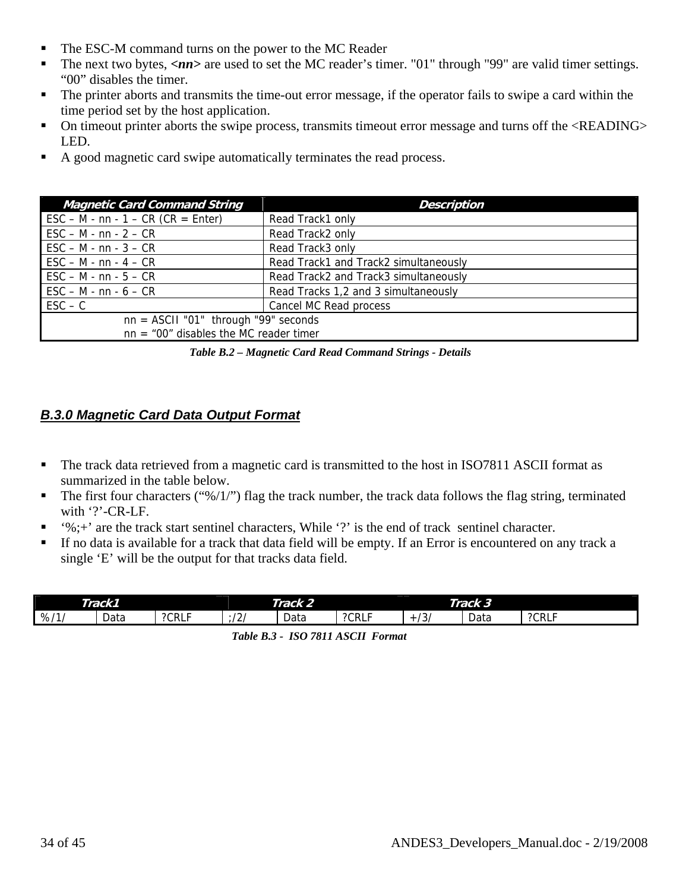- The ESC-M command turns on the power to the MC Reader
- The next two bytes, ***<nn>*** are used to set the MC reader's timer. "01" through "99" are valid timer settings. "00" disables the timer.
- The printer aborts and transmits the time-out error message, if the operator fails to swipe a card within the time period set by the host application.
- On timeout printer aborts the swipe process, transmits timeout error message and turns off the <READING> LED.
- A good magnetic card swipe automatically terminates the read process.

| ***Magnetic Card Command String*** | ***Description*** |
|---|---|
| ESC – M - nn - 1 – CR (CR = Enter) | Read Track1 only |
| ESC – M - nn - 2 – CR | Read Track2 only |
| ESC – M - nn - 3 – CR | Read Track3 only |
| ESC – M - nn - 4 – CR | Read Track1 and Track2 simultaneously |
| ESC – M - nn - 5 – CR | Read Track2 and Track3 simultaneously |
| ESC – M - nn - 6 – CR | Read Tracks 1,2 and 3 simultaneously |
| ESC – C | Cancel MC Read process |
| nn = ASCII "01" through "99" seconds<br>nn = "00" disables the MC reader timer | |

***Table B.2 – Magnetic Card Read Command Strings - Details***

## ***B.3.0 Magnetic Card Data Output Format***

- The track data retrieved from a magnetic card is transmitted to the host in ISO7811 ASCII format as summarized in the table below.
- The first four characters ("%/1/") flag the track number, the track data follows the flag string, terminated with '?'-CR-LF.
- '%;+' are the track start sentinel characters, While '?' is the end of track sentinel character.
- If no data is available for a track that data field will be empty. If an Error is encountered on any track a single 'E' will be the output for that tracks data field.

| ***Track1*** | | | ***Track 2*** | | | ***Track 3*** | | |
|---|---|---|---|---|---|---|---|---|
| %/1/ | Data | ?CRLF | ;/2/ | Data | ?CRLF | +/3/ | Data | ?CRLF |

***Table B.3 - ISO 7811 ASCII Format***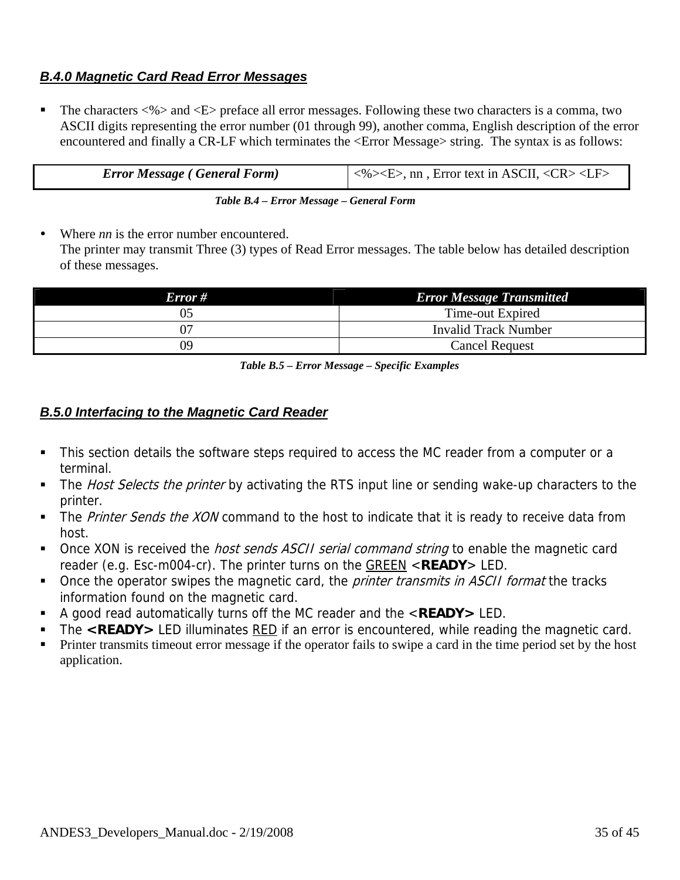### *B.4.0 Magnetic Card Read Error Messages*

- The characters <%> and <E> preface all error messages. Following these two characters is a comma, two ASCII digits representing the error number (01 through 99), another comma, English description of the error encountered and finally a CR-LF which terminates the <Error Message> string. The syntax is as follows:

| ***Error Message ( General Form)*** | <%><E>, nn , Error text in ASCII, <CR> <LF> |
|---|---|

***Table B.4 – Error Message – General Form***

- Where *nn* is the error number encountered.
  The printer may transmit Three (3) types of Read Error messages. The table below has detailed description of these messages.

| *Error #* | *Error Message Transmitted* |
|---|---|
| 05 | Time-out Expired |
| 07 | Invalid Track Number |
| 09 | Cancel Request |

***Table B.5 – Error Message – Specific Examples***

### *B.5.0 Interfacing to the Magnetic Card Reader*

- This section details the software steps required to access the MC reader from a computer or a terminal.
- The *Host Selects the printer* by activating the RTS input line or sending wake-up characters to the printer.
- The *Printer Sends the XON* command to the host to indicate that it is ready to receive data from host.
- Once XON is received the *host sends ASCII serial command string* to enable the magnetic card reader (e.g. Esc-m004-cr). The printer turns on the GREEN **<READY>** LED.
- Once the operator swipes the magnetic card, the *printer transmits in ASCII format* the tracks information found on the magnetic card.
- A good read automatically turns off the MC reader and the **<READY>** LED.
- The **<READY>** LED illuminates RED if an error is encountered, while reading the magnetic card.
- Printer transmits timeout error message if the operator fails to swipe a card in the time period set by the host application.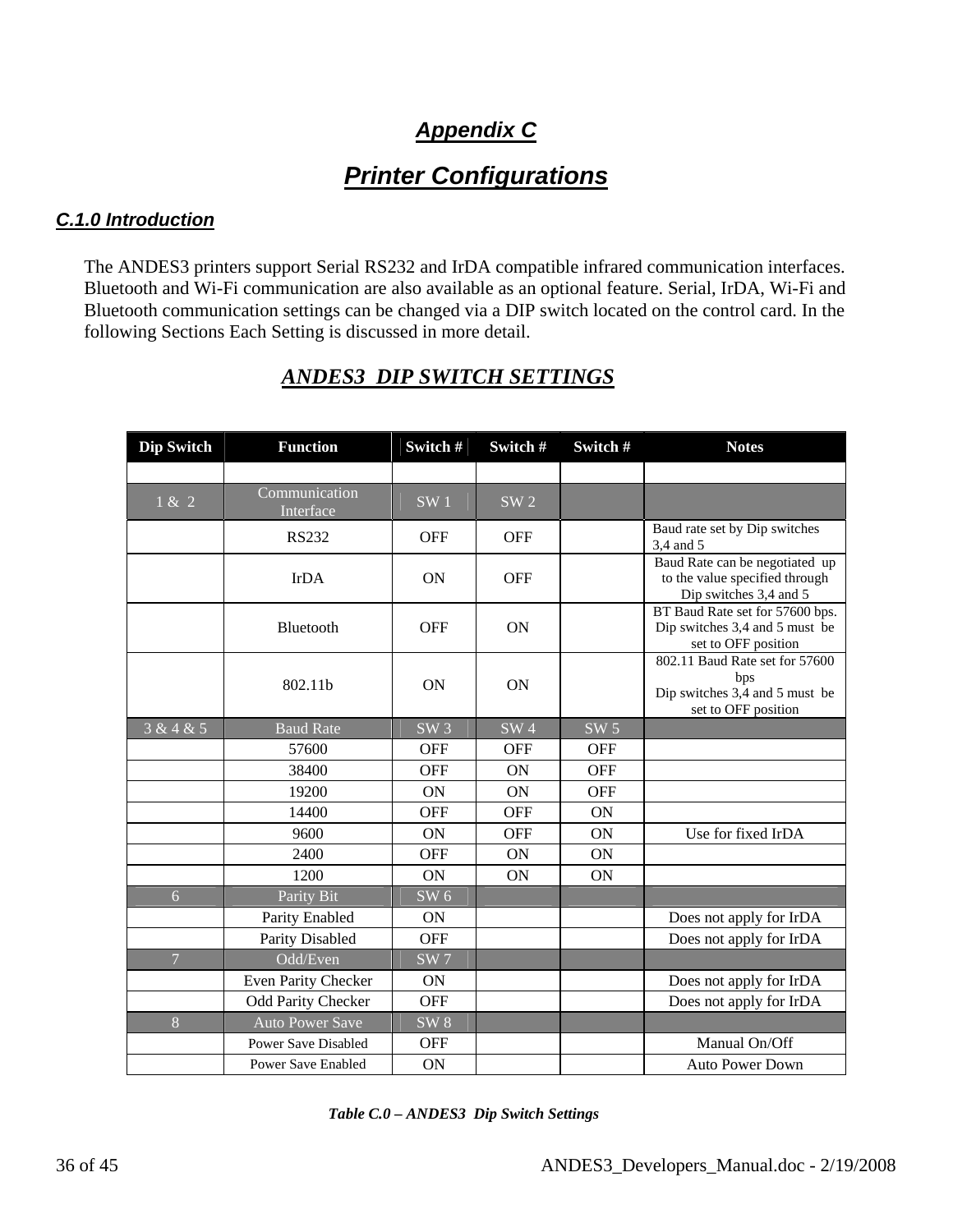# Appendix C

# Printer Configurations

## C.1.0 Introduction

The ANDES3 printers support Serial RS232 and IrDA compatible infrared communication interfaces. Bluetooth and Wi-Fi communication are also available as an optional feature. Serial, IrDA, Wi-Fi and Bluetooth communication settings can be changed via a DIP switch located on the control card. In the following Sections Each Setting is discussed in more detail.

### ANDES3 DIP SWITCH SETTINGS

| Dip Switch | Function | Switch # | Switch # | Switch # | Notes |
|---|---|---|---|---|---|
| | | | | | |
| 1 & 2 | Communication Interface | SW 1 | SW 2 | | |
| | RS232 | OFF | OFF | | Baud rate set by Dip switches 3,4 and 5 |
| | IrDA | ON | OFF | | Baud Rate can be negotiated up to the value specified through Dip switches 3,4 and 5 |
| | Bluetooth | OFF | ON | | BT Baud Rate set for 57600 bps. Dip switches 3,4 and 5 must be set to OFF position |
| | 802.11b | ON | ON | | 802.11 Baud Rate set for 57600 bps Dip switches 3,4 and 5 must be set to OFF position |
| 3 & 4 & 5 | Baud Rate | SW 3 | SW 4 | SW 5 | |
| | 57600 | OFF | OFF | OFF | |
| | 38400 | OFF | ON | OFF | |
| | 19200 | ON | ON | OFF | |
| | 14400 | OFF | OFF | ON | |
| | 9600 | ON | OFF | ON | Use for fixed IrDA |
| | 2400 | OFF | ON | ON | |
| | 1200 | ON | ON | ON | |
| 6 | Parity Bit | SW 6 | | | |
| | Parity Enabled | ON | | | Does not apply for IrDA |
| | Parity Disabled | OFF | | | Does not apply for IrDA |
| 7 | Odd/Even | SW 7 | | | |
| | Even Parity Checker | ON | | | Does not apply for IrDA |
| | Odd Parity Checker | OFF | | | Does not apply for IrDA |
| 8 | Auto Power Save | SW 8 | | | |
| | Power Save Disabled | OFF | | | Manual On/Off |
| | Power Save Enabled | ON | | | Auto Power Down |

*Table C.0 – ANDES3 Dip Switch Settings*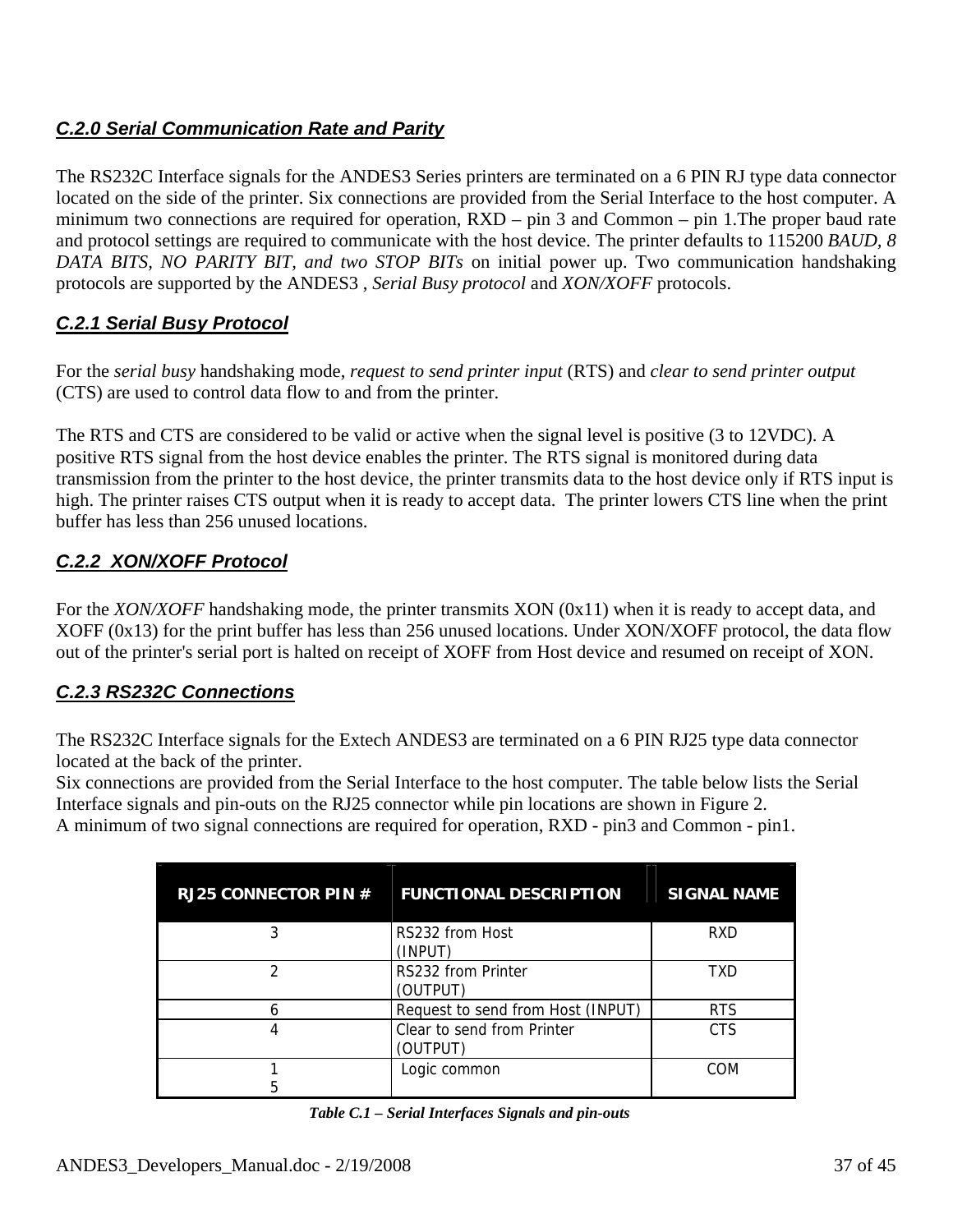### *C.2.0 Serial Communication Rate and Parity*

The RS232C Interface signals for the ANDES3 Series printers are terminated on a 6 PIN RJ type data connector located on the side of the printer. Six connections are provided from the Serial Interface to the host computer. A minimum two connections are required for operation, RXD – pin 3 and Common – pin 1.The proper baud rate and protocol settings are required to communicate with the host device. The printer defaults to 115200 *BAUD, 8 DATA BITS, NO PARITY BIT, and two STOP BITs* on initial power up. Two communication handshaking protocols are supported by the ANDES3 , *Serial Busy protocol* and *XON/XOFF* protocols.

### *C.2.1 Serial Busy Protocol*

For the *serial busy* handshaking mode, *request to send printer input* (RTS) and *clear to send printer output* (CTS) are used to control data flow to and from the printer.

The RTS and CTS are considered to be valid or active when the signal level is positive (3 to 12VDC). A positive RTS signal from the host device enables the printer. The RTS signal is monitored during data transmission from the printer to the host device, the printer transmits data to the host device only if RTS input is high. The printer raises CTS output when it is ready to accept data. The printer lowers CTS line when the print buffer has less than 256 unused locations.

### *C.2.2 XON/XOFF Protocol*

For the *XON/XOFF* handshaking mode, the printer transmits XON (0x11) when it is ready to accept data, and XOFF (0x13) for the print buffer has less than 256 unused locations. Under XON/XOFF protocol, the data flow out of the printer's serial port is halted on receipt of XOFF from Host device and resumed on receipt of XON.

### *C.2.3 RS232C Connections*

The RS232C Interface signals for the Extech ANDES3 are terminated on a 6 PIN RJ25 type data connector located at the back of the printer.
Six connections are provided from the Serial Interface to the host computer. The table below lists the Serial Interface signals and pin-outs on the RJ25 connector while pin locations are shown in Figure 2.
A minimum of two signal connections are required for operation, RXD - pin3 and Common - pin1.

| RJ25 CONNECTOR PIN # | FUNCTIONAL DESCRIPTION | SIGNAL NAME |
|---|---|---|
| 3 | RS232 from Host (INPUT) | RXD |
| 2 | RS232 from Printer (OUTPUT) | TXD |
| 6 | Request to send from Host (INPUT) | RTS |
| 4 | Clear to send from Printer (OUTPUT) | CTS |
| 1<br>5 | Logic common | COM |

***Table C.1 – Serial Interfaces Signals and pin-outs***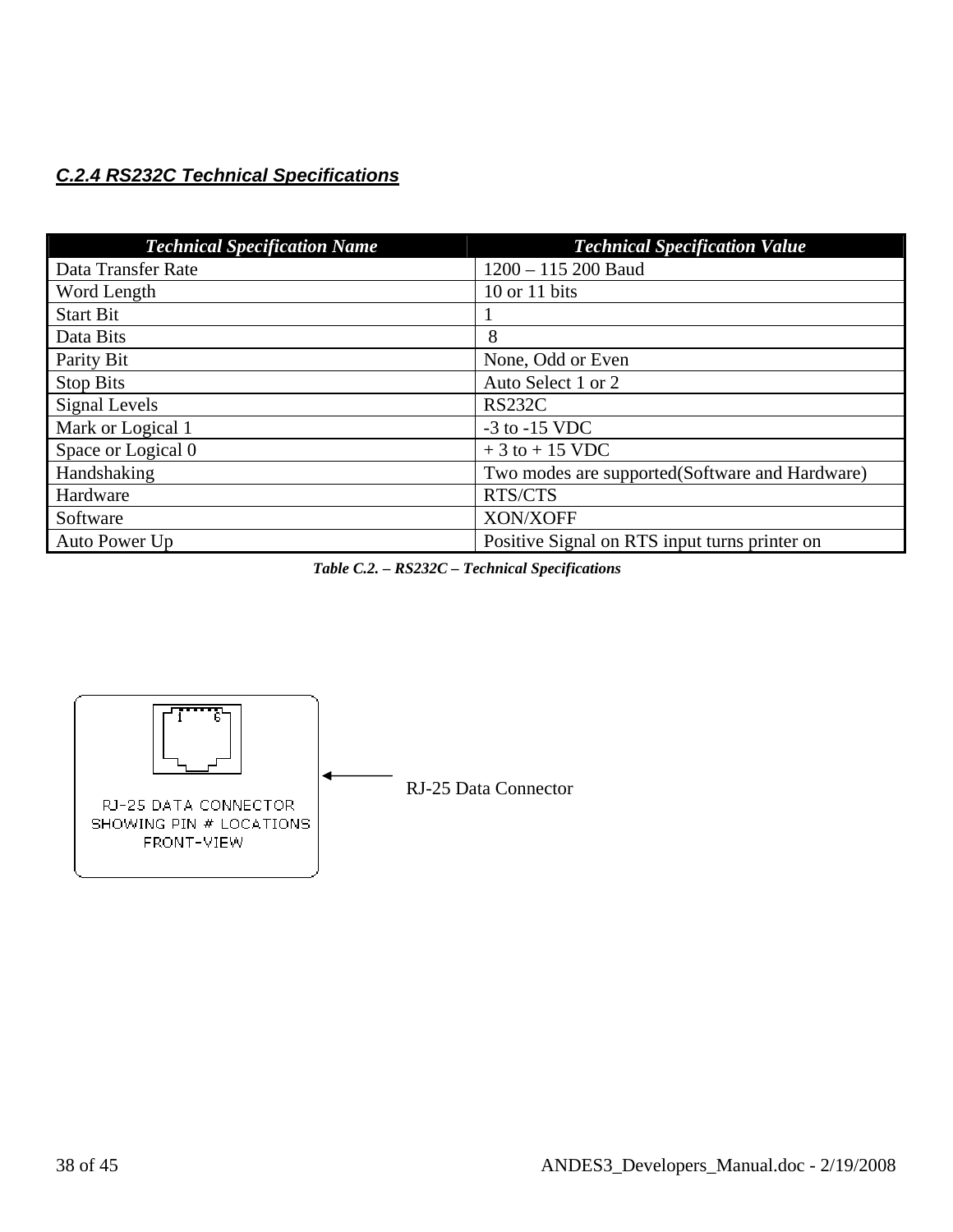### *C.2.4 RS232C Technical Specifications*

| *Technical Specification Name* | *Technical Specification Value* |
|---|---|
| Data Transfer Rate | 1200 – 115 200 Baud |
| Word Length | 10 or 11 bits |
| Start Bit | 1 |
| Data Bits | 8 |
| Parity Bit | None, Odd or Even |
| Stop Bits | Auto Select 1 or 2 |
| Signal Levels | RS232C |
| Mark or Logical 1 | -3 to -15 VDC |
| Space or Logical 0 | + 3 to + 15 VDC |
| Handshaking | Two modes are supported(Software and Hardware) |
| Hardware | RTS/CTS |
| Software | XON/XOFF |
| Auto Power Up | Positive Signal on RTS input turns printer on |

***Table C.2. – RS232C – Technical Specifications***

RJ-25 DATA CONNECTOR SHOWING PIN # LOCATIONS FRONT-VIEW

RJ-25 Data Connector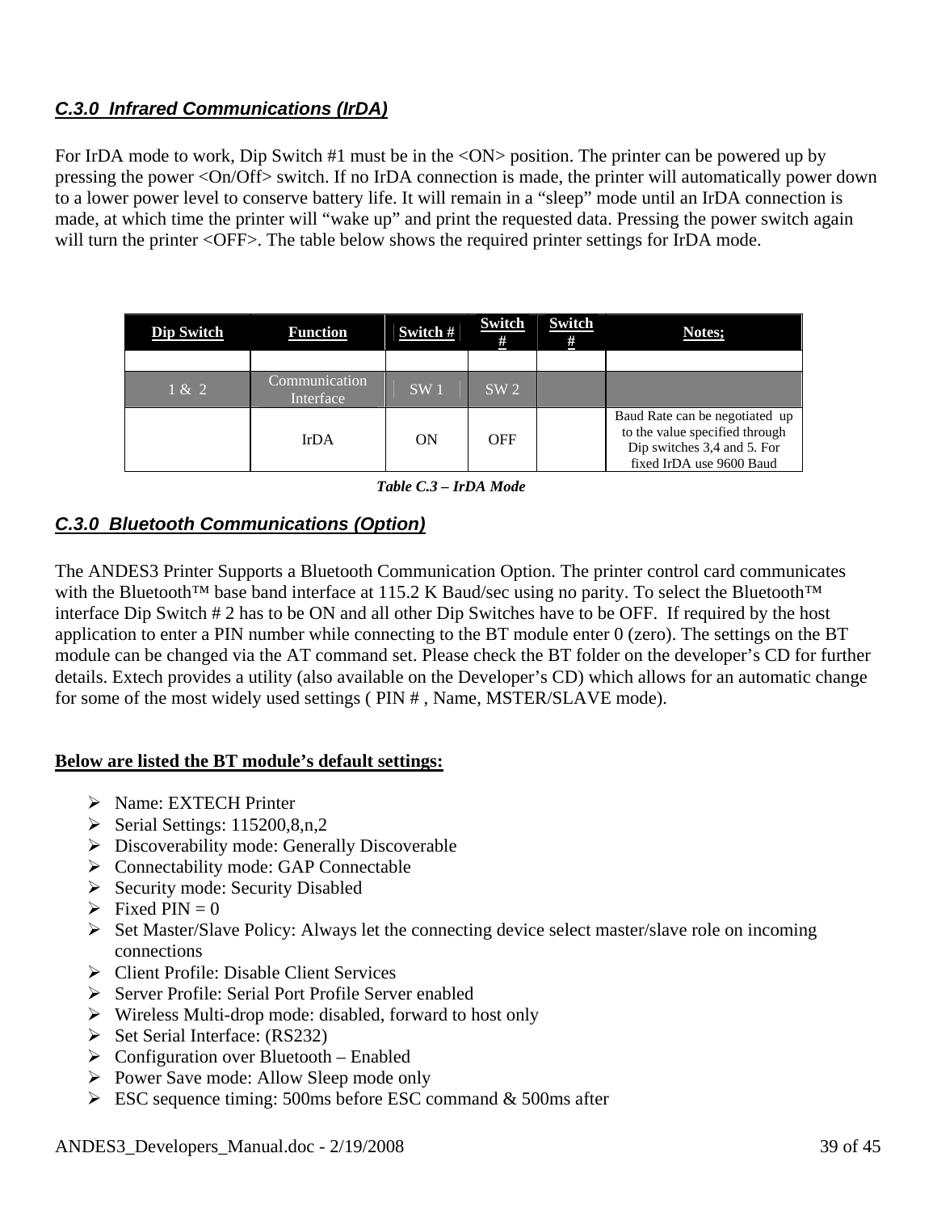### *C.3.0 Infrared Communications (IrDA)*

For IrDA mode to work, Dip Switch #1 must be in the <ON> position. The printer can be powered up by pressing the power <On/Off> switch. If no IrDA connection is made, the printer will automatically power down to a lower power level to conserve battery life. It will remain in a "sleep" mode until an IrDA connection is made, at which time the printer will "wake up" and print the requested data. Pressing the power switch again will turn the printer <OFF>. The table below shows the required printer settings for IrDA mode.

| Dip Switch | Function | Switch # | Switch # | Switch # | Notes; |
|---|---|---|---|---|---|
| | | | | | |
| 1 & 2 | Communication Interface | SW 1 | SW 2 | | |
| | IrDA | ON | OFF | | Baud Rate can be negotiated up to the value specified through Dip switches 3,4 and 5. For fixed IrDA use 9600 Baud |

***Table C.3 – IrDA Mode***

### *C.3.0 Bluetooth Communications (Option)*

The ANDES3 Printer Supports a Bluetooth Communication Option. The printer control card communicates with the Bluetooth™ base band interface at 115.2 K Baud/sec using no parity. To select the Bluetooth™ interface Dip Switch # 2 has to be ON and all other Dip Switches have to be OFF. If required by the host application to enter a PIN number while connecting to the BT module enter 0 (zero). The settings on the BT module can be changed via the AT command set. Please check the BT folder on the developer's CD for further details. Extech provides a utility (also available on the Developer's CD) which allows for an automatic change for some of the most widely used settings ( PIN # , Name, MSTER/SLAVE mode).

**Below are listed the BT module's default settings:**

- Name: EXTECH Printer
- Serial Settings: 115200,8,n,2
- Discoverability mode: Generally Discoverable
- Connectability mode: GAP Connectable
- Security mode: Security Disabled
- Fixed PIN = 0
- Set Master/Slave Policy: Always let the connecting device select master/slave role on incoming connections
- Client Profile: Disable Client Services
- Server Profile: Serial Port Profile Server enabled
- Wireless Multi-drop mode: disabled, forward to host only
- Set Serial Interface: (RS232)
- Configuration over Bluetooth – Enabled
- Power Save mode: Allow Sleep mode only
- ESC sequence timing: 500ms before ESC command & 500ms after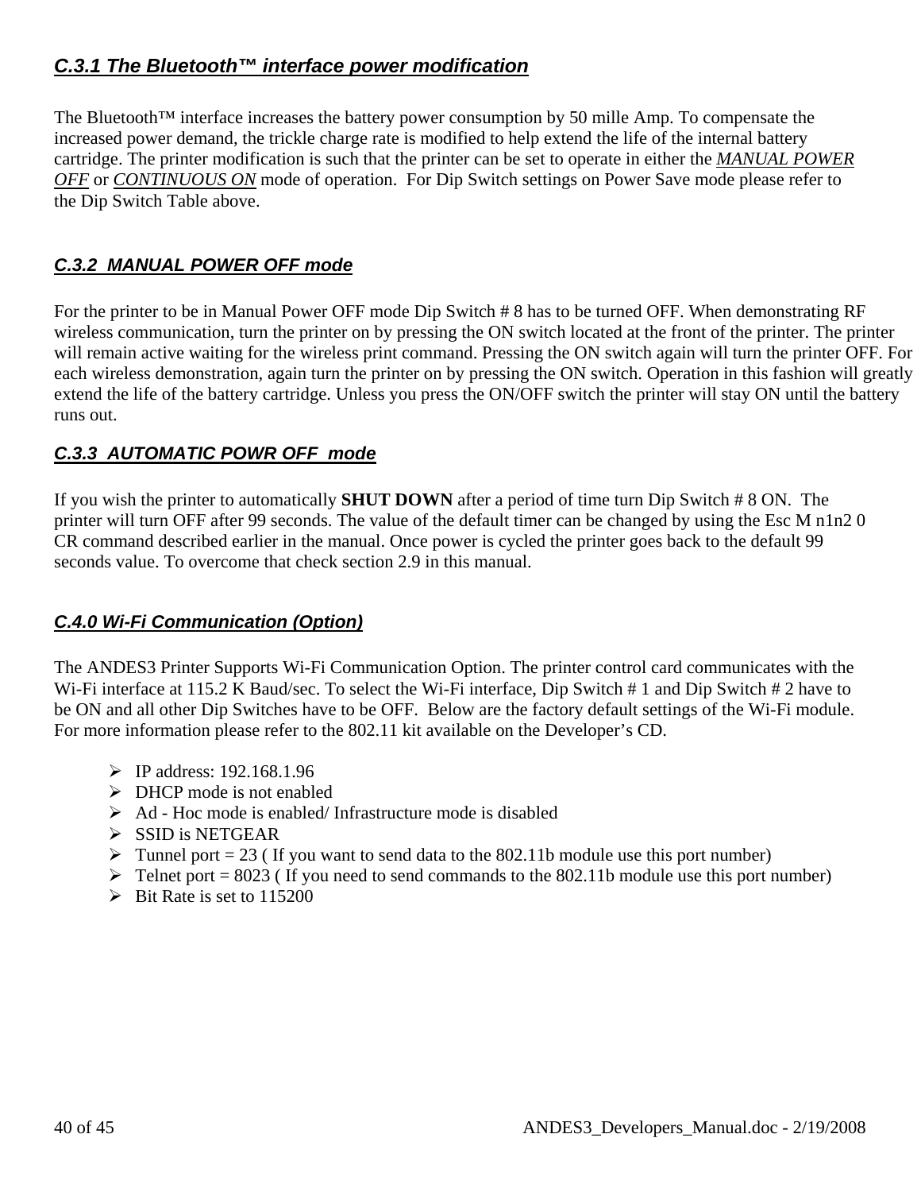### *C.3.1 The Bluetooth™ interface power modification*

The Bluetooth™ interface increases the battery power consumption by 50 mille Amp. To compensate the increased power demand, the trickle charge rate is modified to help extend the life of the internal battery cartridge. The printer modification is such that the printer can be set to operate in either the *MANUAL POWER OFF* or *CONTINUOUS ON* mode of operation. For Dip Switch settings on Power Save mode please refer to the Dip Switch Table above.

### *C.3.2 MANUAL POWER OFF mode*

For the printer to be in Manual Power OFF mode Dip Switch # 8 has to be turned OFF. When demonstrating RF wireless communication, turn the printer on by pressing the ON switch located at the front of the printer. The printer will remain active waiting for the wireless print command. Pressing the ON switch again will turn the printer OFF. For each wireless demonstration, again turn the printer on by pressing the ON switch. Operation in this fashion will greatly extend the life of the battery cartridge. Unless you press the ON/OFF switch the printer will stay ON until the battery runs out.

### *C.3.3 AUTOMATIC POWR OFF mode*

If you wish the printer to automatically **SHUT DOWN** after a period of time turn Dip Switch # 8 ON. The printer will turn OFF after 99 seconds. The value of the default timer can be changed by using the Esc M n1n2 0 CR command described earlier in the manual. Once power is cycled the printer goes back to the default 99 seconds value. To overcome that check section 2.9 in this manual.

### *C.4.0 Wi-Fi Communication (Option)*

The ANDES3 Printer Supports Wi-Fi Communication Option. The printer control card communicates with the Wi-Fi interface at 115.2 K Baud/sec. To select the Wi-Fi interface, Dip Switch # 1 and Dip Switch # 2 have to be ON and all other Dip Switches have to be OFF. Below are the factory default settings of the Wi-Fi module. For more information please refer to the 802.11 kit available on the Developer's CD.

- IP address: 192.168.1.96
- DHCP mode is not enabled
- Ad - Hoc mode is enabled/ Infrastructure mode is disabled
- SSID is NETGEAR
- Tunnel port = 23 ( If you want to send data to the 802.11b module use this port number)
- Telnet port = 8023 ( If you need to send commands to the 802.11b module use this port number)
- Bit Rate is set to 115200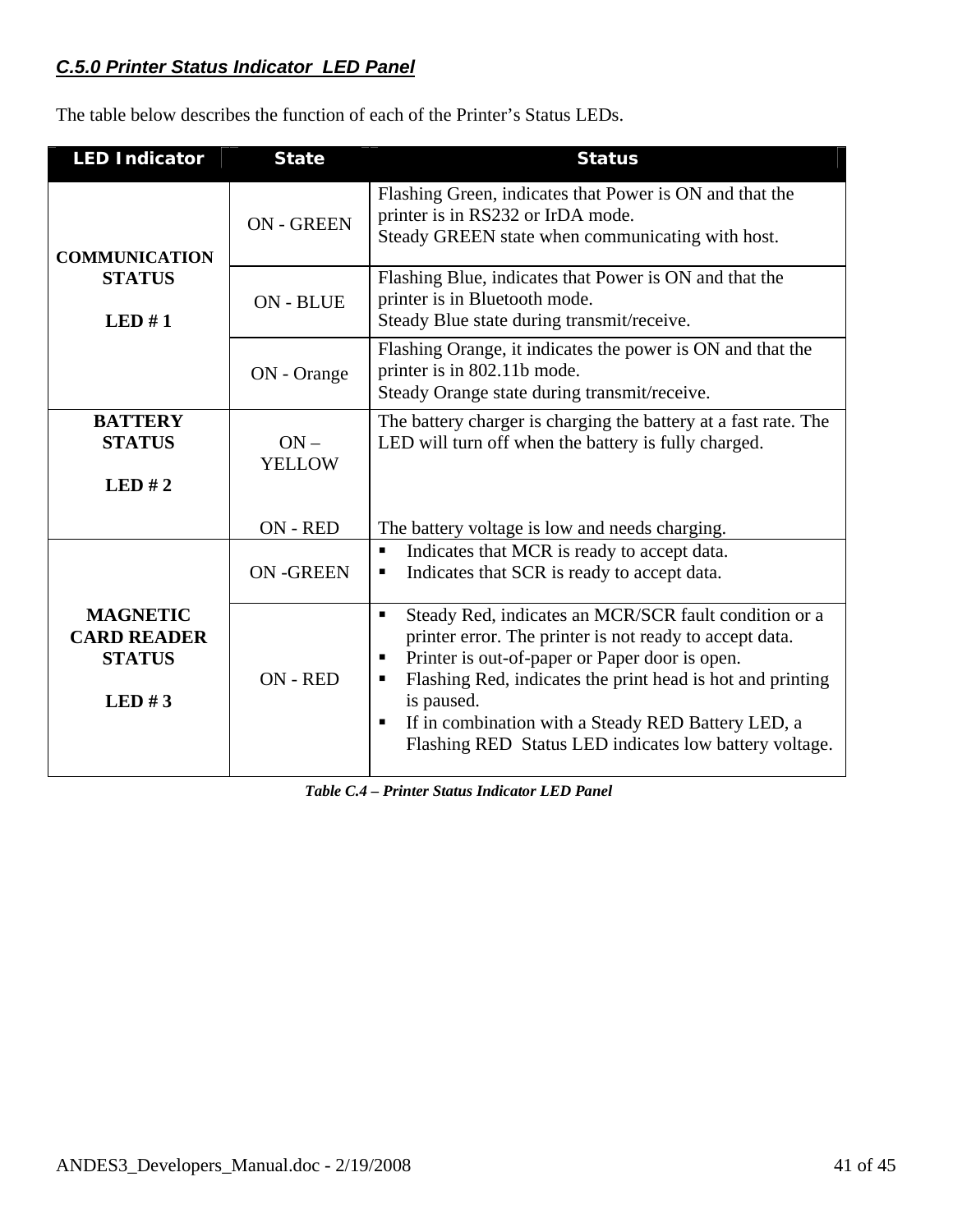### *C.5.0 Printer Status Indicator LED Panel*

The table below describes the function of each of the Printer's Status LEDs.

| LED Indicator | State | Status |
|---|---|---|
| **COMMUNICATION STATUS**<br><br>**LED # 1** | ON - GREEN | Flashing Green, indicates that Power is ON and that the printer is in RS232 or IrDA mode.<br>Steady GREEN state when communicating with host. |
| | ON - BLUE | Flashing Blue, indicates that Power is ON and that the printer is in Bluetooth mode.<br>Steady Blue state during transmit/receive. |
| | ON - Orange | Flashing Orange, it indicates the power is ON and that the printer is in 802.11b mode.<br>Steady Orange state during transmit/receive. |
| **BATTERY STATUS**<br><br>**LED # 2** | ON – YELLOW | The battery charger is charging the battery at a fast rate. The LED will turn off when the battery is fully charged. |
| | ON - RED | The battery voltage is low and needs charging. |
| **MAGNETIC CARD READER STATUS**<br><br>**LED # 3** | ON -GREEN | ▪ Indicates that MCR is ready to accept data.<br>▪ Indicates that SCR is ready to accept data. |
| | ON - RED | ▪ Steady Red, indicates an MCR/SCR fault condition or a printer error. The printer is not ready to accept data.<br>▪ Printer is out-of-paper or Paper door is open.<br>▪ Flashing Red, indicates the print head is hot and printing is paused.<br>▪ If in combination with a Steady RED Battery LED, a Flashing RED Status LED indicates low battery voltage. |

***Table C.4 – Printer Status Indicator LED Panel***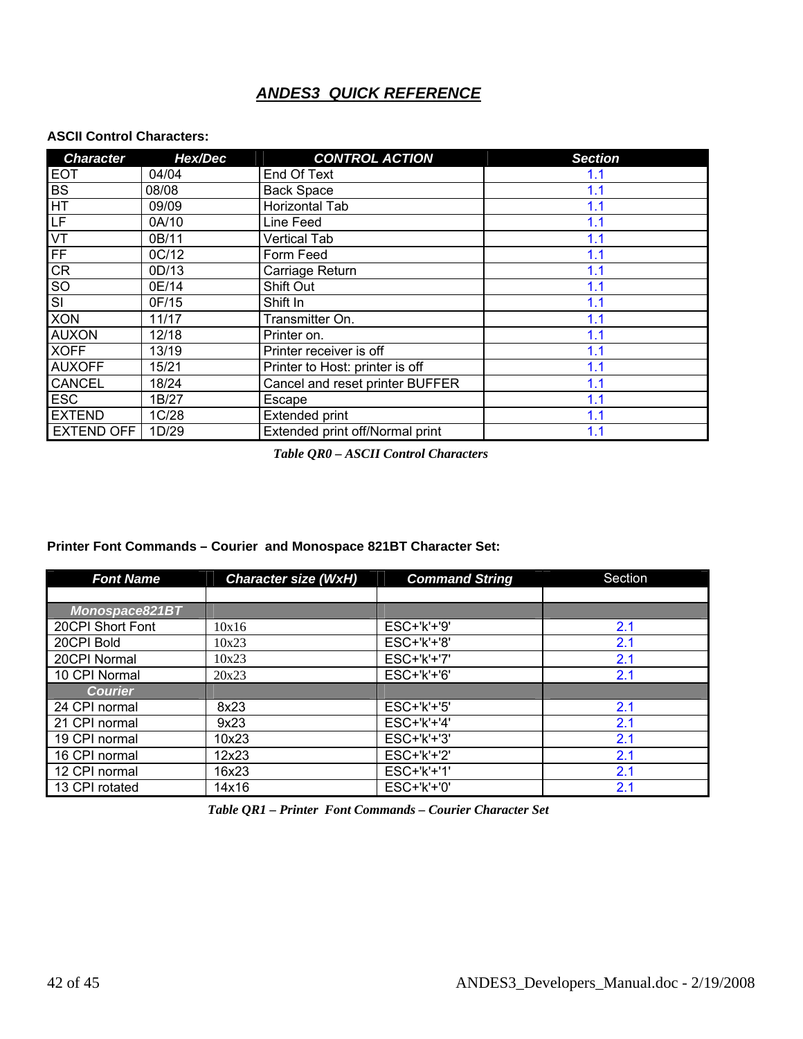# *ANDES3 QUICK REFERENCE*

**ASCII Control Characters:**

| Character | Hex/Dec | CONTROL ACTION | Section |
|---|---|---|---|
| EOT | 04/04 | End Of Text | 1.1 |
| BS | 08/08 | Back Space | 1.1 |
| HT | 09/09 | Horizontal Tab | 1.1 |
| LF | 0A/10 | Line Feed | 1.1 |
| VT | 0B/11 | Vertical Tab | 1.1 |
| FF | 0C/12 | Form Feed | 1.1 |
| CR | 0D/13 | Carriage Return | 1.1 |
| SO | 0E/14 | Shift Out | 1.1 |
| SI | 0F/15 | Shift In | 1.1 |
| XON | 11/17 | Transmitter On. | 1.1 |
| AUXON | 12/18 | Printer on. | 1.1 |
| XOFF | 13/19 | Printer receiver is off | 1.1 |
| AUXOFF | 15/21 | Printer to Host: printer is off | 1.1 |
| CANCEL | 18/24 | Cancel and reset printer BUFFER | 1.1 |
| ESC | 1B/27 | Escape | 1.1 |
| EXTEND | 1C/28 | Extended print | 1.1 |
| EXTEND OFF | 1D/29 | Extended print off/Normal print | 1.1 |

*Table QR0 – ASCII Control Characters*

**Printer Font Commands – Courier and Monospace 821BT Character Set:**

| Font Name | Character size (WxH) | Command String | Section |
|---|---|---|---|
| | | | |
| *Monospace821BT* | | | |
| 20CPI Short Font | 10x16 | ESC+'k'+'9' | 2.1 |
| 20CPI Bold | 10x23 | ESC+'k'+'8' | 2.1 |
| 20CPI Normal | 10x23 | ESC+'k'+'7' | 2.1 |
| 10 CPI Normal | 20x23 | ESC+'k'+'6' | 2.1 |
| *Courier* | | | |
| 24 CPI normal | 8x23 | ESC+'k'+'5' | 2.1 |
| 21 CPI normal | 9x23 | ESC+'k'+'4' | 2.1 |
| 19 CPI normal | 10x23 | ESC+'k'+'3' | 2.1 |
| 16 CPI normal | 12x23 | ESC+'k'+'2' | 2.1 |
| 12 CPI normal | 16x23 | ESC+'k'+'1' | 2.1 |
| 13 CPI rotated | 14x16 | ESC+'k'+'0' | 2.1 |

*Table QR1 – Printer Font Commands – Courier Character Set*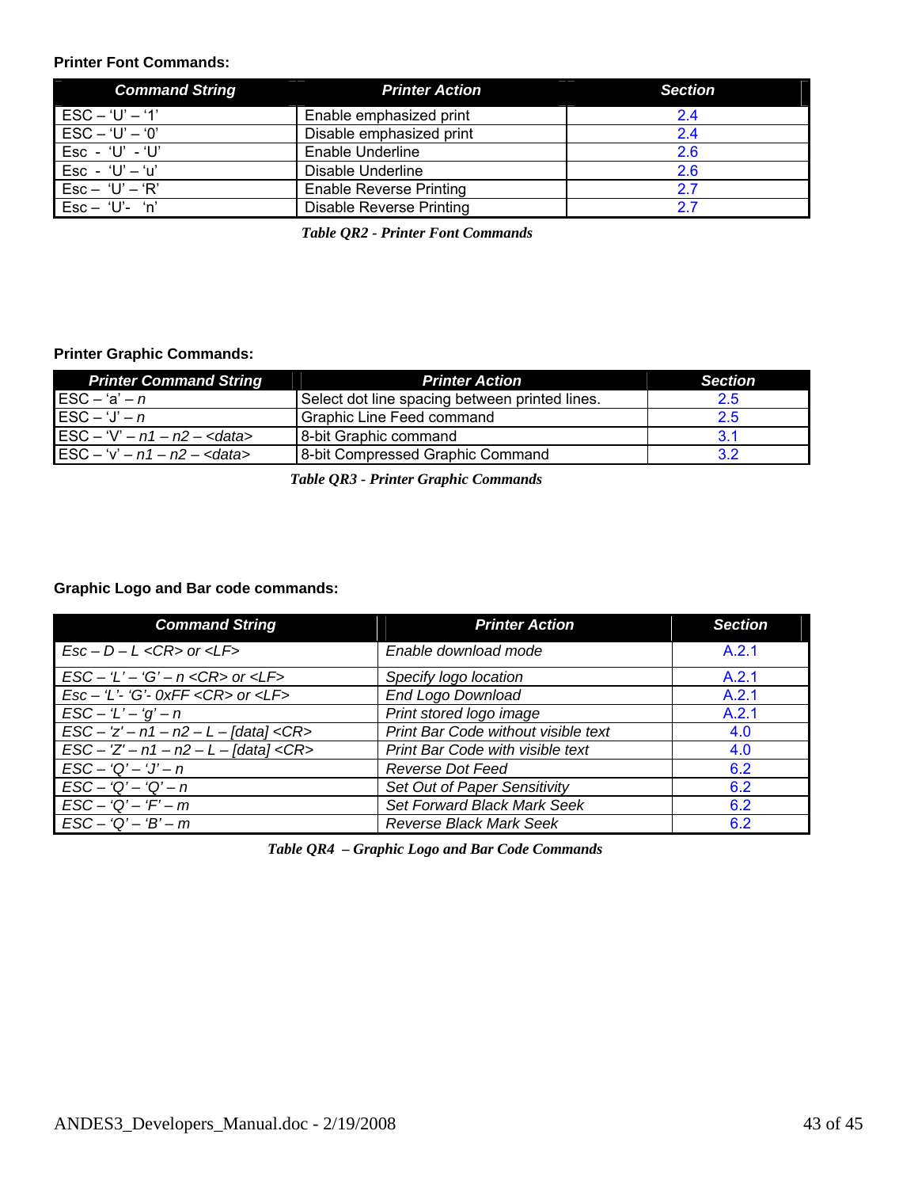**Printer Font Commands:**

| Command String | Printer Action | Section |
|---|---|---|
| ESC – 'U' – '1' | Enable emphasized print | 2.4 |
| ESC – 'U' – '0' | Disable emphasized print | 2.4 |
| Esc - 'U' - 'U' | Enable Underline | 2.6 |
| Esc - 'U' – 'u' | Disable Underline | 2.6 |
| Esc – 'U' – 'R' | Enable Reverse Printing | 2.7 |
| Esc – 'U'- 'n' | Disable Reverse Printing | 2.7 |

*Table QR2 - Printer Font Commands*

**Printer Graphic Commands:**

| Printer Command String | Printer Action | Section |
|---|---|---|
| ESC – 'a' – *n* | Select dot line spacing between printed lines. | 2.5 |
| ESC – 'J' – *n* | Graphic Line Feed command | 2.5 |
| ESC – 'V' – *n1 – n2 – <data>* | 8-bit Graphic command | 3.1 |
| ESC – 'v' – *n1 – n2 – <data>* | 8-bit Compressed Graphic Command | 3.2 |

*Table QR3 - Printer Graphic Commands*

**Graphic Logo and Bar code commands:**

| Command String | Printer Action | Section |
|---|---|---|
| *Esc – D – L <CR> or <LF>* | *Enable download mode* | A.2.1 |
| *ESC – 'L' – 'G' – n <CR> or <LF>* | *Specify logo location* | A.2.1 |
| *Esc – 'L'- 'G'- 0xFF <CR> or <LF>* | *End Logo Download* | A.2.1 |
| *ESC – 'L' – 'g' – n* | *Print stored logo image* | A.2.1 |
| *ESC – 'z' – n1 – n2 – L – [data] <CR>* | *Print Bar Code without visible text* | 4.0 |
| *ESC – 'Z' – n1 – n2 – L – [data] <CR>* | *Print Bar Code with visible text* | 4.0 |
| *ESC – 'Q' – 'J' – n* | *Reverse Dot Feed* | 6.2 |
| *ESC – 'Q' – 'Q' – n* | *Set Out of Paper Sensitivity* | 6.2 |
| *ESC – 'Q' – 'F' – m* | *Set Forward Black Mark Seek* | 6.2 |
| *ESC – 'Q' – 'B' – m* | *Reverse Black Mark Seek* | 6.2 |

*Table QR4 – Graphic Logo and Bar Code Commands*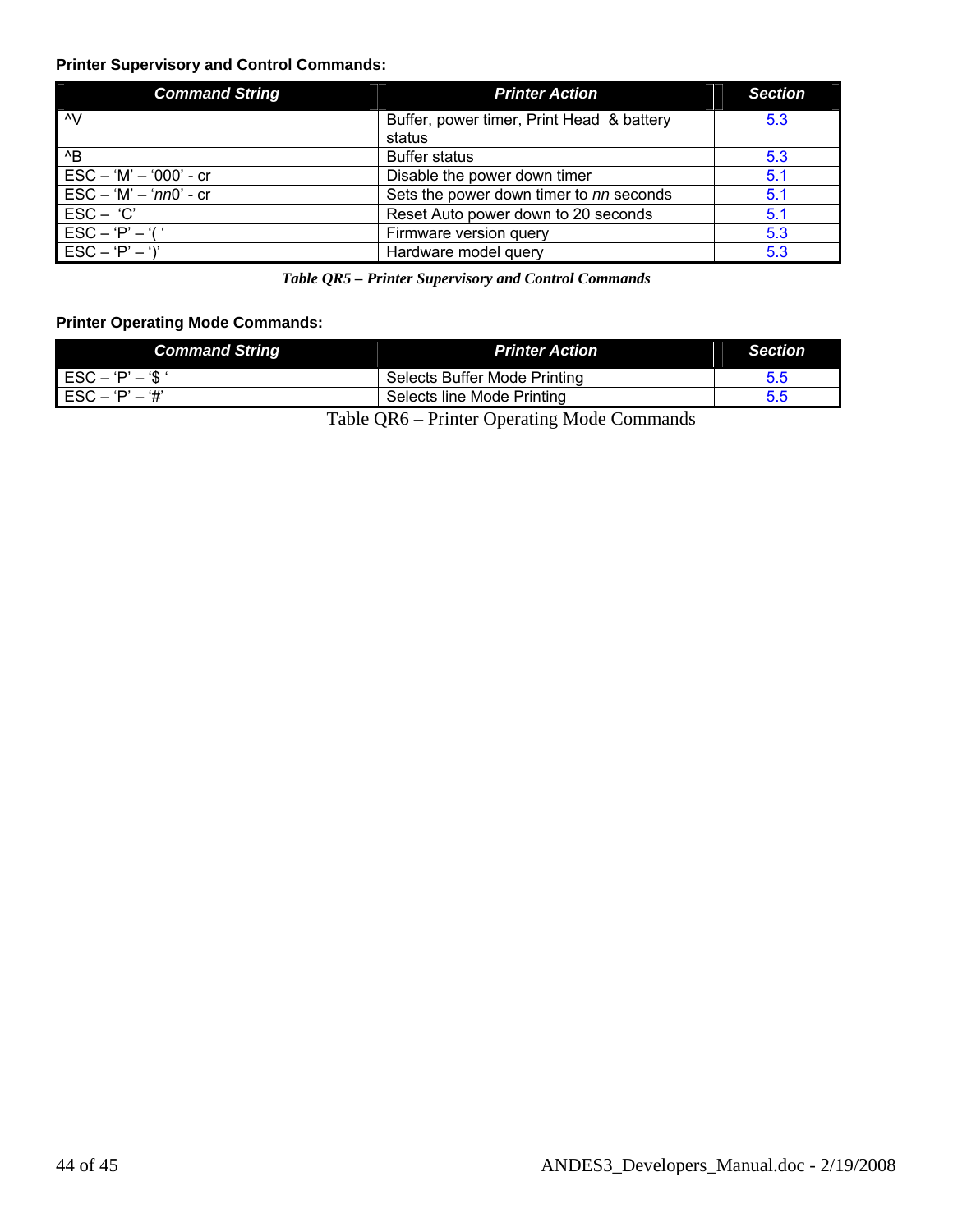**Printer Supervisory and Control Commands:**

| Command String | Printer Action | Section |
|---|---|---|
| ^V | Buffer, power timer, Print Head & battery status | 5.3 |
| ^B | Buffer status | 5.3 |
| ESC – ‘M’ – ‘000’ - cr | Disable the power down timer | 5.1 |
| ESC – ‘M’ – ‘*nn*0’ - cr | Sets the power down timer to *nn* seconds | 5.1 |
| ESC – ‘C’ | Reset Auto power down to 20 seconds | 5.1 |
| ESC – ‘P’ – ‘( ‘ | Firmware version query | 5.3 |
| ESC – ‘P’ – ‘)’ | Hardware model query | 5.3 |

*Table QR5 – Printer Supervisory and Control Commands*

**Printer Operating Mode Commands:**

| Command String | Printer Action | Section |
|---|---|---|
| ESC – ‘P’ – ‘$ ‘ | Selects Buffer Mode Printing | 5.5 |
| ESC – ‘P’ – ‘#’ | Selects line Mode Printing | 5.5 |

Table QR6 – Printer Operating Mode Commands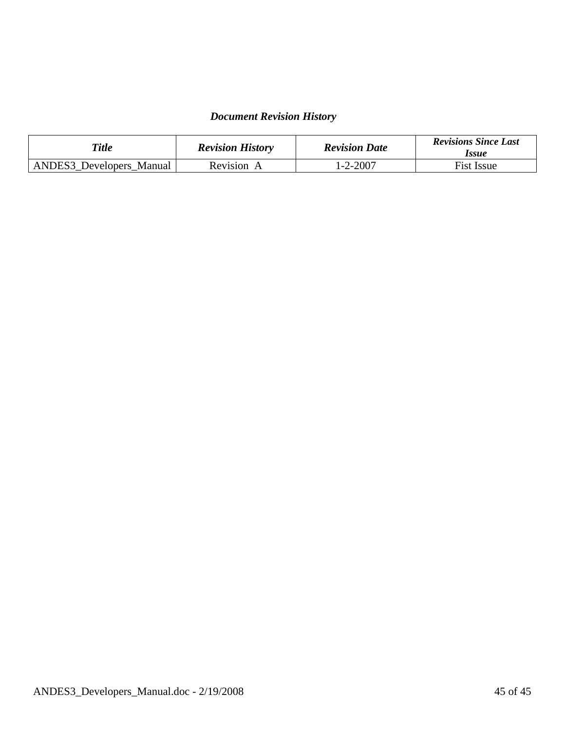***Document Revision History***

| ***Title*** | ***Revision History*** | ***Revision Date*** | ***Revisions Since Last Issue*** |
|---|---|---|---|
| ANDES3_Developers_Manual | Revision A | 1-2-2007 | Fist Issue |